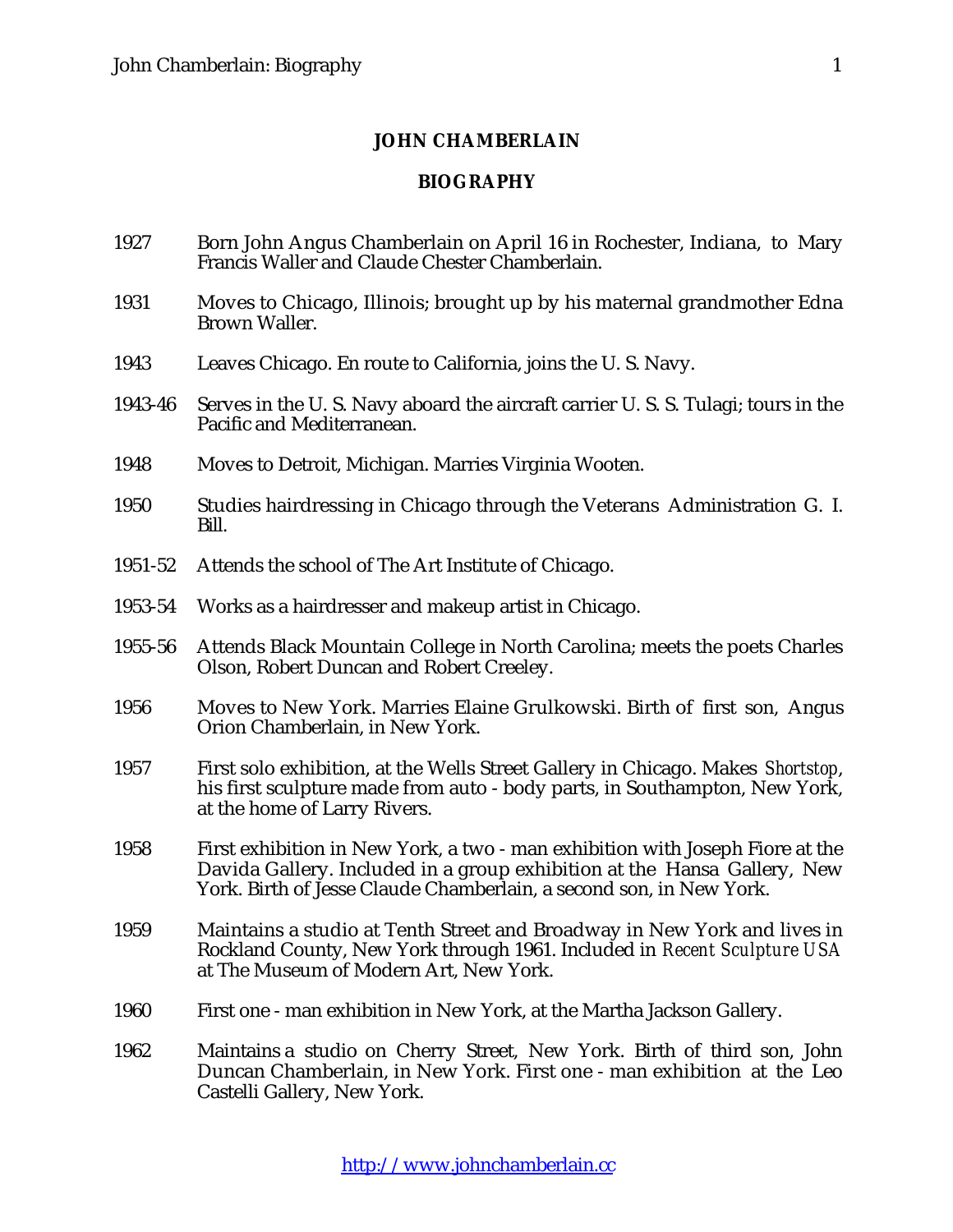# JOHN CHAMBERLAIN

## BIOGRAPHY

1927 Born John Angus Chamberlain on April 16 in Rochester, Indiana, to Mary Francis Waller and Claude Chester Chamberlain.

1931 Moves to Chicago, Illinois; brought up by his maternal grandmother Edna Brown Waller.

1943 Leaves Chicago. En route to California, joins the U. S. Navy.

1943-46 Serves in the U. S. Navy aboard the aircraft carrier U. S. S. Tulagi; tours in the Pacific and Mediterranean.

1948 Moves to Detroit, Michigan. Marries Virginia Wooten.

1950 Studies hairdressing in Chicago through the Veterans Administration G. I. Bill.

1951-52 Attends the school of The Art Institute of Chicago.

1953-54 Works as a hairdresser and makeup artist in Chicago.

1955-56 Attends Black Mountain College in North Carolina; meets the poets Charles Olson, Robert Duncan and Robert Creeley.

1956 Moves to New York. Marries Elaine Grulkowski. Birth of first son, Angus Orion Chamberlain, in New York.

1957 First solo exhibition, at the Wells Street Gallery in Chicago. Makes *Shortstop*, his first sculpture made from auto - body parts, in Southampton, New York, at the home of Larry Rivers.

1958 First exhibition in New York, a two - man exhibition with Joseph Fiore at the Davida Gallery. Included in a group exhibition at the Hansa Gallery, New York. Birth of Jesse Claude Chamberlain, a second son, in New York.

1959 Maintains a studio at Tenth Street and Broadway in New York and lives in Rockland County, New York through 1961. Included in *Recent Sculpture USA* at The Museum of Modern Art, New York.

1960 First one - man exhibition in New York, at the Martha Jackson Gallery.

1962 Maintains a studio on Cherry Street, New York. Birth of third son, John Duncan Chamberlain, in New York. First one - man exhibition at the Leo Castelli Gallery, New York.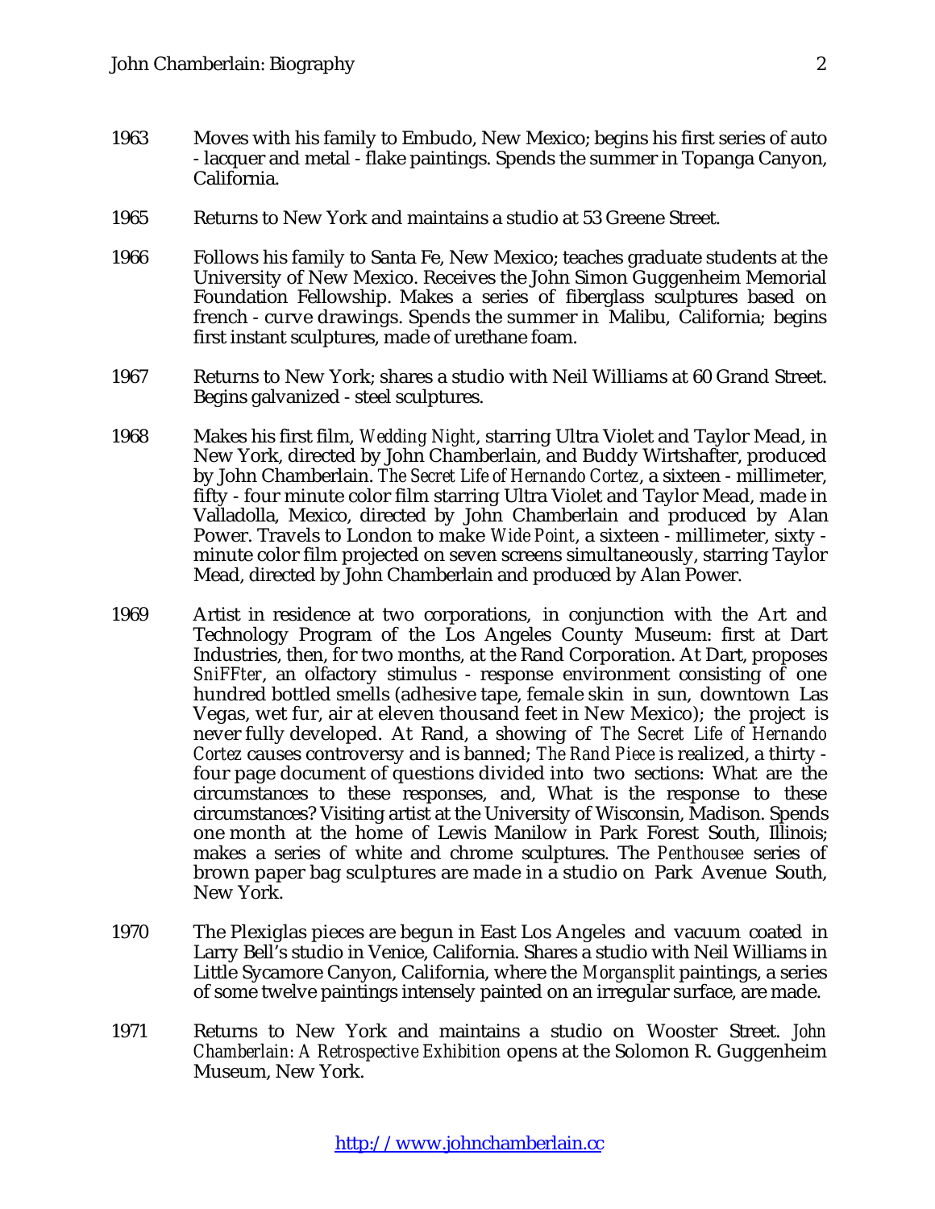1963 Moves with his family to Embudo, New Mexico; begins his first series of auto - lacquer and metal - flake paintings. Spends the summer in Topanga Canyon, California.

1965 Returns to New York and maintains a studio at 53 Greene Street.

1966 Follows his family to Santa Fe, New Mexico; teaches graduate students at the University of New Mexico. Receives the John Simon Guggenheim Memorial Foundation Fellowship. Makes a series of fiberglass sculptures based on french - curve drawings. Spends the summer in Malibu, California; begins first instant sculptures, made of urethane foam.

1967 Returns to New York; shares a studio with Neil Williams at 60 Grand Street. Begins galvanized - steel sculptures.

1968 Makes his first film, *Wedding Night*, starring Ultra Violet and Taylor Mead, in New York, directed by John Chamberlain, and Buddy Wirtshafter, produced by John Chamberlain. *The Secret Life of Hernando Cortez*, a sixteen - millimeter, fifty - four minute color film starring Ultra Violet and Taylor Mead, made in Valladolla, Mexico, directed by John Chamberlain and produced by Alan Power. Travels to London to make *Wide Point*, a sixteen - millimeter, sixty - minute color film projected on seven screens simultaneously, starring Taylor Mead, directed by John Chamberlain and produced by Alan Power.

1969 Artist in residence at two corporations, in conjunction with the Art and Technology Program of the Los Angeles County Museum: first at Dart Industries, then, for two months, at the Rand Corporation. At Dart, proposes *SniFFter*, an olfactory stimulus - response environment consisting of one hundred bottled smells (adhesive tape, female skin in sun, downtown Las Vegas, wet fur, air at eleven thousand feet in New Mexico); the project is never fully developed. At Rand, a showing of *The Secret Life of Hernando Cortez* causes controversy and is banned; *The Rand Piece* is realized, a thirty - four page document of questions divided into two sections: What are the circumstances to these responses, and, What is the response to these circumstances? Visiting artist at the University of Wisconsin, Madison. Spends one month at the home of Lewis Manilow in Park Forest South, Illinois; makes a series of white and chrome sculptures. The *Penthousee* series of brown paper bag sculptures are made in a studio on Park Avenue South, New York.

1970 The Plexiglas pieces are begun in East Los Angeles and vacuum coated in Larry Bell's studio in Venice, California. Shares a studio with Neil Williams in Little Sycamore Canyon, California, where the *Morgansplit* paintings, a series of some twelve paintings intensely painted on an irregular surface, are made.

1971 Returns to New York and maintains a studio on Wooster Street. *John Chamberlain: A Retrospective Exhibition* opens at the Solomon R. Guggenheim Museum, New York.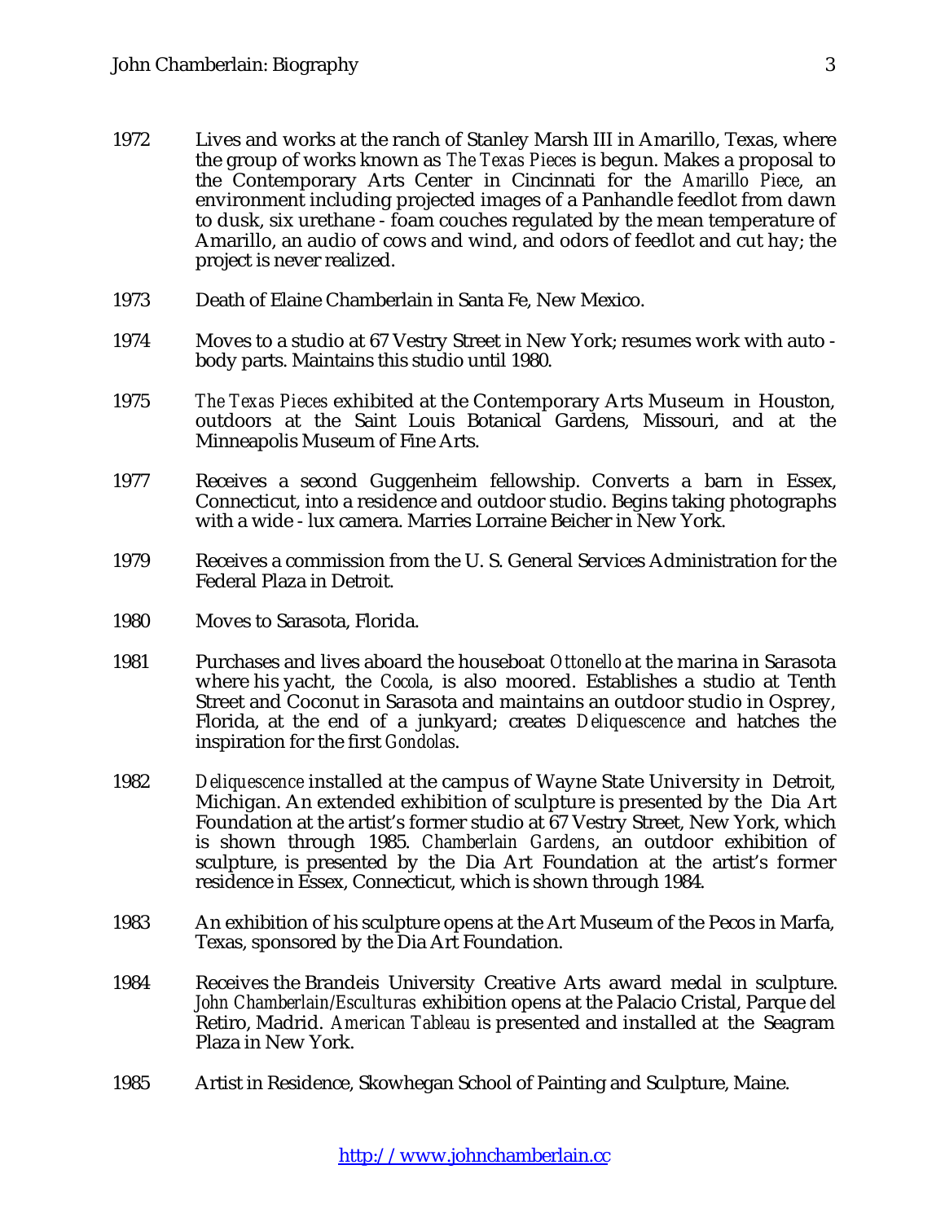1972 Lives and works at the ranch of Stanley Marsh III in Amarillo, Texas, where the group of works known as *The Texas Pieces* is begun. Makes a proposal to the Contemporary Arts Center in Cincinnati for the *Amarillo Piece*, an environment including projected images of a Panhandle feedlot from dawn to dusk, six urethane - foam couches regulated by the mean temperature of Amarillo, an audio of cows and wind, and odors of feedlot and cut hay; the project is never realized.

1973 Death of Elaine Chamberlain in Santa Fe, New Mexico.

1974 Moves to a studio at 67 Vestry Street in New York; resumes work with auto - body parts. Maintains this studio until 1980.

1975 *The Texas Pieces* exhibited at the Contemporary Arts Museum in Houston, outdoors at the Saint Louis Botanical Gardens, Missouri, and at the Minneapolis Museum of Fine Arts.

1977 Receives a second Guggenheim fellowship. Converts a barn in Essex, Connecticut, into a residence and outdoor studio. Begins taking photographs with a wide - lux camera. Marries Lorraine Beicher in New York.

1979 Receives a commission from the U. S. General Services Administration for the Federal Plaza in Detroit.

1980 Moves to Sarasota, Florida.

1981 Purchases and lives aboard the houseboat *Ottonello* at the marina in Sarasota where his yacht, the *Cocola*, is also moored. Establishes a studio at Tenth Street and Coconut in Sarasota and maintains an outdoor studio in Osprey, Florida, at the end of a junkyard; creates *Deliquescence* and hatches the inspiration for the first *Gondolas*.

1982 *Deliquescence* installed at the campus of Wayne State University in Detroit, Michigan. An extended exhibition of sculpture is presented by the Dia Art Foundation at the artist's former studio at 67 Vestry Street, New York, which is shown through 1985. *Chamberlain Gardens*, an outdoor exhibition of sculpture, is presented by the Dia Art Foundation at the artist's former residence in Essex, Connecticut, which is shown through 1984.

1983 An exhibition of his sculpture opens at the Art Museum of the Pecos in Marfa, Texas, sponsored by the Dia Art Foundation.

1984 Receives the Brandeis University Creative Arts award medal in sculpture. *John Chamberlain/Esculturas* exhibition opens at the Palacio Cristal, Parque del Retiro, Madrid. *American Tableau* is presented and installed at the Seagram Plaza in New York.

1985 Artist in Residence, Skowhegan School of Painting and Sculpture, Maine.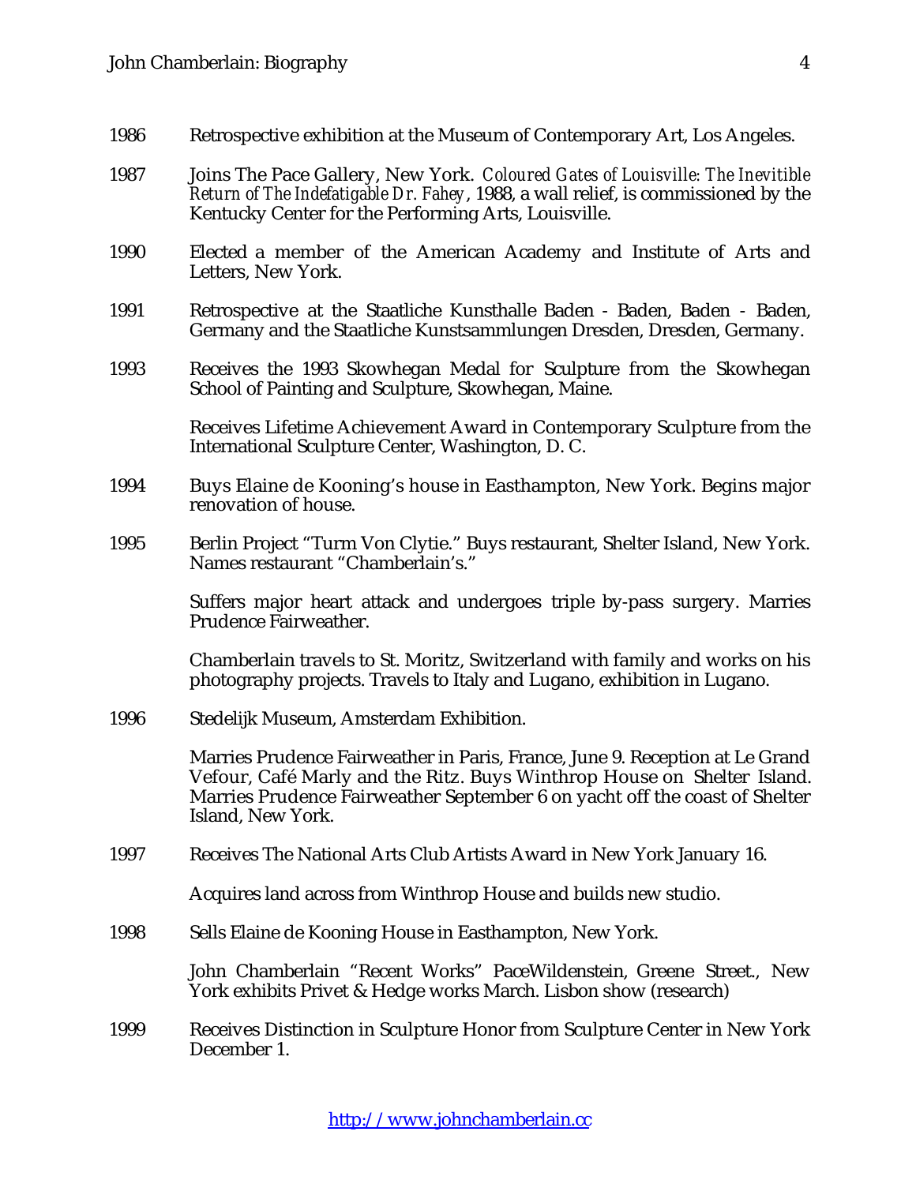1986 Retrospective exhibition at the Museum of Contemporary Art, Los Angeles.

1987 Joins The Pace Gallery, New York. *Coloured Gates of Louisville: The Inevitible Return of The Indefatigable Dr. Fahey*, 1988, a wall relief, is commissioned by the Kentucky Center for the Performing Arts, Louisville.

1990 Elected a member of the American Academy and Institute of Arts and Letters, New York.

1991 Retrospective at the Staatliche Kunsthalle Baden - Baden, Baden - Baden, Germany and the Staatliche Kunstsammlungen Dresden, Dresden, Germany.

1993 Receives the 1993 Skowhegan Medal for Sculpture from the Skowhegan School of Painting and Sculpture, Skowhegan, Maine.

Receives Lifetime Achievement Award in Contemporary Sculpture from the International Sculpture Center, Washington, D. C.

1994 Buys Elaine de Kooning's house in Easthampton, New York. Begins major renovation of house.

1995 Berlin Project "Turm Von Clytie." Buys restaurant, Shelter Island, New York. Names restaurant "Chamberlain's."

Suffers major heart attack and undergoes triple by-pass surgery. Marries Prudence Fairweather.

Chamberlain travels to St. Moritz, Switzerland with family and works on his photography projects. Travels to Italy and Lugano, exhibition in Lugano.

1996 Stedelijk Museum, Amsterdam Exhibition.

Marries Prudence Fairweather in Paris, France, June 9. Reception at Le Grand Vefour, Café Marly and the Ritz. Buys Winthrop House on Shelter Island. Marries Prudence Fairweather September 6 on yacht off the coast of Shelter Island, New York.

1997 Receives The National Arts Club Artists Award in New York January 16.

Acquires land across from Winthrop House and builds new studio.

1998 Sells Elaine de Kooning House in Easthampton, New York.

John Chamberlain "Recent Works" PaceWildenstein, Greene Street., New York exhibits Privet & Hedge works March. Lisbon show (research)

1999 Receives Distinction in Sculpture Honor from Sculpture Center in New York December 1.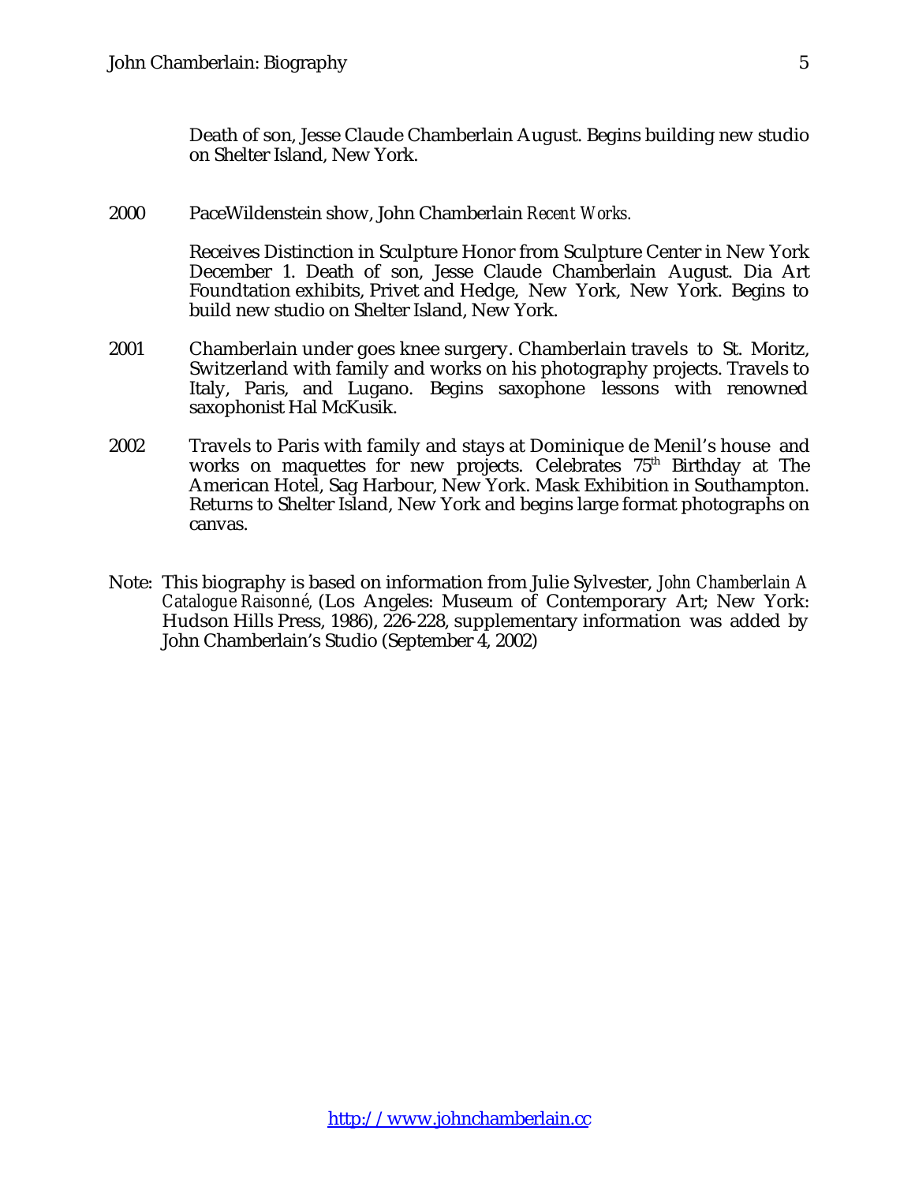Death of son, Jesse Claude Chamberlain August. Begins building new studio on Shelter Island, New York.

2000 PaceWildenstein show, John Chamberlain *Recent Works.*

Receives Distinction in Sculpture Honor from Sculpture Center in New York December 1. Death of son, Jesse Claude Chamberlain August. Dia Art Foundtation exhibits, Privet and Hedge, New York, New York. Begins to build new studio on Shelter Island, New York.

2001 Chamberlain under goes knee surgery. Chamberlain travels to St. Moritz, Switzerland with family and works on his photography projects. Travels to Italy, Paris, and Lugano. Begins saxophone lessons with renowned saxophonist Hal McKusik.

2002 Travels to Paris with family and stays at Dominique de Menil's house and works on maquettes for new projects. Celebrates 75th Birthday at The American Hotel, Sag Harbour, New York. Mask Exhibition in Southampton. Returns to Shelter Island, New York and begins large format photographs on canvas.

Note: This biography is based on information from Julie Sylvester, *John Chamberlain A Catalogue Raisonné,* (Los Angeles: Museum of Contemporary Art; New York: Hudson Hills Press, 1986), 226-228, supplementary information was added by John Chamberlain's Studio (September 4, 2002)

http://www.johnchamberlain.cc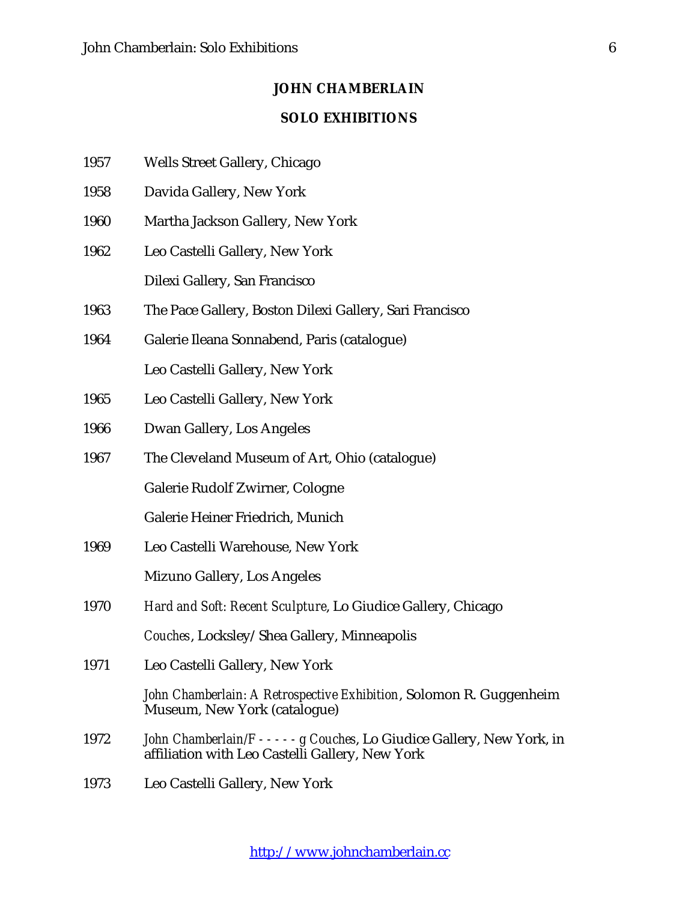# JOHN CHAMBERLAIN

## SOLO EXHIBITIONS

1957 Wells Street Gallery, Chicago

1958 Davida Gallery, New York

1960 Martha Jackson Gallery, New York

1962 Leo Castelli Gallery, New York

Dilexi Gallery, San Francisco

1963 The Pace Gallery, Boston Dilexi Gallery, Sari Francisco

1964 Galerie Ileana Sonnabend, Paris (catalogue)

Leo Castelli Gallery, New York

1965 Leo Castelli Gallery, New York

1966 Dwan Gallery, Los Angeles

1967 The Cleveland Museum of Art, Ohio (catalogue)

Galerie Rudolf Zwirner, Cologne

Galerie Heiner Friedrich, Munich

1969 Leo Castelli Warehouse, New York

Mizuno Gallery, Los Angeles

1970 *Hard and Soft: Recent Sculpture*, Lo Giudice Gallery, Chicago

*Couches*, Locksley/Shea Gallery, Minneapolis

1971 Leo Castelli Gallery, New York

*John Chamberlain: A Retrospective Exhibition*, Solomon R. Guggenheim Museum, New York (catalogue)

1972 *John Chamberlain/F - - - - - g Couches*, Lo Giudice Gallery, New York, in affiliation with Leo Castelli Gallery, New York

1973 Leo Castelli Gallery, New York

http://www.johnchamberlain.cc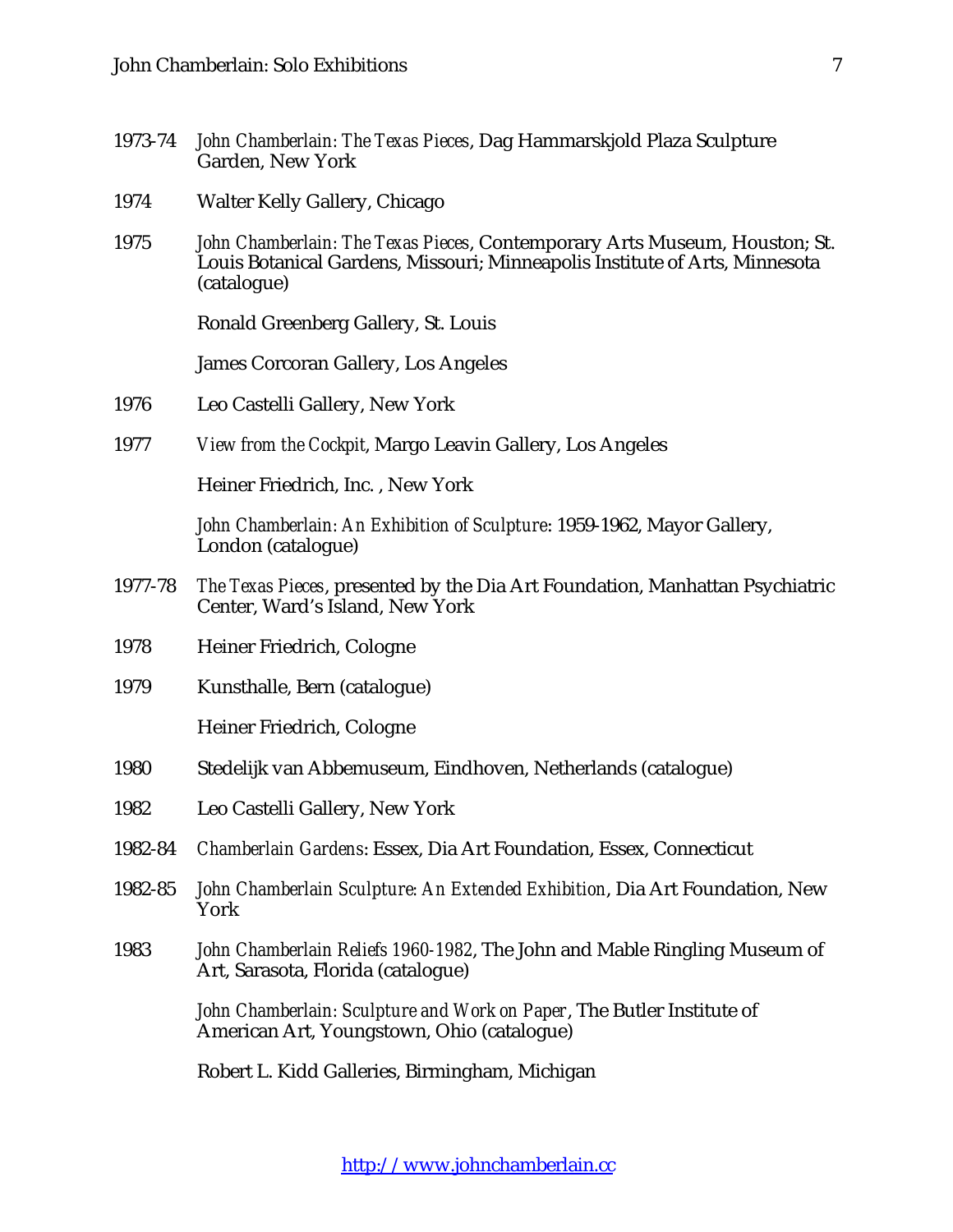1973-74 *John Chamberlain: The Texas Pieces*, Dag Hammarskjold Plaza Sculpture Garden, New York

1974 Walter Kelly Gallery, Chicago

1975 *John Chamberlain: The Texas Pieces*, Contemporary Arts Museum, Houston; St. Louis Botanical Gardens, Missouri; Minneapolis Institute of Arts, Minnesota (catalogue)

Ronald Greenberg Gallery, St. Louis

James Corcoran Gallery, Los Angeles

1976 Leo Castelli Gallery, New York

1977 *View from the Cockpit*, Margo Leavin Gallery, Los Angeles

Heiner Friedrich, Inc. , New York

*John Chamberlain: An Exhibition of Sculpture*: 1959-1962, Mayor Gallery, London (catalogue)

1977-78 *The Texas Pieces*, presented by the Dia Art Foundation, Manhattan Psychiatric Center, Ward's Island, New York

1978 Heiner Friedrich, Cologne

1979 Kunsthalle, Bern (catalogue)

Heiner Friedrich, Cologne

1980 Stedelijk van Abbemuseum, Eindhoven, Netherlands (catalogue)

1982 Leo Castelli Gallery, New York

1982-84 *Chamberlain Gardens*: Essex, Dia Art Foundation, Essex, Connecticut

1982-85 *John Chamberlain Sculpture: An Extended Exhibition*, Dia Art Foundation, New York

1983 *John Chamberlain Reliefs 1960-1982*, The John and Mable Ringling Museum of Art, Sarasota, Florida (catalogue)

*John Chamberlain: Sculpture and Work on Paper*, The Butler Institute of American Art, Youngstown, Ohio (catalogue)

Robert L. Kidd Galleries, Birmingham, Michigan

http://www.johnchamberlain.cc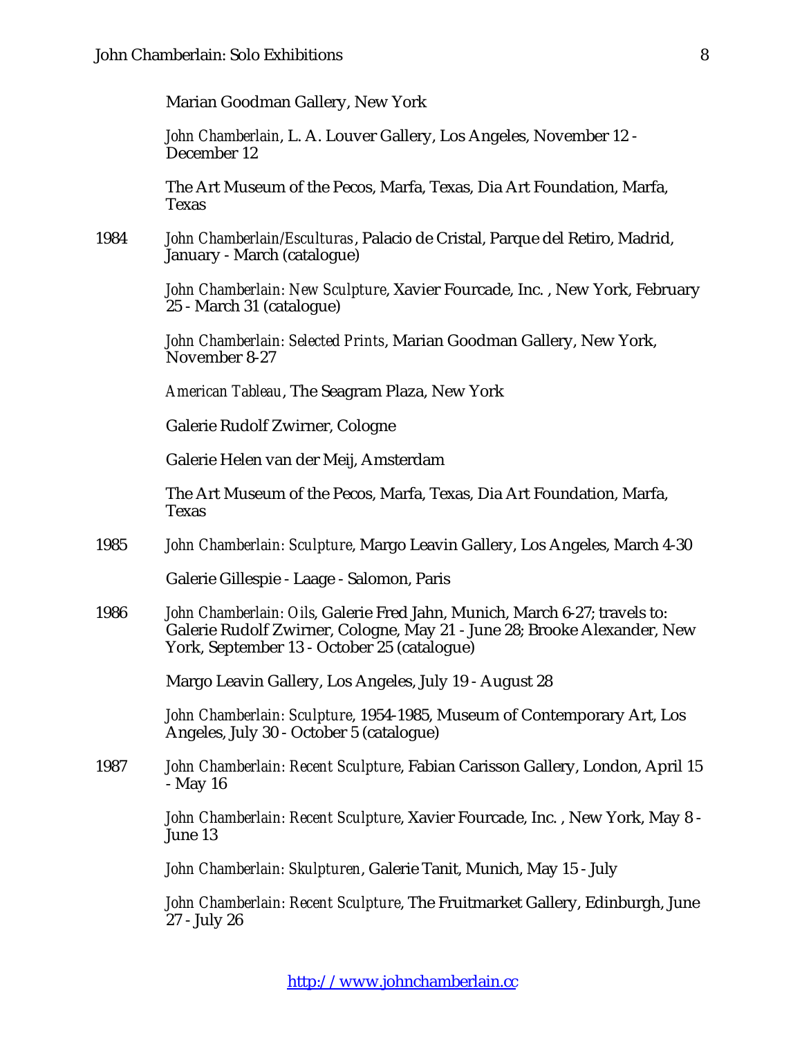Marian Goodman Gallery, New York

*John Chamberlain*, L. A. Louver Gallery, Los Angeles, November 12 - December 12

The Art Museum of the Pecos, Marfa, Texas, Dia Art Foundation, Marfa, Texas

1984 *John Chamberlain/Esculturas*, Palacio de Cristal, Parque del Retiro, Madrid, January - March (catalogue)

*John Chamberlain: New Sculpture*, Xavier Fourcade, Inc. , New York, February 25 - March 31 (catalogue)

*John Chamberlain: Selected Prints*, Marian Goodman Gallery, New York, November 8-27

*American Tableau*, The Seagram Plaza, New York

Galerie Rudolf Zwirner, Cologne

Galerie Helen van der Meij, Amsterdam

The Art Museum of the Pecos, Marfa, Texas, Dia Art Foundation, Marfa, Texas

1985 *John Chamberlain: Sculpture*, Margo Leavin Gallery, Los Angeles, March 4-30

Galerie Gillespie - Laage - Salomon, Paris

1986 *John Chamberlain: Oils*, Galerie Fred Jahn, Munich, March 6-27; travels to: Galerie Rudolf Zwirner, Cologne, May 21 - June 28; Brooke Alexander, New York, September 13 - October 25 (catalogue)

Margo Leavin Gallery, Los Angeles, July 19 - August 28

*John Chamberlain: Sculpture*, 1954-1985, Museum of Contemporary Art, Los Angeles, July 30 - October 5 (catalogue)

1987 *John Chamberlain: Recent Sculpture*, Fabian Carisson Gallery, London, April 15 - May 16

*John Chamberlain: Recent Sculpture*, Xavier Fourcade, Inc. , New York, May 8 - June 13

*John Chamberlain: Skulpturen*, Galerie Tanit, Munich, May 15 - July

*John Chamberlain: Recent Sculpture*, The Fruitmarket Gallery, Edinburgh, June 27 - July 26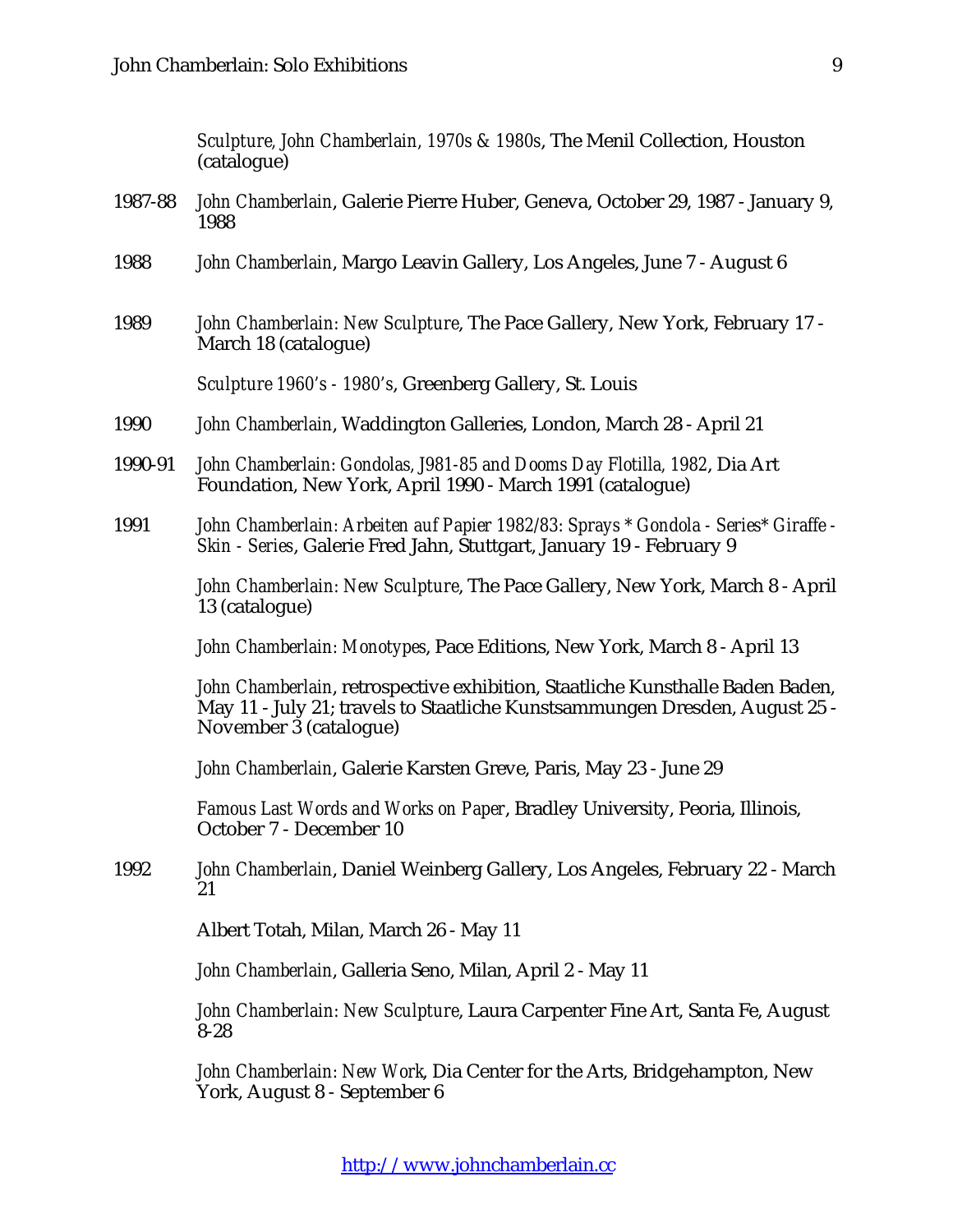*Sculpture, John Chamberlain, 1970s & 1980s*, The Menil Collection, Houston (catalogue)

1987-88 *John Chamberlain*, Galerie Pierre Huber, Geneva, October 29, 1987 - January 9, 1988

1988 *John Chamberlain*, Margo Leavin Gallery, Los Angeles, June 7 - August 6

1989 *John Chamberlain: New Sculpture*, The Pace Gallery, New York, February 17 - March 18 (catalogue)

*Sculpture 1960's - 1980's*, Greenberg Gallery, St. Louis

1990 *John Chamberlain*, Waddington Galleries, London, March 28 - April 21

1990-91 *John Chamberlain: Gondolas, J981-85 and Dooms Day Flotilla, 1982*, Dia Art Foundation, New York, April 1990 - March 1991 (catalogue)

1991 *John Chamberlain: Arbeiten auf Papier 1982/83: Sprays * Gondola - Series* Giraffe - Skin - Series*, Galerie Fred Jahn, Stuttgart, January 19 - February 9

*John Chamberlain: New Sculpture*, The Pace Gallery, New York, March 8 - April 13 (catalogue)

*John Chamberlain: Monotypes*, Pace Editions, New York, March 8 - April 13

*John Chamberlain*, retrospective exhibition, Staatliche Kunsthalle Baden Baden, May 11 - July 21; travels to Staatliche Kunstsammungen Dresden, August 25 - November 3 (catalogue)

*John Chamberlain*, Galerie Karsten Greve, Paris, May 23 - June 29

*Famous Last Words and Works on Paper*, Bradley University, Peoria, Illinois, October 7 - December 10

1992 *John Chamberlain*, Daniel Weinberg Gallery, Los Angeles, February 22 - March 21

Albert Totah, Milan, March 26 - May 11

*John Chamberlain*, Galleria Seno, Milan, April 2 - May 11

*John Chamberlain: New Sculpture*, Laura Carpenter Fine Art, Santa Fe, August 8-28

*John Chamberlain: New Work*, Dia Center for the Arts, Bridgehampton, New York, August 8 - September 6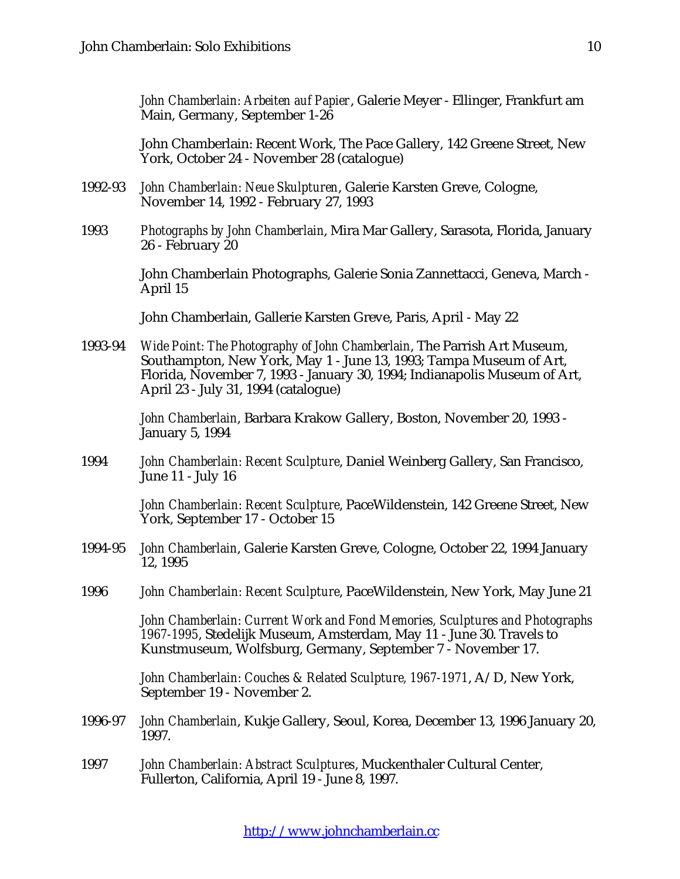*John Chamberlain: Arbeiten auf Papier*, Galerie Meyer - Ellinger, Frankfurt am Main, Germany, September 1-26

John Chamberlain: Recent Work, The Pace Gallery, 142 Greene Street, New York, October 24 - November 28 (catalogue)

1992-93 *John Chamberlain: Neue Skulpturen*, Galerie Karsten Greve, Cologne, November 14, 1992 - February 27, 1993

1993 *Photographs by John Chamberlain*, Mira Mar Gallery, Sarasota, Florida, January 26 - February 20

John Chamberlain Photographs, Galerie Sonia Zannettacci, Geneva, March - April 15

John Chamberlain, Gallerie Karsten Greve, Paris, April - May 22

1993-94 *Wide Point: The Photography of John Chamberlain*, The Parrish Art Museum, Southampton, New York, May 1 - June 13, 1993; Tampa Museum of Art, Florida, November 7, 1993 - January 30, 1994; Indianapolis Museum of Art, April 23 - July 31, 1994 (catalogue)

*John Chamberlain*, Barbara Krakow Gallery, Boston, November 20, 1993 - January 5, 1994

1994 *John Chamberlain: Recent Sculpture*, Daniel Weinberg Gallery, San Francisco, June 11 - July 16

*John Chamberlain: Recent Sculpture*, PaceWildenstein, 142 Greene Street, New York, September 17 - October 15

1994-95 *John Chamberlain*, Galerie Karsten Greve, Cologne, October 22, 1994 January 12, 1995

1996 *John Chamberlain: Recent Sculpture*, PaceWildenstein, New York, May June 21

*John Chamberlain: Current Work and Fond Memories, Sculptures and Photographs 1967-1995*, Stedelijk Museum, Amsterdam, May 11 - June 30. Travels to Kunstmuseum, Wolfsburg, Germany, September 7 - November 17.

*John Chamberlain: Couches & Related Sculpture, 1967-1971*, A/D, New York, September 19 - November 2.

1996-97 *John Chamberlain*, Kukje Gallery, Seoul, Korea, December 13, 1996 January 20, 1997.

1997 *John Chamberlain: Abstract Sculptures*, Muckenthaler Cultural Center, Fullerton, California, April 19 - June 8, 1997.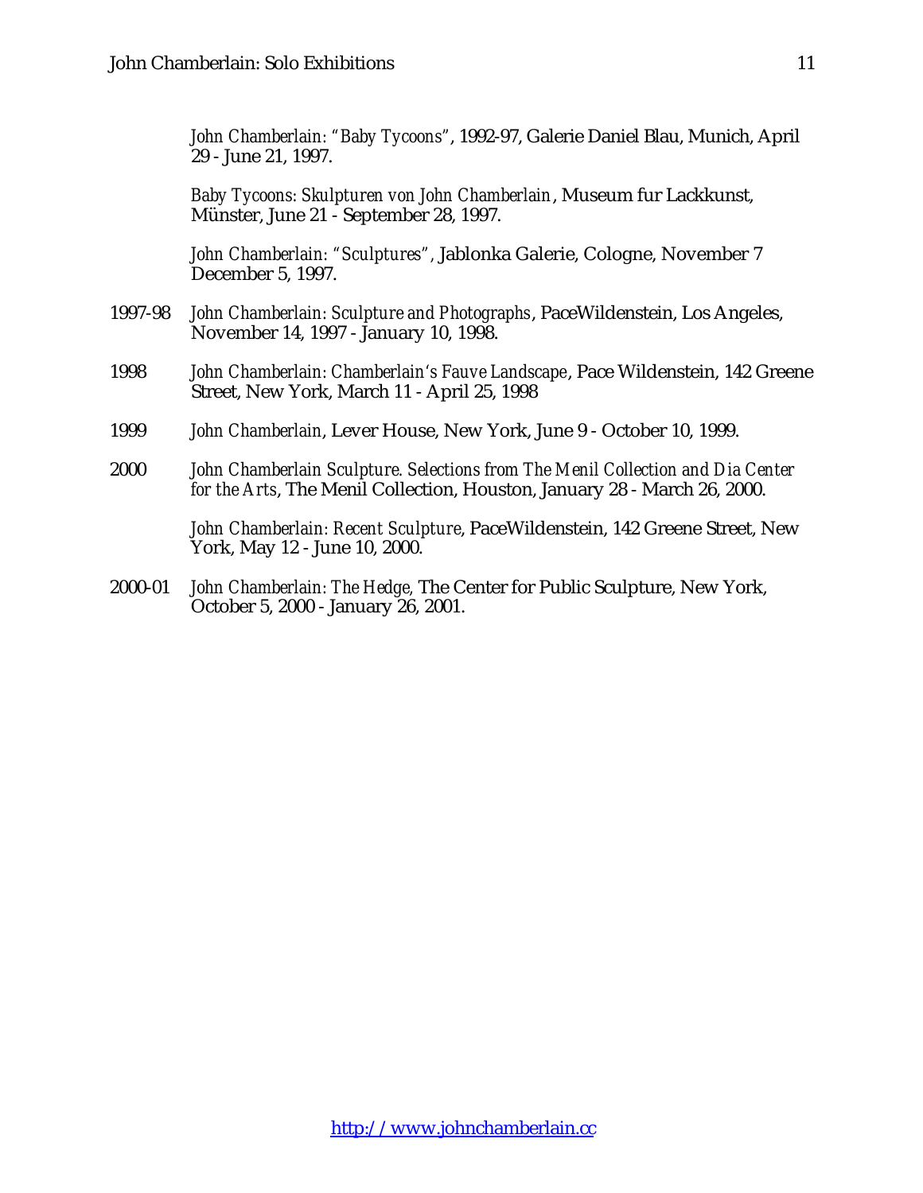*John Chamberlain: "Baby Tycoons"*, 1992-97, Galerie Daniel Blau, Munich, April 29 - June 21, 1997.

*Baby Tycoons: Skulpturen von John Chamberlain*, Museum fur Lackkunst, Münster, June 21 - September 28, 1997.

*John Chamberlain: "Sculptures",* Jablonka Galerie, Cologne, November 7 December 5, 1997.

1997-98 *John Chamberlain: Sculpture and Photographs*, PaceWildenstein, Los Angeles, November 14, 1997 - January 10, 1998.

1998 *John Chamberlain: Chamberlain's Fauve Landscape*, Pace Wildenstein, 142 Greene Street, New York, March 11 - April 25, 1998

1999 *John Chamberlain*, Lever House, New York, June 9 - October 10, 1999.

2000 *John Chamberlain Sculpture. Selections from The Menil Collection and Dia Center for the Arts*, The Menil Collection, Houston, January 28 - March 26, 2000.

*John Chamberlain: Recent Sculpture*, PaceWildenstein, 142 Greene Street, New York, May 12 - June 10, 2000.

2000-01 *John Chamberlain: The Hedge,* The Center for Public Sculpture, New York, October 5, 2000 - January 26, 2001.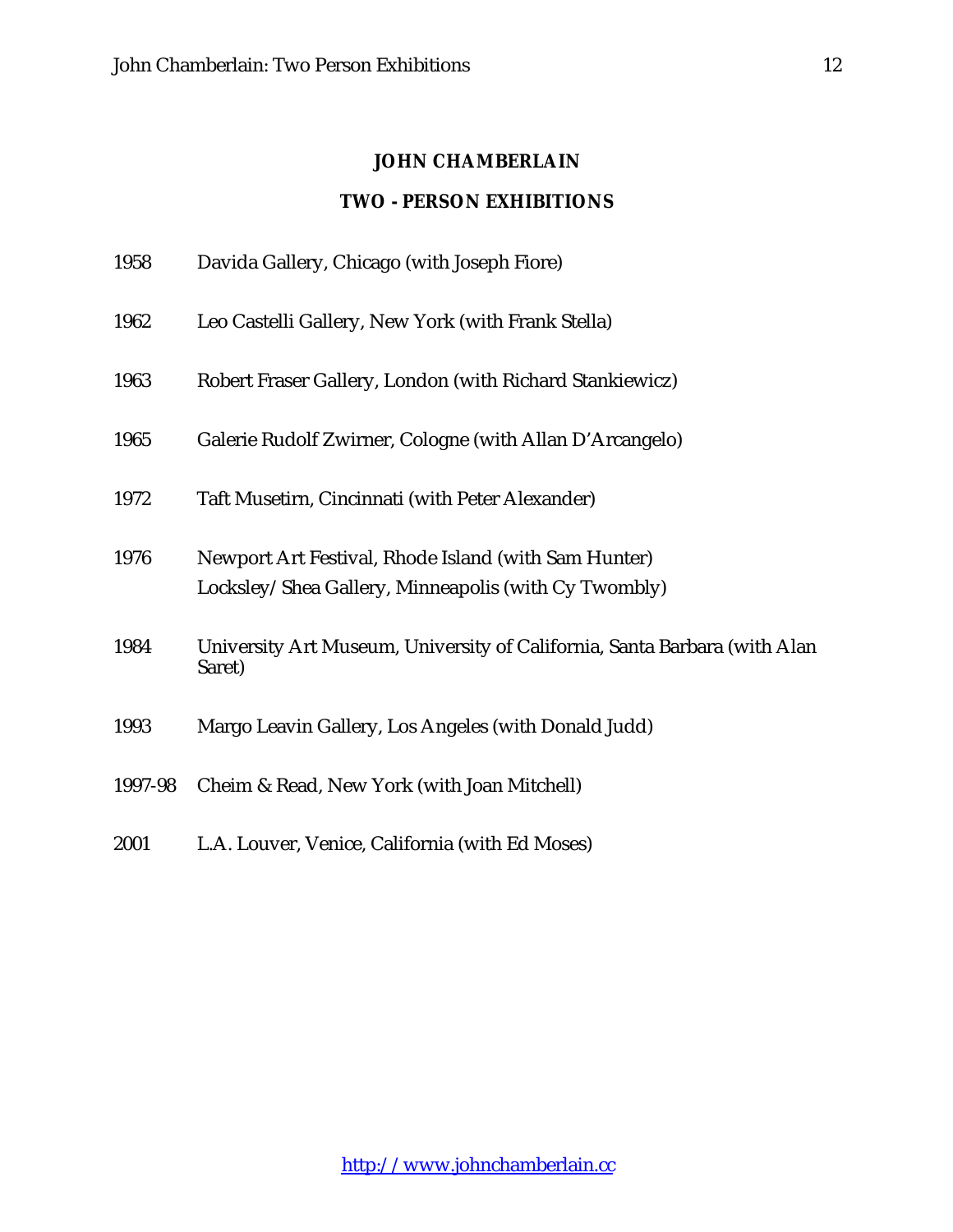# JOHN CHAMBERLAIN

## TWO - PERSON EXHIBITIONS

1958 Davida Gallery, Chicago (with Joseph Fiore)

1962 Leo Castelli Gallery, New York (with Frank Stella)

1963 Robert Fraser Gallery, London (with Richard Stankiewicz)

1965 Galerie Rudolf Zwirner, Cologne (with Allan D'Arcangelo)

1972 Taft Musetirn, Cincinnati (with Peter Alexander)

1976 Newport Art Festival, Rhode Island (with Sam Hunter)
Locksley/Shea Gallery, Minneapolis (with Cy Twombly)

1984 University Art Museum, University of California, Santa Barbara (with Alan Saret)

1993 Margo Leavin Gallery, Los Angeles (with Donald Judd)

1997-98 Cheim & Read, New York (with Joan Mitchell)

2001 L.A. Louver, Venice, California (with Ed Moses)

http://www.johnchamberlain.cc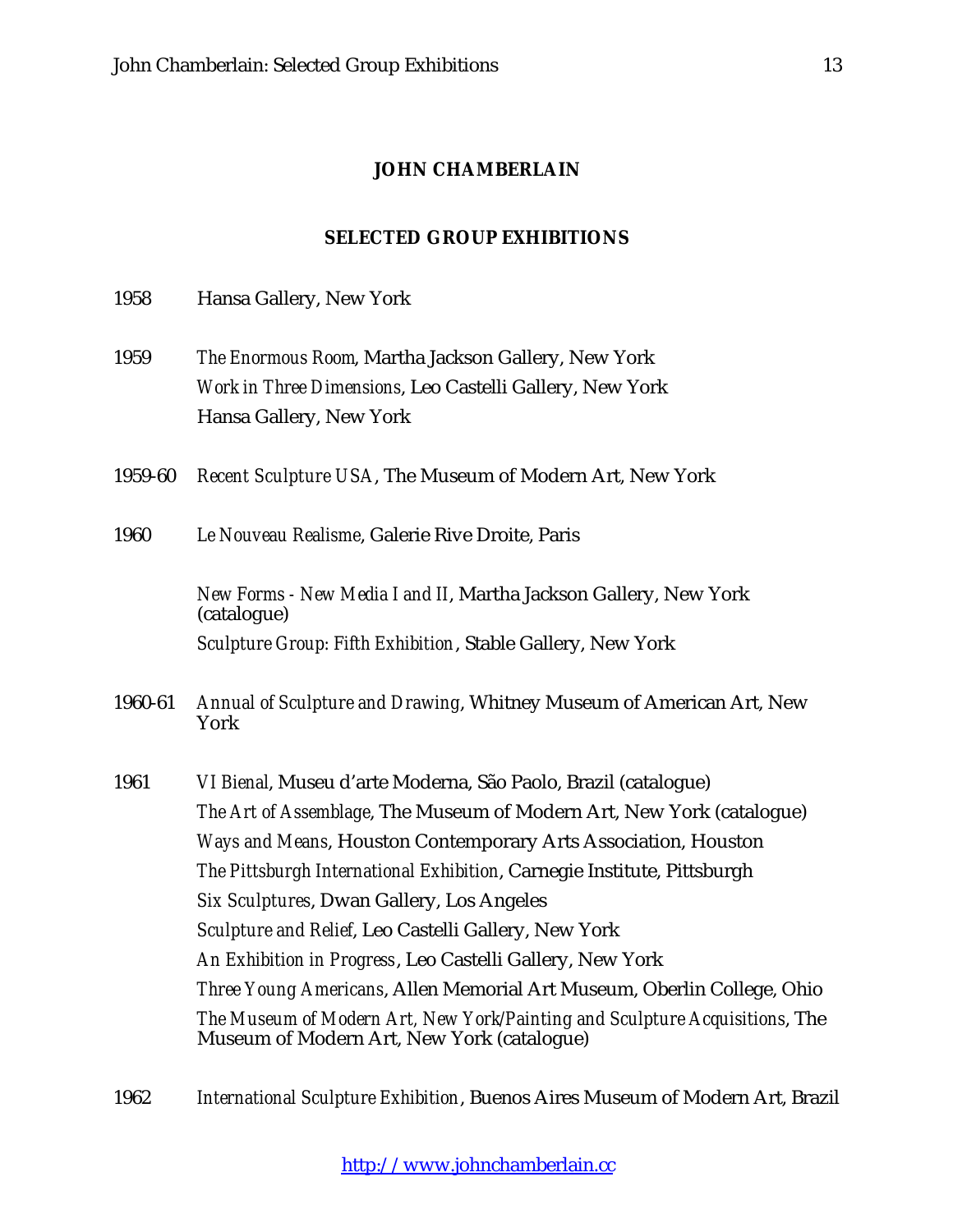**JOHN CHAMBERLAIN**

**SELECTED GROUP EXHIBITIONS**

1958 Hansa Gallery, New York

1959 *The Enormous Room*, Martha Jackson Gallery, New York
*Work in Three Dimensions*, Leo Castelli Gallery, New York
Hansa Gallery, New York

1959-60 *Recent Sculpture USA*, The Museum of Modern Art, New York

1960 *Le Nouveau Realisme*, Galerie Rive Droite, Paris

*New Forms - New Media I and II*, Martha Jackson Gallery, New York (catalogue)
*Sculpture Group: Fifth Exhibition*, Stable Gallery, New York

1960-61 *Annual of Sculpture and Drawing*, Whitney Museum of American Art, New York

1961 *VI Bienal*, Museu d'arte Moderna, São Paolo, Brazil (catalogue)
*The Art of Assemblage*, The Museum of Modern Art, New York (catalogue)
*Ways and Means*, Houston Contemporary Arts Association, Houston
*The Pittsburgh International Exhibition*, Carnegie Institute, Pittsburgh
*Six Sculptures*, Dwan Gallery, Los Angeles
*Sculpture and Relief*, Leo Castelli Gallery, New York
*An Exhibition in Progress*, Leo Castelli Gallery, New York
*Three Young Americans*, Allen Memorial Art Museum, Oberlin College, Ohio
*The Museum of Modern Art, New York/Painting and Sculpture Acquisitions*, The Museum of Modern Art, New York (catalogue)

1962 *International Sculpture Exhibition*, Buenos Aires Museum of Modern Art, Brazil

http://www.johnchamberlain.cc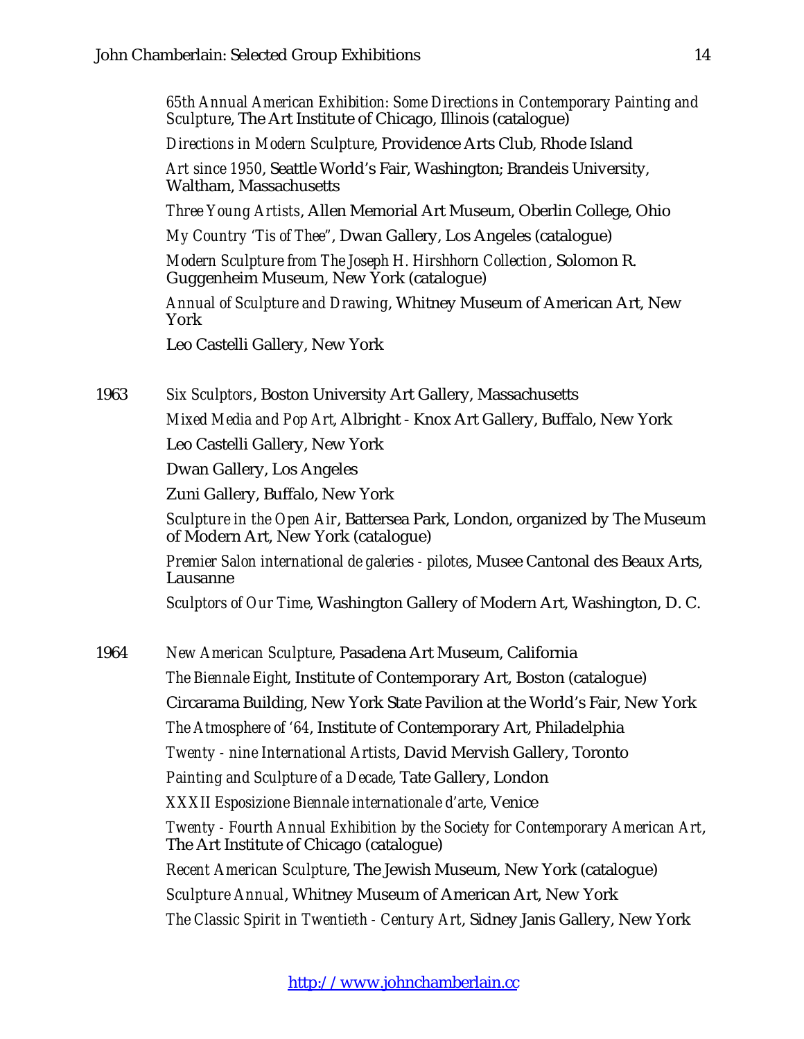*65th Annual American Exhibition: Some Directions in Contemporary Painting and Sculpture*, The Art Institute of Chicago, Illinois (catalogue)

*Directions in Modern Sculpture*, Providence Arts Club, Rhode Island

*Art since 1950*, Seattle World's Fair, Washington; Brandeis University, Waltham, Massachusetts

*Three Young Artists*, Allen Memorial Art Museum, Oberlin College, Ohio

*My Country 'Tis of Thee"*, Dwan Gallery, Los Angeles (catalogue)

*Modern Sculpture from The Joseph H. Hirshhorn Collection*, Solomon R. Guggenheim Museum, New York (catalogue)

*Annual of Sculpture and Drawing*, Whitney Museum of American Art, New York

Leo Castelli Gallery, New York

1963 *Six Sculptors*, Boston University Art Gallery, Massachusetts

*Mixed Media and Pop Art*, Albright - Knox Art Gallery, Buffalo, New York

Leo Castelli Gallery, New York

Dwan Gallery, Los Angeles

Zuni Gallery, Buffalo, New York

*Sculpture in the Open Air*, Battersea Park, London, organized by The Museum of Modern Art, New York (catalogue)

*Premier Salon international de galeries - pilotes*, Musee Cantonal des Beaux Arts, Lausanne

*Sculptors of Our Time*, Washington Gallery of Modern Art, Washington, D. C.

1964 *New American Sculpture*, Pasadena Art Museum, California

*The Biennale Eight*, Institute of Contemporary Art, Boston (catalogue)

Circarama Building, New York State Pavilion at the World's Fair, New York

*The Atmosphere of '64*, Institute of Contemporary Art, Philadelphia

*Twenty - nine International Artists*, David Mervish Gallery, Toronto

*Painting and Sculpture of a Decade*, Tate Gallery, London

*XXXII Esposizione Biennale internationale d'arte*, Venice

*Twenty - Fourth Annual Exhibition by the Society for Contemporary American Art*, The Art Institute of Chicago (catalogue)

*Recent American Sculpture*, The Jewish Museum, New York (catalogue)

*Sculpture Annual*, Whitney Museum of American Art, New York

*The Classic Spirit in Twentieth - Century Art*, Sidney Janis Gallery, New York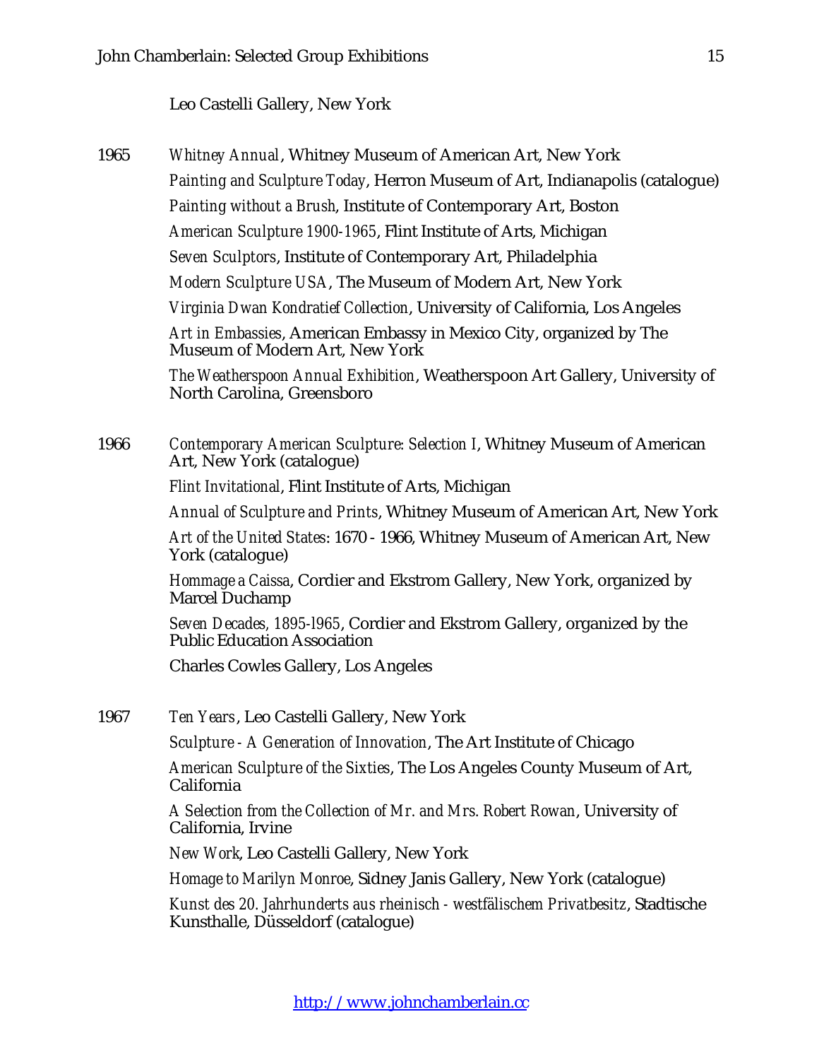Leo Castelli Gallery, New York

1965 *Whitney Annual*, Whitney Museum of American Art, New York

*Painting and Sculpture Today*, Herron Museum of Art, Indianapolis (catalogue)

*Painting without a Brush*, Institute of Contemporary Art, Boston

*American Sculpture 1900-1965*, Flint Institute of Arts, Michigan

*Seven Sculptors*, Institute of Contemporary Art, Philadelphia

*Modern Sculpture USA*, The Museum of Modern Art, New York

*Virginia Dwan Kondratief Collection*, University of California, Los Angeles

*Art in Embassies*, American Embassy in Mexico City, organized by The Museum of Modern Art, New York

*The Weatherspoon Annual Exhibition*, Weatherspoon Art Gallery, University of North Carolina, Greensboro

1966 *Contemporary American Sculpture: Selection I*, Whitney Museum of American Art, New York (catalogue)

*Flint Invitational*, Flint Institute of Arts, Michigan

*Annual of Sculpture and Prints*, Whitney Museum of American Art, New York

*Art of the United States*: 1670 - 1966, Whitney Museum of American Art, New York (catalogue)

*Hommage a Caissa*, Cordier and Ekstrom Gallery, New York, organized by Marcel Duchamp

*Seven Decades, 1895-l965*, Cordier and Ekstrom Gallery, organized by the Public Education Association

Charles Cowles Gallery, Los Angeles

1967 *Ten Years*, Leo Castelli Gallery, New York

*Sculpture - A Generation of Innovation*, The Art Institute of Chicago

*American Sculpture of the Sixties*, The Los Angeles County Museum of Art, California

*A Selection from the Collection of Mr. and Mrs. Robert Rowan*, University of California, Irvine

*New Work*, Leo Castelli Gallery, New York

*Homage to Marilyn Monroe*, Sidney Janis Gallery, New York (catalogue)

*Kunst des 20. Jahrhunderts aus rheinisch - westfälischem Privatbesitz*, Stadtische Kunsthalle, Düsseldorf (catalogue)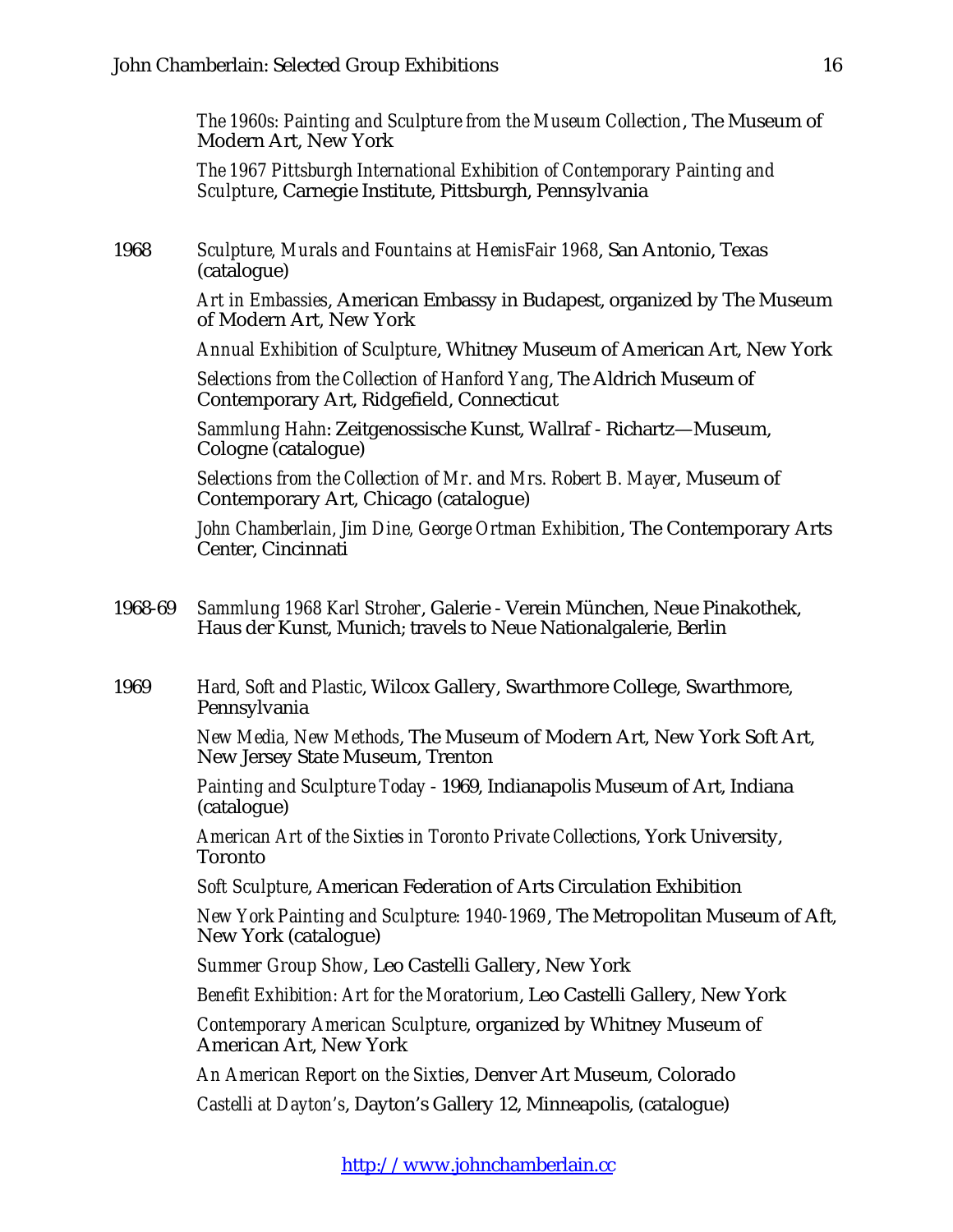*The 1960s: Painting and Sculpture from the Museum Collection*, The Museum of Modern Art, New York

*The 1967 Pittsburgh International Exhibition of Contemporary Painting and Sculpture*, Carnegie Institute, Pittsburgh, Pennsylvania

1968 *Sculpture, Murals and Fountains at HemisFair 1968*, San Antonio, Texas (catalogue)

*Art in Embassies*, American Embassy in Budapest, organized by The Museum of Modern Art, New York

*Annual Exhibition of Sculpture*, Whitney Museum of American Art, New York

*Selections from the Collection of Hanford Yang*, The Aldrich Museum of Contemporary Art, Ridgefield, Connecticut

*Sammlung Hahn*: Zeitgenossische Kunst, Wallraf - Richartz—Museum, Cologne (catalogue)

*Selections from the Collection of Mr. and Mrs. Robert B. Mayer*, Museum of Contemporary Art, Chicago (catalogue)

*John Chamberlain, Jim Dine, George Ortman Exhibition*, The Contemporary Arts Center, Cincinnati

1968-69 *Sammlung 1968 Karl Stroher*, Galerie - Verein München, Neue Pinakothek, Haus der Kunst, Munich; travels to Neue Nationalgalerie, Berlin

1969 *Hard, Soft and Plastic*, Wilcox Gallery, Swarthmore College, Swarthmore, Pennsylvania

*New Media, New Methods*, The Museum of Modern Art, New York Soft Art, New Jersey State Museum, Trenton

*Painting and Sculpture Today* - 1969, Indianapolis Museum of Art, Indiana (catalogue)

*American Art of the Sixties in Toronto Private Collections*, York University, Toronto

*Soft Sculpture*, American Federation of Arts Circulation Exhibition

*New York Painting and Sculpture: 1940-1969*, The Metropolitan Museum of Aft, New York (catalogue)

*Summer Group Show*, Leo Castelli Gallery, New York

*Benefit Exhibition: Art for the Moratorium*, Leo Castelli Gallery, New York

*Contemporary American Sculpture*, organized by Whitney Museum of American Art, New York

*An American Report on the Sixties*, Denver Art Museum, Colorado

*Castelli at Dayton's*, Dayton's Gallery 12, Minneapolis, (catalogue)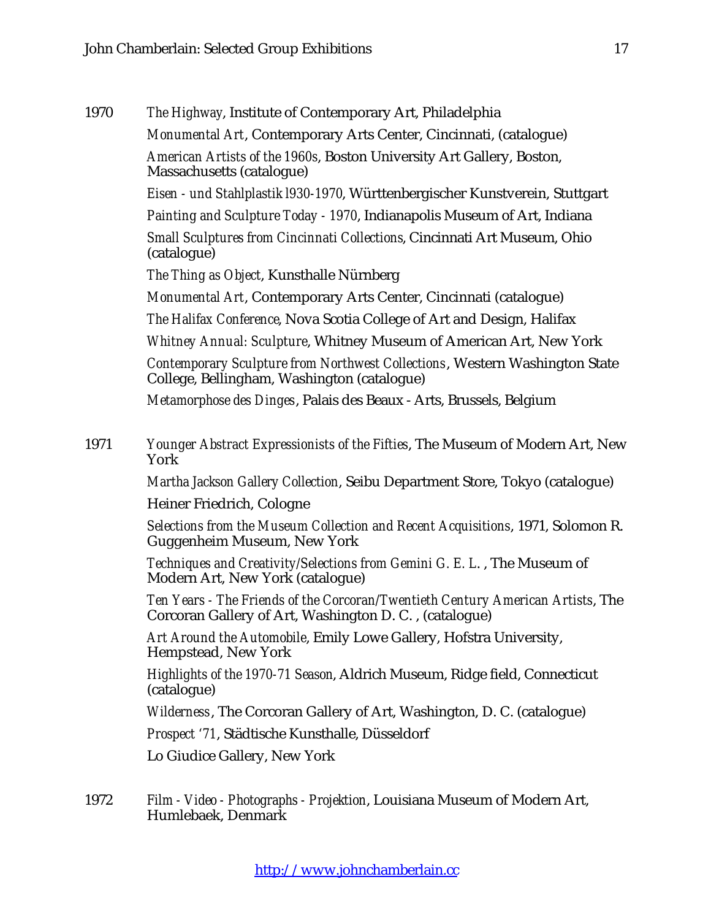1970 *The Highway*, Institute of Contemporary Art, Philadelphia

*Monumental Art*, Contemporary Arts Center, Cincinnati, (catalogue)

*American Artists of the 1960s*, Boston University Art Gallery, Boston, Massachusetts (catalogue)

*Eisen - und Stahlplastik l930-1970*, Württenbergischer Kunstverein, Stuttgart

*Painting and Sculpture Today - 1970*, Indianapolis Museum of Art, Indiana

*Small Sculptures from Cincinnati Collections*, Cincinnati Art Museum, Ohio (catalogue)

*The Thing as Object*, Kunsthalle Nürnberg

*Monumental Art*, Contemporary Arts Center, Cincinnati (catalogue)

*The Halifax Conference*, Nova Scotia College of Art and Design, Halifax

*Whitney Annual: Sculpture*, Whitney Museum of American Art, New York

*Contemporary Sculpture from Northwest Collections*, Western Washington State College, Bellingham, Washington (catalogue)

*Metamorphose des Dinges*, Palais des Beaux - Arts, Brussels, Belgium

1971 *Younger Abstract Expressionists of the Fifties*, The Museum of Modern Art, New York

*Martha Jackson Gallery Collection*, Seibu Department Store, Tokyo (catalogue)

Heiner Friedrich, Cologne

*Selections from the Museum Collection and Recent Acquisitions*, 1971, Solomon R. Guggenheim Museum, New York

*Techniques and Creativity/Selections from Gemini G. E. L.* , The Museum of Modern Art, New York (catalogue)

*Ten Years - The Friends of the Corcoran/Twentieth Century American Artists*, The Corcoran Gallery of Art, Washington D. C. , (catalogue)

*Art Around the Automobile*, Emily Lowe Gallery, Hofstra University, Hempstead, New York

*Highlights of the 1970-71 Season*, Aldrich Museum, Ridge field, Connecticut (catalogue)

*Wilderness*, The Corcoran Gallery of Art, Washington, D. C. (catalogue)

*Prospect '71*, Städtische Kunsthalle, Düsseldorf

Lo Giudice Gallery, New York

1972 *Film - Video - Photographs - Projektion*, Louisiana Museum of Modern Art, Humlebaek, Denmark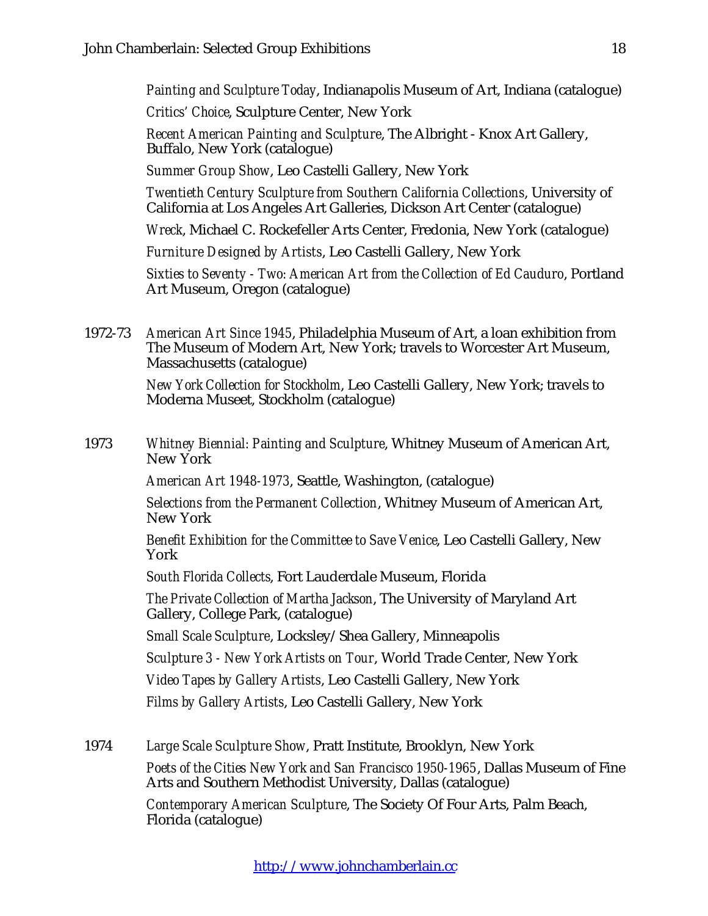*Painting and Sculpture Today*, Indianapolis Museum of Art, Indiana (catalogue)

*Critics' Choice*, Sculpture Center, New York

*Recent American Painting and Sculpture*, The Albright - Knox Art Gallery, Buffalo, New York (catalogue)

*Summer Group Show*, Leo Castelli Gallery, New York

*Twentieth Century Sculpture from Southern California Collections*, University of California at Los Angeles Art Galleries, Dickson Art Center (catalogue)

*Wreck*, Michael C. Rockefeller Arts Center, Fredonia, New York (catalogue)

*Furniture Designed by Artists*, Leo Castelli Gallery, New York

*Sixties to Seventy - Two: American Art from the Collection of Ed Cauduro*, Portland Art Museum, Oregon (catalogue)

1972-73 *American Art Since 1945*, Philadelphia Museum of Art, a loan exhibition from The Museum of Modern Art, New York; travels to Worcester Art Museum, Massachusetts (catalogue)

*New York Collection for Stockholm*, Leo Castelli Gallery, New York; travels to Moderna Museet, Stockholm (catalogue)

1973 *Whitney Biennial: Painting and Sculpture*, Whitney Museum of American Art, New York

*American Art 1948-1973*, Seattle, Washington, (catalogue)

*Selections from the Permanent Collection*, Whitney Museum of American Art, New York

*Benefit Exhibition for the Committee to Save Venice*, Leo Castelli Gallery, New York

*South Florida Collects*, Fort Lauderdale Museum, Florida

*The Private Collection of Martha Jackson*, The University of Maryland Art Gallery, College Park, (catalogue)

*Small Scale Sculpture*, Locksley/Shea Gallery, Minneapolis

*Sculpture 3 - New York Artists on Tour*, World Trade Center, New York

*Video Tapes by Gallery Artists*, Leo Castelli Gallery, New York

*Films by Gallery Artists*, Leo Castelli Gallery, New York

1974 *Large Scale Sculpture Show*, Pratt Institute, Brooklyn, New York

*Poets of the Cities New York and San Francisco 1950-1965*, Dallas Museum of Fine Arts and Southern Methodist University, Dallas (catalogue)

*Contemporary American Sculpture*, The Society Of Four Arts, Palm Beach, Florida (catalogue)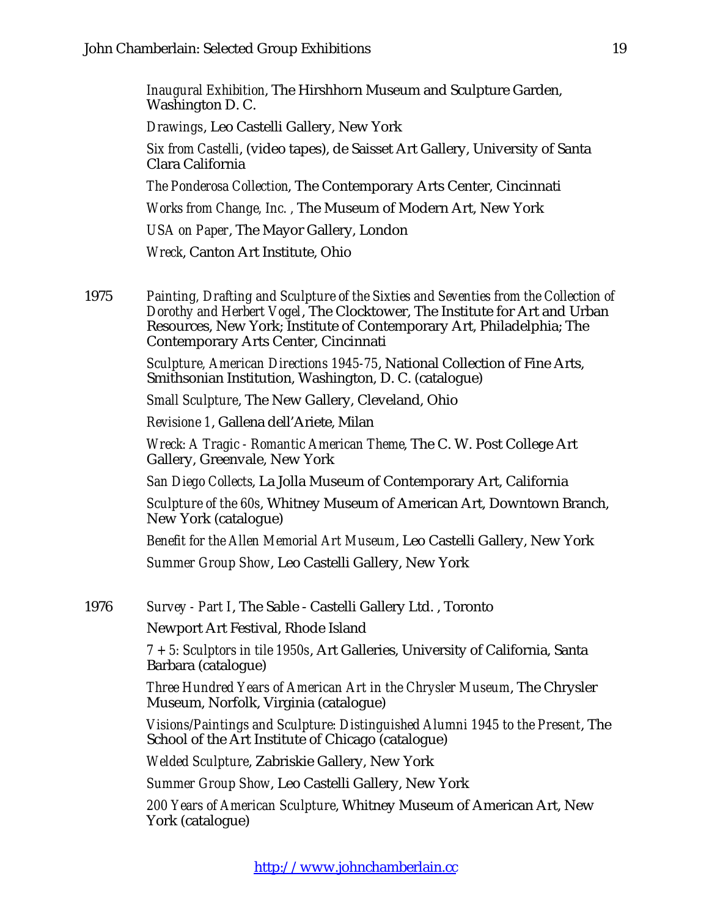*Inaugural Exhibition*, The Hirshhorn Museum and Sculpture Garden, Washington D. C.

*Drawings*, Leo Castelli Gallery, New York

*Six from Castelli*, (video tapes), de Saisset Art Gallery, University of Santa Clara California

*The Ponderosa Collection*, The Contemporary Arts Center, Cincinnati

*Works from Change, Inc. ,* The Museum of Modern Art, New York

*USA on Paper*, The Mayor Gallery, London

*Wreck*, Canton Art Institute, Ohio

1975 *Painting, Drafting and Sculpture of the Sixties and Seventies from the Collection of Dorothy and Herbert Vogel*, The Clocktower, The Institute for Art and Urban Resources, New York; Institute of Contemporary Art, Philadelphia; The Contemporary Arts Center, Cincinnati

*Sculpture, American Directions 1945-75*, National Collection of Fine Arts, Smithsonian Institution, Washington, D. C. (catalogue)

*Small Sculpture*, The New Gallery, Cleveland, Ohio

*Revisione 1*, Gallena dell'Ariete, Milan

*Wreck: A Tragic - Romantic American Theme*, The C. W. Post College Art Gallery, Greenvale, New York

*San Diego Collects*, La Jolla Museum of Contemporary Art, California

*Sculpture of the 60s*, Whitney Museum of American Art, Downtown Branch, New York (catalogue)

*Benefit for the Allen Memorial Art Museum*, Leo Castelli Gallery, New York

*Summer Group Show*, Leo Castelli Gallery, New York

1976 *Survey - Part I*, The Sable - Castelli Gallery Ltd. , Toronto

Newport Art Festival, Rhode Island

*7 + 5: Sculptors in tile 1950s*, Art Galleries, University of California, Santa Barbara (catalogue)

*Three Hundred Years of American Art in the Chrysler Museum*, The Chrysler Museum, Norfolk, Virginia (catalogue)

*Visions/Paintings and Sculpture: Distinguished Alumni 1945 to the Present*, The School of the Art Institute of Chicago (catalogue)

*Welded Sculpture*, Zabriskie Gallery, New York

*Summer Group Show*, Leo Castelli Gallery, New York

*200 Years of American Sculpture*, Whitney Museum of American Art, New York (catalogue)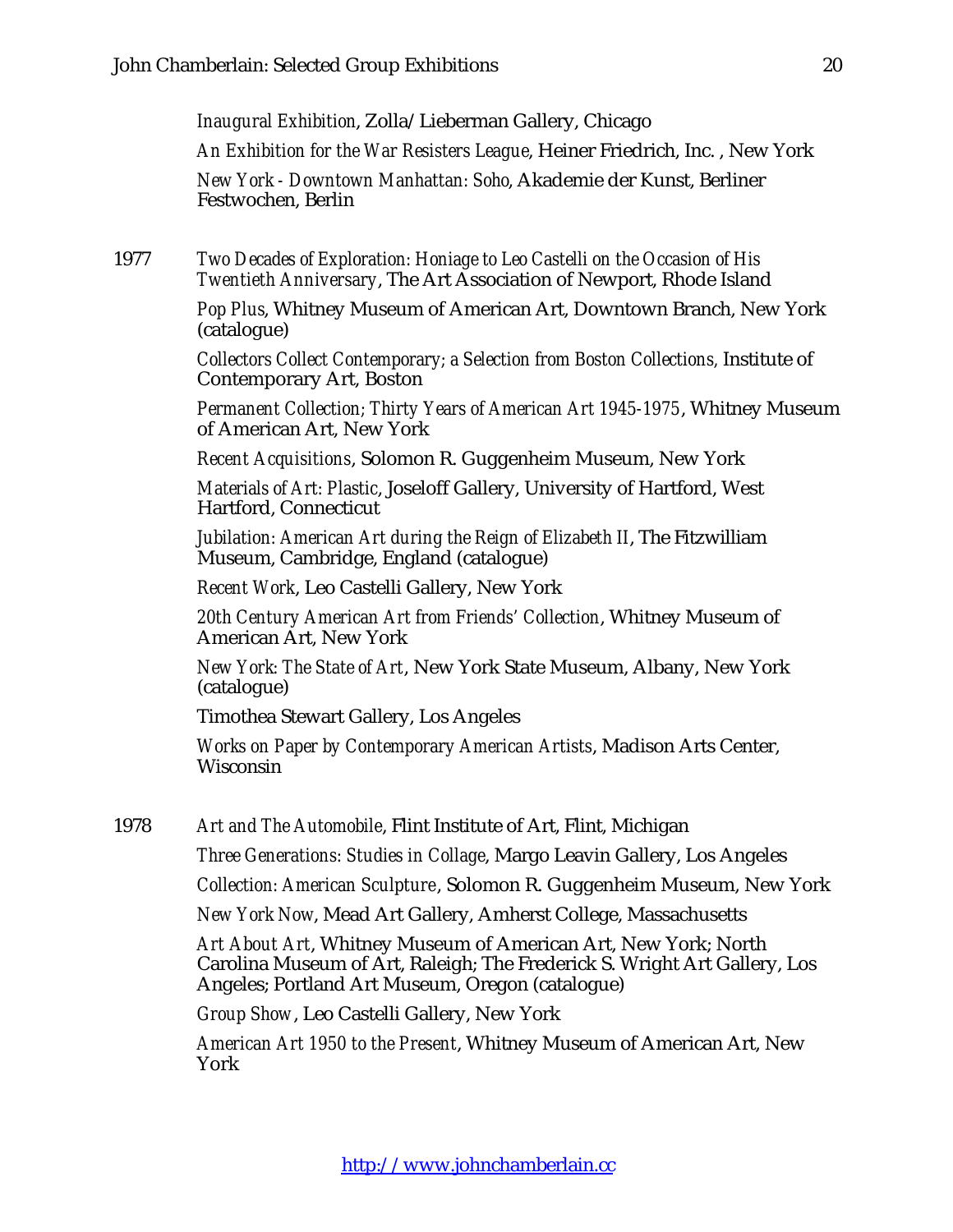*Inaugural Exhibition*, Zolla/Lieberman Gallery, Chicago

*An Exhibition for the War Resisters League*, Heiner Friedrich, Inc. , New York

*New York - Downtown Manhattan: Soho*, Akademie der Kunst, Berliner Festwochen, Berlin

1977 *Two Decades of Exploration: Honiage to Leo Castelli on the Occasion of His Twentieth Anniversary*, The Art Association of Newport, Rhode Island

*Pop Plus*, Whitney Museum of American Art, Downtown Branch, New York (catalogue)

*Collectors Collect Contemporary; a Selection from Boston Collections,* Institute of Contemporary Art, Boston

*Permanent Collection; Thirty Years of American Art 1945-1975*, Whitney Museum of American Art, New York

*Recent Acquisitions*, Solomon R. Guggenheim Museum, New York

*Materials of Art: Plastic*, Joseloff Gallery, University of Hartford, West Hartford, Connecticut

*Jubilation: American Art during the Reign of Elizabeth II*, The Fitzwilliam Museum, Cambridge, England (catalogue)

*Recent Work*, Leo Castelli Gallery, New York

*20th Century American Art from Friends' Collection*, Whitney Museum of American Art, New York

*New York: The State of Art*, New York State Museum, Albany, New York (catalogue)

Timothea Stewart Gallery, Los Angeles

*Works on Paper by Contemporary American Artists*, Madison Arts Center, Wisconsin

1978 *Art and The Automobile*, Flint Institute of Art, Flint, Michigan

*Three Generations: Studies in Collage*, Margo Leavin Gallery, Los Angeles

*Collection: American Sculpture*, Solomon R. Guggenheim Museum, New York

*New York Now*, Mead Art Gallery, Amherst College, Massachusetts

*Art About Art*, Whitney Museum of American Art, New York; North Carolina Museum of Art, Raleigh; The Frederick S. Wright Art Gallery, Los Angeles; Portland Art Museum, Oregon (catalogue)

*Group Show*, Leo Castelli Gallery, New York

*American Art 1950 to the Present*, Whitney Museum of American Art, New York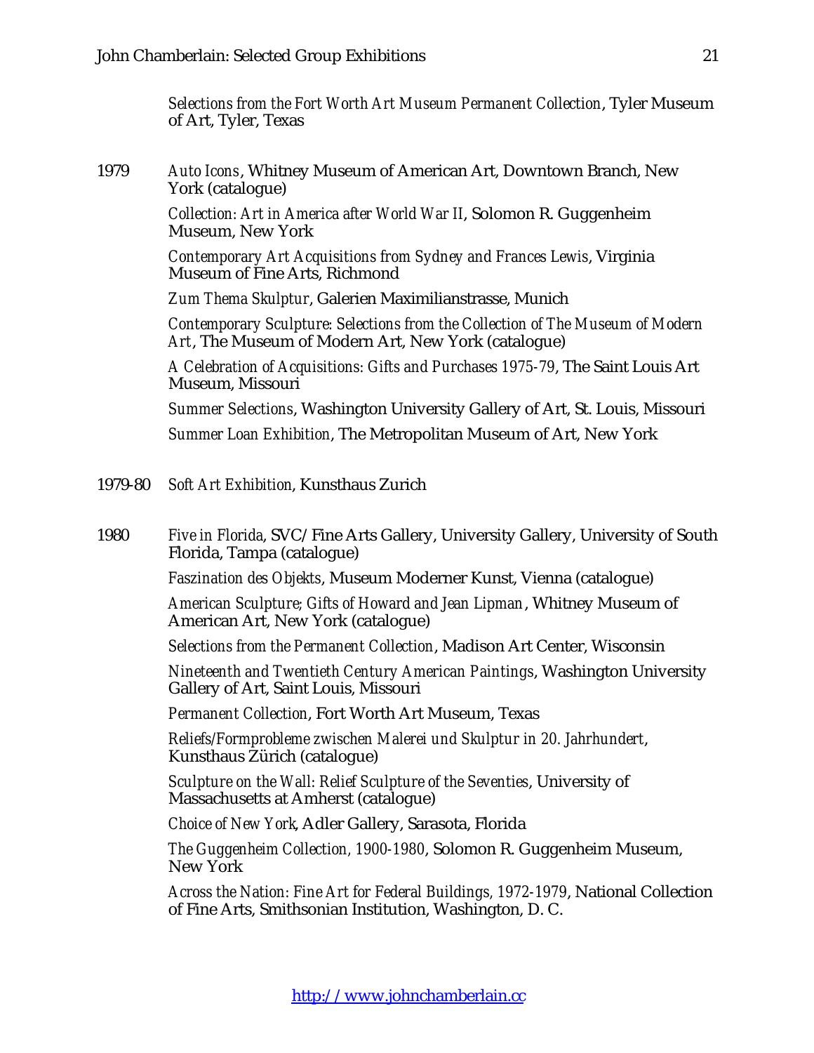*Selections from the Fort Worth Art Museum Permanent Collection*, Tyler Museum of Art, Tyler, Texas

1979 *Auto Icons*, Whitney Museum of American Art, Downtown Branch, New York (catalogue)

*Collection: Art in America after World War II*, Solomon R. Guggenheim Museum, New York

*Contemporary Art Acquisitions from Sydney and Frances Lewis*, Virginia Museum of Fine Arts, Richmond

*Zum Thema Skulptur*, Galerien Maximilianstrasse, Munich

*Contemporary Sculpture: Selections from the Collection of The Museum of Modern Art*, The Museum of Modern Art, New York (catalogue)

*A Celebration of Acquisitions: Gifts and Purchases 1975-79*, The Saint Louis Art Museum, Missouri

*Summer Selections*, Washington University Gallery of Art, St. Louis, Missouri

*Summer Loan Exhibition*, The Metropolitan Museum of Art, New York

1979-80 *Soft Art Exhibition*, Kunsthaus Zurich

1980 *Five in Florida*, SVC/Fine Arts Gallery, University Gallery, University of South Florida, Tampa (catalogue)

*Faszination des Objekts*, Museum Moderner Kunst, Vienna (catalogue)

*American Sculpture; Gifts of Howard and Jean Lipman*, Whitney Museum of American Art, New York (catalogue)

*Selections from the Permanent Collection*, Madison Art Center, Wisconsin

*Nineteenth and Twentieth Century American Paintings*, Washington University Gallery of Art, Saint Louis, Missouri

*Permanent Collection*, Fort Worth Art Museum, Texas

*Reliefs/Formprobleme zwischen Malerei und Skulptur in 20. Jahrhundert*, Kunsthaus Zürich (catalogue)

*Sculpture on the Wall: Relief Sculpture of the Seventies*, University of Massachusetts at Amherst (catalogue)

*Choice of New York*, Adler Gallery, Sarasota, Florida

*The Guggenheim Collection, 1900-1980*, Solomon R. Guggenheim Museum, New York

*Across the Nation: Fine Art for Federal Buildings, 1972-1979*, National Collection of Fine Arts, Smithsonian Institution, Washington, D. C.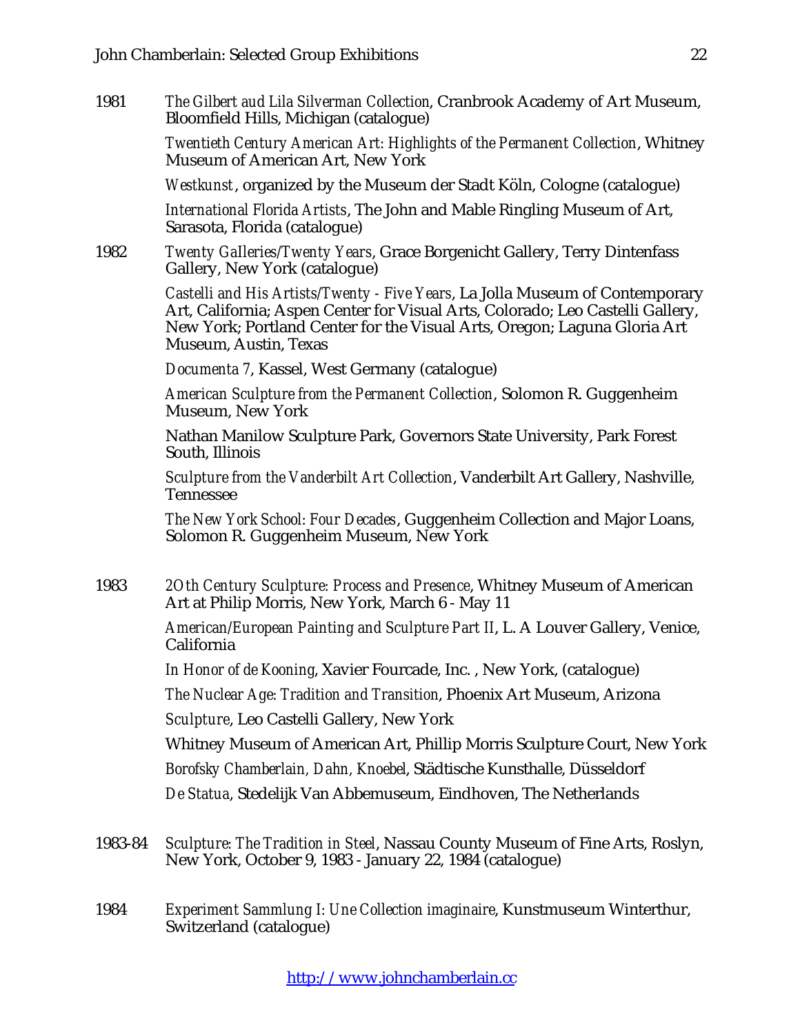1981 *The Gilbert aud Lila Silverman Collection*, Cranbrook Academy of Art Museum, Bloomfield Hills, Michigan (catalogue)

*Twentieth Century American Art: Highlights of the Permanent Collection*, Whitney Museum of American Art, New York

*Westkunst*, organized by the Museum der Stadt Köln, Cologne (catalogue)

*International Florida Artists*, The John and Mable Ringling Museum of Art, Sarasota, Florida (catalogue)

1982 *Twenty Galleries/Twenty Years*, Grace Borgenicht Gallery, Terry Dintenfass Gallery, New York (catalogue)

*Castelli and His Artists/Twenty - Five Years*, La Jolla Museum of Contemporary Art, California; Aspen Center for Visual Arts, Colorado; Leo Castelli Gallery, New York; Portland Center for the Visual Arts, Oregon; Laguna Gloria Art Museum, Austin, Texas

*Documenta 7*, Kassel, West Germany (catalogue)

*American Sculpture from the Permanent Collection*, Solomon R. Guggenheim Museum, New York

Nathan Manilow Sculpture Park, Governors State University, Park Forest South, Illinois

*Sculpture from the Vanderbilt Art Collection*, Vanderbilt Art Gallery, Nashville, Tennessee

*The New York School: Four Decades*, Guggenheim Collection and Major Loans, Solomon R. Guggenheim Museum, New York

1983 *2Oth Century Sculpture: Process and Presence*, Whitney Museum of American Art at Philip Morris, New York, March 6 - May 11

*American/European Painting and Sculpture Part II*, L. A Louver Gallery, Venice, California

*In Honor of de Kooning*, Xavier Fourcade, Inc. , New York, (catalogue)

*The Nuclear Age: Tradition and Transition*, Phoenix Art Museum, Arizona

*Sculpture*, Leo Castelli Gallery, New York

Whitney Museum of American Art, Phillip Morris Sculpture Court, New York

*Borofsky Chamberlain, Dahn, Knoebel*, Städtische Kunsthalle, Düsseldorf

*De Statua*, Stedelijk Van Abbemuseum, Eindhoven, The Netherlands

1983-84 *Sculpture: The Tradition in Steel*, Nassau County Museum of Fine Arts, Roslyn, New York, October 9, 1983 - January 22, 1984 (catalogue)

1984 *Experiment Sammlung I: Une Collection imaginaire*, Kunstmuseum Winterthur, Switzerland (catalogue)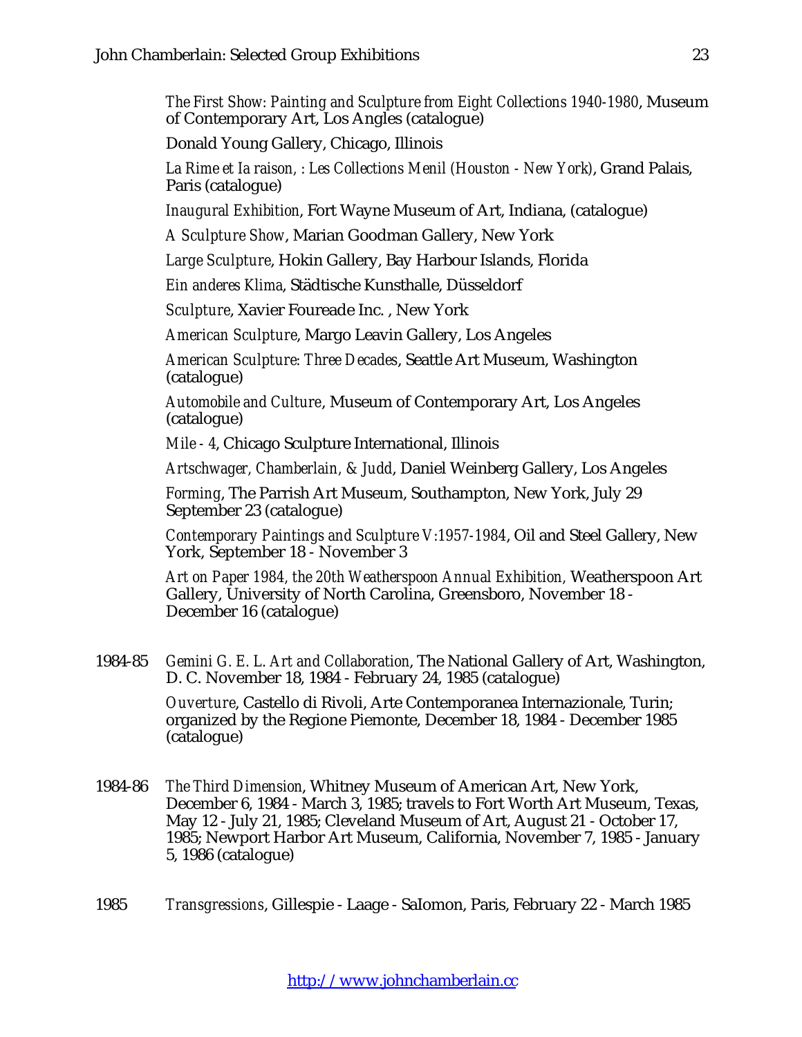*The First Show: Painting and Sculpture from Eight Collections 1940-1980*, Museum of Contemporary Art, Los Angles (catalogue)

Donald Young Gallery, Chicago, Illinois

*La Rime et Ia raison, : Les Collections Menil (Houston - New York)*, Grand Palais, Paris (catalogue)

*Inaugural Exhibition*, Fort Wayne Museum of Art, Indiana, (catalogue)

*A Sculpture Show*, Marian Goodman Gallery, New York

*Large Sculpture*, Hokin Gallery, Bay Harbour Islands, Florida

*Ein anderes Klima*, Städtische Kunsthalle, Düsseldorf

*Sculpture*, Xavier Foureade Inc. , New York

*American Sculpture*, Margo Leavin Gallery, Los Angeles

*American Sculpture: Three Decades*, Seattle Art Museum, Washington (catalogue)

*Automobile and Culture*, Museum of Contemporary Art, Los Angeles (catalogue)

*Mile - 4*, Chicago Sculpture International, Illinois

*Artschwager, Chamberlain, & Judd*, Daniel Weinberg Gallery, Los Angeles

*Forming*, The Parrish Art Museum, Southampton, New York, July 29 September 23 (catalogue)

*Contemporary Paintings and Sculpture V:1957-1984*, Oil and Steel Gallery, New York, September 18 - November 3

*Art on Paper 1984, the 20th Weatherspoon Annual Exhibition*, Weatherspoon Art Gallery, University of North Carolina, Greensboro, November 18 - December 16 (catalogue)

1984-85 *Gemini G. E. L. Art and Collaboration*, The National Gallery of Art, Washington, D. C. November 18, 1984 - February 24, 1985 (catalogue)

*Ouverture*, Castello di Rivoli, Arte Contemporanea Internazionale, Turin; organized by the Regione Piemonte, December 18, 1984 - December 1985 (catalogue)

1984-86 *The Third Dimension*, Whitney Museum of American Art, New York, December 6, 1984 - March 3, 1985; travels to Fort Worth Art Museum, Texas, May 12 - July 21, 1985; Cleveland Museum of Art, August 21 - October 17, 1985; Newport Harbor Art Museum, California, November 7, 1985 - January 5, 1986 (catalogue)

1985 *Transgressions*, Gillespie - Laage - SaIomon, Paris, February 22 - March 1985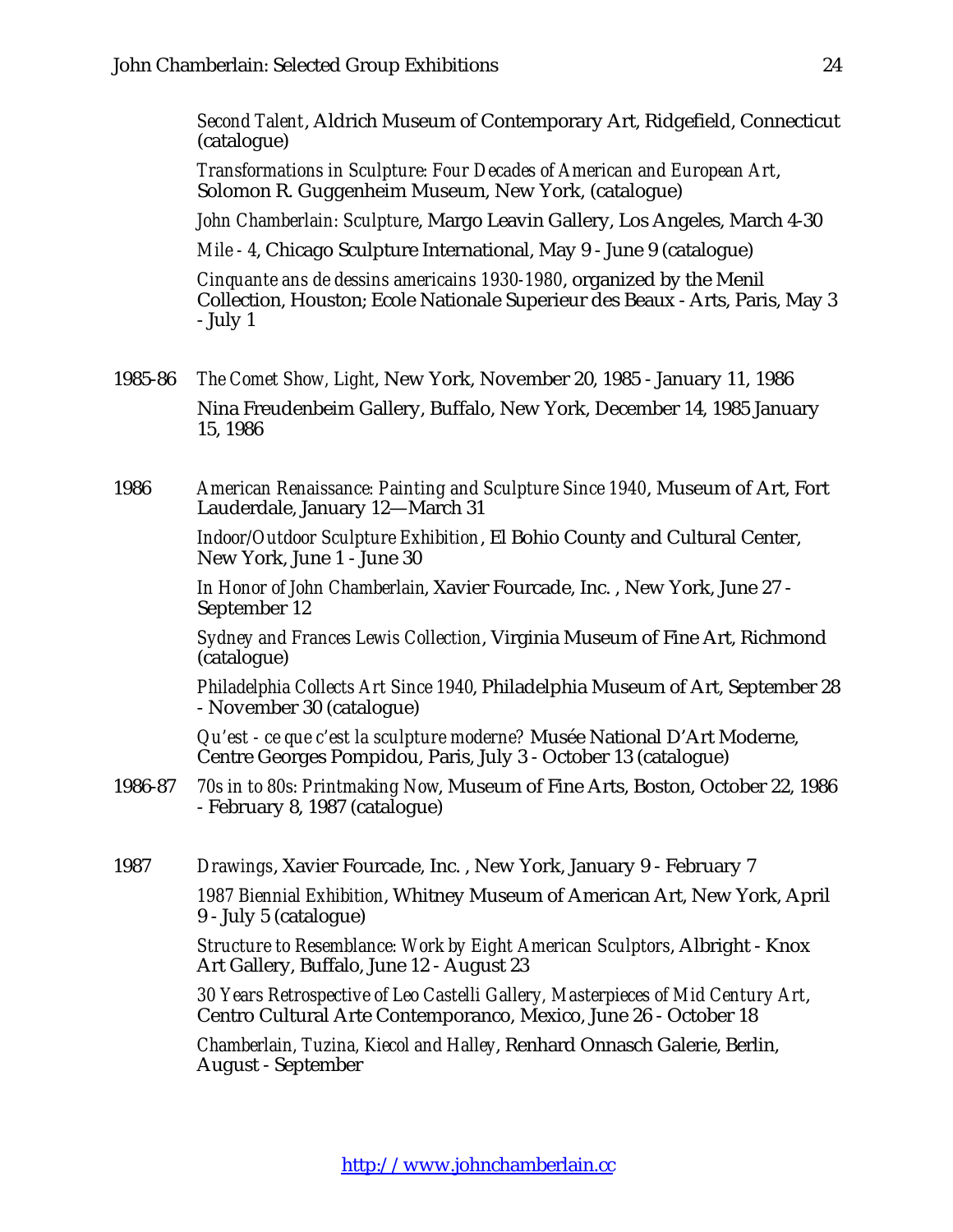*Second Talent*, Aldrich Museum of Contemporary Art, Ridgefield, Connecticut (catalogue)

*Transformations in Sculpture: Four Decades of American and European Art*, Solomon R. Guggenheim Museum, New York, (catalogue)

*John Chamberlain: Sculpture*, Margo Leavin Gallery, Los Angeles, March 4-30

*Mile - 4*, Chicago Sculpture International, May 9 - June 9 (catalogue)

*Cinquante ans de dessins americains 1930-1980*, organized by the Menil Collection, Houston; Ecole Nationale Superieur des Beaux - Arts, Paris, May 3 - July 1

1985-86 *The Comet Show, Light*, New York, November 20, 1985 - January 11, 1986

Nina Freudenbeim Gallery, Buffalo, New York, December 14, 1985 January 15, 1986

1986 *American Renaissance: Painting and Sculpture Since 1940*, Museum of Art, Fort Lauderdale, January 12—March 31

*Indoor/Outdoor Sculpture Exhibition*, El Bohio County and Cultural Center, New York, June 1 - June 30

*In Honor of John Chamberlain*, Xavier Fourcade, Inc. , New York, June 27 - September 12

*Sydney and Frances Lewis Collection*, Virginia Museum of Fine Art, Richmond (catalogue)

*Philadelphia Collects Art Since 1940*, Philadelphia Museum of Art, September 28 - November 30 (catalogue)

*Qu'est - ce que c'est la sculpture moderne?* Musée National D'Art Moderne, Centre Georges Pompidou, Paris, July 3 - October 13 (catalogue)

1986-87 *70s in to 80s: Printmaking Now*, Museum of Fine Arts, Boston, October 22, 1986 - February 8, 1987 (catalogue)

1987 *Drawings*, Xavier Fourcade, Inc. , New York, January 9 - February 7

*1987 Biennial Exhibition*, Whitney Museum of American Art, New York, April 9 - July 5 (catalogue)

*Structure to Resemblance: Work by Eight American Sculptors*, Albright - Knox Art Gallery, Buffalo, June 12 - August 23

*30 Years Retrospective of Leo Castelli Gallery, Masterpieces of Mid Century Art*, Centro Cultural Arte Contemporanco, Mexico, June 26 - October 18

*Chamberlain, Tuzina, Kiecol and Halley*, Renhard Onnasch Galerie, Berlin, August - September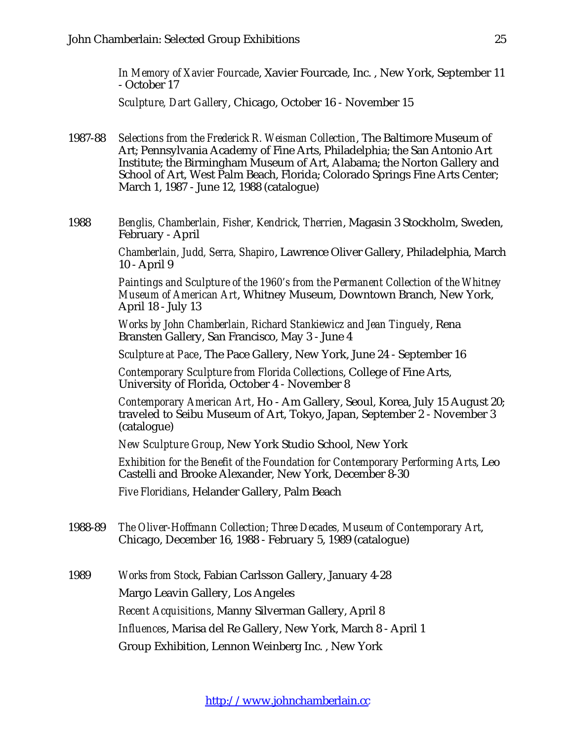*In Memory of Xavier Fourcade*, Xavier Fourcade, Inc. , New York, September 11 - October 17

*Sculpture, Dart Gallery*, Chicago, October 16 - November 15

1987-88 *Selections from the Frederick R. Weisman Collection*, The Baltimore Museum of Art; Pennsylvania Academy of Fine Arts, Philadelphia; the San Antonio Art Institute; the Birmingham Museum of Art, Alabama; the Norton Gallery and School of Art, West Palm Beach, Florida; Colorado Springs Fine Arts Center; March 1, 1987 - June 12, 1988 (catalogue)

1988 *Benglis, Chamberlain, Fisher, Kendrick, Therrien*, Magasin 3 Stockholm, Sweden, February - April

*Chamberlain, Judd, Serra, Shapiro*, Lawrence Oliver Gallery, Philadelphia, March 10 - April 9

*Paintings and Sculpture of the 1960's from the Permanent Collection of the Whitney Museum of American Art*, Whitney Museum, Downtown Branch, New York, April 18 - July 13

*Works by John Chamberlain, Richard Stankiewicz and Jean Tinguely*, Rena Bransten Gallery, San Francisco, May 3 - June 4

*Sculpture at Pace*, The Pace Gallery, New York, June 24 - September 16

*Contemporary Sculpture from Florida Collections*, College of Fine Arts, University of Florida, October 4 - November 8

*Contemporary American Art*, Ho - Am Gallery, Seoul, Korea, July 15 August 20; traveled to Seibu Museum of Art, Tokyo, Japan, September 2 - November 3 (catalogue)

*New Sculpture Group*, New York Studio School, New York

*Exhibition for the Benefit of the Foundation for Contemporary Performing Arts*, Leo Castelli and Brooke Alexander, New York, December 8-30

*Five Floridians*, Helander Gallery, Palm Beach

1988-89 *The Oliver-Hoffmann Collection; Three Decades, Museum of Contemporary Art*, Chicago, December 16, 1988 - February 5, 1989 (catalogue)

1989 *Works from Stock*, Fabian Carlsson Gallery, January 4-28

Margo Leavin Gallery, Los Angeles

*Recent Acquisitions*, Manny Silverman Gallery, April 8

*Influences*, Marisa del Re Gallery, New York, March 8 - April 1

Group Exhibition, Lennon Weinberg Inc. , New York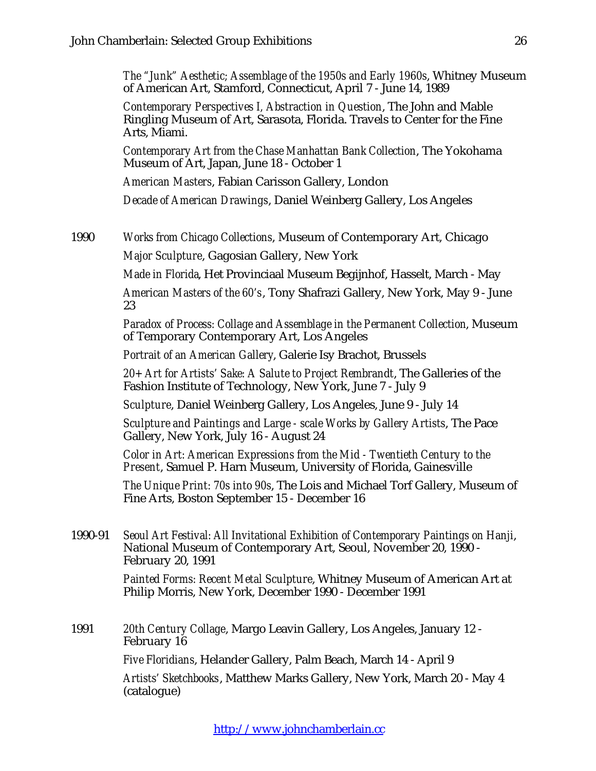*The "Junk" Aesthetic; Assemblage of the 1950s and Early 1960s*, Whitney Museum of American Art, Stamford, Connecticut, April 7 - June 14, 1989

*Contemporary Perspectives I, Abstraction in Question*, The John and Mable Ringling Museum of Art, Sarasota, Florida. Travels to Center for the Fine Arts, Miami.

*Contemporary Art from the Chase Manhattan Bank Collection*, The Yokohama Museum of Art, Japan, June 18 - October 1

*American Masters*, Fabian Carisson Gallery, London

*Decade of American Drawings*, Daniel Weinberg Gallery, Los Angeles

1990 *Works from Chicago Collections*, Museum of Contemporary Art, Chicago

*Major Sculpture*, Gagosian Gallery, New York

*Made in Florida*, Het Provinciaal Museum Begijnhof, Hasselt, March - May

*American Masters of the 60's*, Tony Shafrazi Gallery, New York, May 9 - June 23

*Paradox of Process: Collage and Assemblage in the Permanent Collection*, Museum of Temporary Contemporary Art, Los Angeles

*Portrait of an American Gallery*, Galerie Isy Brachot, Brussels

*20+ Art for Artists' Sake: A Salute to Project Rembrandt*, The Galleries of the Fashion Institute of Technology, New York, June 7 - July 9

*Sculpture*, Daniel Weinberg Gallery, Los Angeles, June 9 - July 14

*Sculpture and Paintings and Large - scale Works by Gallery Artists*, The Pace Gallery, New York, July 16 - August 24

*Color in Art: American Expressions from the Mid - Twentieth Century to the Present*, Samuel P. Harn Museum, University of Florida, Gainesville

*The Unique Print: 70s into 90s*, The Lois and Michael Torf Gallery, Museum of Fine Arts, Boston September 15 - December 16

1990-91 *Seoul Art Festival: All Invitational Exhibition of Contemporary Paintings on Hanji*, National Museum of Contemporary Art, Seoul, November 20, 1990 - February 20, 1991

*Painted Forms: Recent Metal Sculpture*, Whitney Museum of American Art at Philip Morris, New York, December 1990 - December 1991

1991 *20th Century Collage*, Margo Leavin Gallery, Los Angeles, January 12 - February 16

*Five Floridians*, Helander Gallery, Palm Beach, March 14 - April 9

*Artists' Sketchbooks*, Matthew Marks Gallery, New York, March 20 - May 4 (catalogue)

http://www.johnchamberlain.cc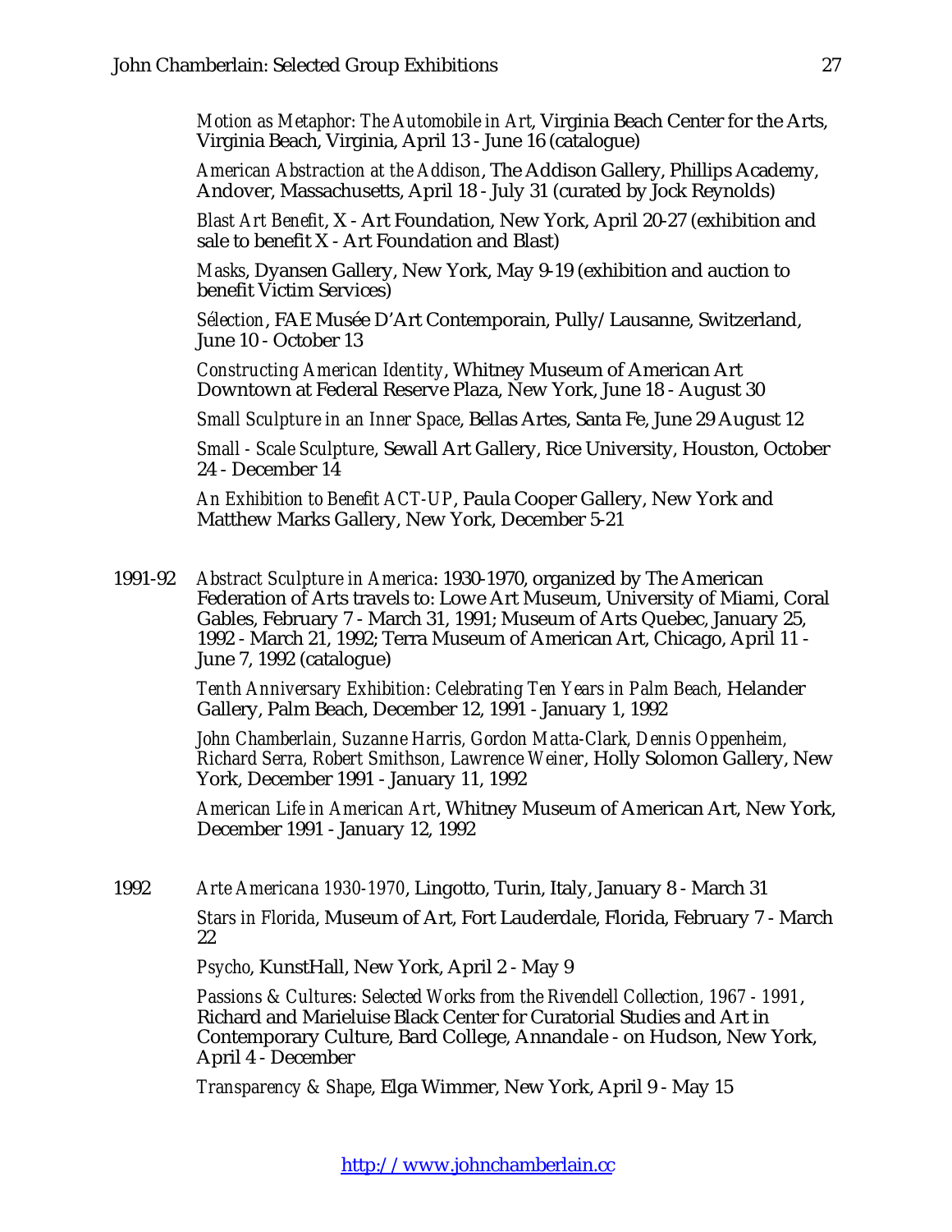*Motion as Metaphor: The Automobile in Art*, Virginia Beach Center for the Arts, Virginia Beach, Virginia, April 13 - June 16 (catalogue)

*American Abstraction at the Addison*, The Addison Gallery, Phillips Academy, Andover, Massachusetts, April 18 - July 31 (curated by Jock Reynolds)

*Blast Art Benefit*, X - Art Foundation, New York, April 20-27 (exhibition and sale to benefit X - Art Foundation and Blast)

*Masks*, Dyansen Gallery, New York, May 9-19 (exhibition and auction to benefit Victim Services)

*Sélection*, FAE Musée D'Art Contemporain, Pully/Lausanne, Switzerland, June 10 - October 13

*Constructing American Identity*, Whitney Museum of American Art Downtown at Federal Reserve Plaza, New York, June 18 - August 30

*Small Sculpture in an Inner Space*, Bellas Artes, Santa Fe, June 29 August 12

*Small - Scale Sculpture*, Sewall Art Gallery, Rice University, Houston, October 24 - December 14

*An Exhibition to Benefit ACT-UP*, Paula Cooper Gallery, New York and Matthew Marks Gallery, New York, December 5-21

1991-92 *Abstract Sculpture in America*: 1930-1970, organized by The American Federation of Arts travels to: Lowe Art Museum, University of Miami, Coral Gables, February 7 - March 31, 1991; Museum of Arts Quebec, January 25, 1992 - March 21, 1992; Terra Museum of American Art, Chicago, April 11 - June 7, 1992 (catalogue)

*Tenth Anniversary Exhibition: Celebrating Ten Years in Palm Beach,* Helander Gallery, Palm Beach, December 12, 1991 - January 1, 1992

*John Chamberlain, Suzanne Harris, Gordon Matta-Clark, Dennis Oppenheim, Richard Serra, Robert Smithson, Lawrence Weiner*, Holly Solomon Gallery, New York, December 1991 - January 11, 1992

*American Life in American Art*, Whitney Museum of American Art, New York, December 1991 - January 12, 1992

1992 *Arte Americana 1930-1970*, Lingotto, Turin, Italy, January 8 - March 31

*Stars in Florida*, Museum of Art, Fort Lauderdale, Florida, February 7 - March 22

*Psycho*, KunstHall, New York, April 2 - May 9

*Passions & Cultures: Selected Works from the Rivendell Collection, 1967 - 1991*, Richard and Marieluise Black Center for Curatorial Studies and Art in Contemporary Culture, Bard College, Annandale - on Hudson, New York, April 4 - December

*Transparency & Shape*, Elga Wimmer, New York, April 9 - May 15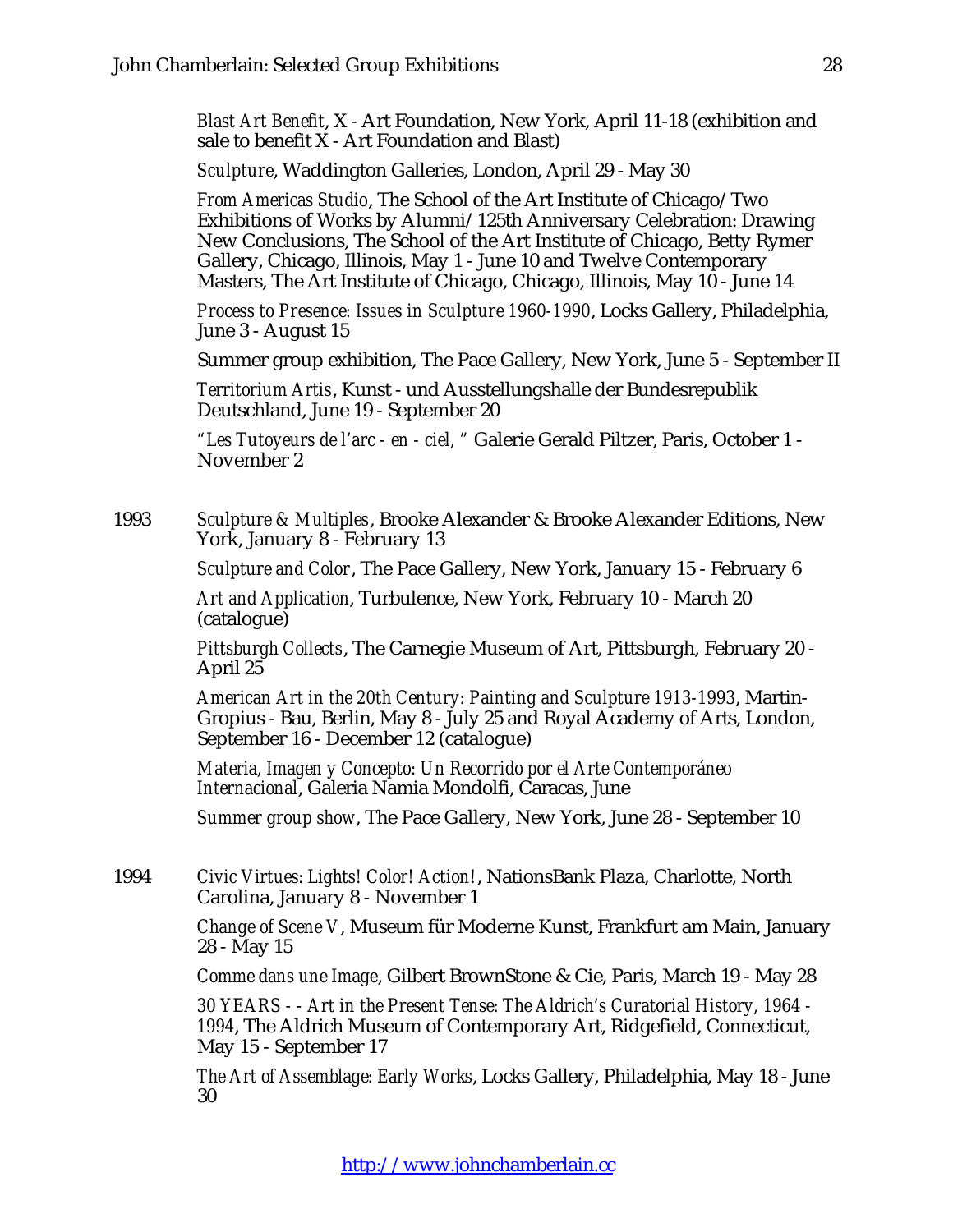*Blast Art Benefit*, X - Art Foundation, New York, April 11-18 (exhibition and sale to benefit X - Art Foundation and Blast)

*Sculpture*, Waddington Galleries, London, April 29 - May 30

*From Americas Studio*, The School of the Art Institute of Chicago/Two Exhibitions of Works by Alumni/125th Anniversary Celebration: Drawing New Conclusions, The School of the Art Institute of Chicago, Betty Rymer Gallery, Chicago, Illinois, May 1 - June 10 and Twelve Contemporary Masters, The Art Institute of Chicago, Chicago, Illinois, May 10 - June 14

*Process to Presence: Issues in Sculpture 1960-1990*, Locks Gallery, Philadelphia, June 3 - August 15

Summer group exhibition, The Pace Gallery, New York, June 5 - September II

*Territorium Artis*, Kunst - und Ausstellungshalle der Bundesrepublik Deutschland, June 19 - September 20

*"Les Tutoyeurs de l'arc - en - ciel, "* Galerie Gerald Piltzer, Paris, October 1 - November 2

1993 *Sculpture & Multiples*, Brooke Alexander & Brooke Alexander Editions, New York, January 8 - February 13

*Sculpture and Color*, The Pace Gallery, New York, January 15 - February 6

*Art and Application*, Turbulence, New York, February 10 - March 20 (catalogue)

*Pittsburgh Collects*, The Carnegie Museum of Art, Pittsburgh, February 20 - April 25

*American Art in the 20th Century: Painting and Sculpture 1913-1993*, Martin-Gropius - Bau, Berlin, May 8 - July 25 and Royal Academy of Arts, London, September 16 - December 12 (catalogue)

*Materia, Imagen y Concepto: Un Recorrido por el Arte Contemporáneo Internacional*, Galeria Namia Mondolfi, Caracas, June

*Summer group show*, The Pace Gallery, New York, June 28 - September 10

1994 *Civic Virtues: Lights! Color! Action!*, NationsBank Plaza, Charlotte, North Carolina, January 8 - November 1

*Change of Scene V*, Museum für Moderne Kunst, Frankfurt am Main, January 28 - May 15

*Comme dans une Image*, Gilbert BrownStone & Cie, Paris, March 19 - May 28

*30 YEARS - - Art in the Present Tense: The Aldrich's Curatorial History, 1964 - 1994*, The Aldrich Museum of Contemporary Art, Ridgefield, Connecticut, May 15 - September 17

*The Art of Assemblage: Early Works*, Locks Gallery, Philadelphia, May 18 - June 30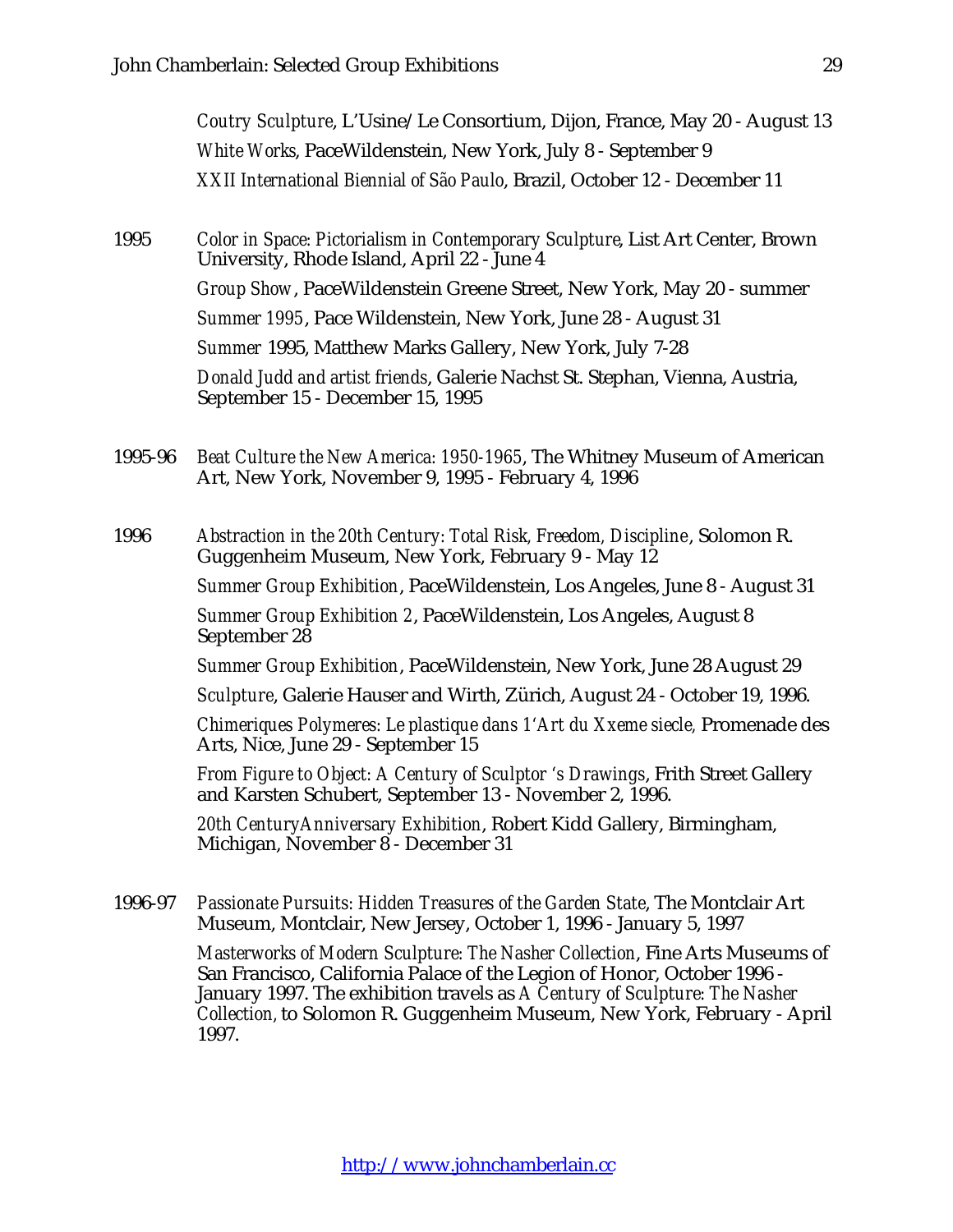*Coutry Sculpture*, L'Usine/Le Consortium, Dijon, France, May 20 - August 13

*White Works*, PaceWildenstein, New York, July 8 - September 9

*XXII International Biennial of São Paulo*, Brazil, October 12 - December 11

1995 *Color in Space: Pictorialism in Contemporary Sculpture*, List Art Center, Brown University, Rhode Island, April 22 - June 4

*Group Show*, PaceWildenstein Greene Street, New York, May 20 - summer

*Summer 1995*, Pace Wildenstein, New York, June 28 - August 31

*Summer* 1995, Matthew Marks Gallery, New York, July 7-28

*Donald Judd and artist friends*, Galerie Nachst St. Stephan, Vienna, Austria, September 15 - December 15, 1995

1995-96 *Beat Culture the New America: 1950-1965*, The Whitney Museum of American Art, New York, November 9, 1995 - February 4, 1996

1996 *Abstraction in the 20th Century: Total Risk, Freedom, Discipline*, Solomon R. Guggenheim Museum, New York, February 9 - May 12

*Summer Group Exhibition*, PaceWildenstein, Los Angeles, June 8 - August 31

*Summer Group Exhibition 2*, PaceWildenstein, Los Angeles, August 8 September 28

*Summer Group Exhibition*, PaceWildenstein, New York, June 28 August 29

*Sculpture*, Galerie Hauser and Wirth, Zürich, August 24 - October 19, 1996.

*Chimeriques Polymeres: Le plastique dans 1'Art du Xxeme siecle,* Promenade des Arts, Nice, June 29 - September 15

*From Figure to Object: A Century of Sculptor 's Drawings*, Frith Street Gallery and Karsten Schubert, September 13 - November 2, 1996.

*20th CenturyAnniversary Exhibition*, Robert Kidd Gallery, Birmingham, Michigan, November 8 - December 31

1996-97 *Passionate Pursuits: Hidden Treasures of the Garden State*, The Montclair Art Museum, Montclair, New Jersey, October 1, 1996 - January 5, 1997

*Masterworks of Modern Sculpture: The Nasher Collection*, Fine Arts Museums of San Francisco, California Palace of the Legion of Honor, October 1996 - January 1997. The exhibition travels as *A Century of Sculpture: The Nasher Collection,* to Solomon R. Guggenheim Museum, New York, February - April 1997.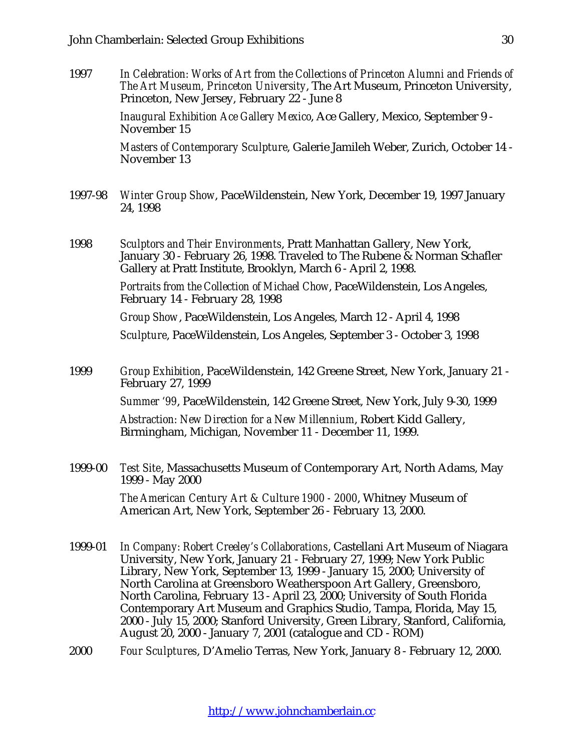1997 *In Celebration: Works of Art from the Collections of Princeton Alumni and Friends of The Art Museum, Princeton University*, The Art Museum, Princeton University, Princeton, New Jersey, February 22 - June 8

*Inaugural Exhibition Ace Gallery Mexico*, Ace Gallery, Mexico, September 9 - November 15

*Masters of Contemporary Sculpture*, Galerie Jamileh Weber, Zurich, October 14 - November 13

1997-98 *Winter Group Show*, PaceWildenstein, New York, December 19, 1997 January 24, 1998

1998 *Sculptors and Their Environments*, Pratt Manhattan Gallery, New York, January 30 - February 26, 1998. Traveled to The Rubene & Norman Schafler Gallery at Pratt Institute, Brooklyn, March 6 - April 2, 1998.

*Portraits from the Collection of Michael Chow*, PaceWildenstein, Los Angeles, February 14 - February 28, 1998

*Group Show*, PaceWildenstein, Los Angeles, March 12 - April 4, 1998

*Sculpture*, PaceWildenstein, Los Angeles, September 3 - October 3, 1998

1999 *Group Exhibition*, PaceWildenstein, 142 Greene Street, New York, January 21 - February 27, 1999

*Summer '99*, PaceWildenstein, 142 Greene Street, New York, July 9-30, 1999

*Abstraction: New Direction for a New Millennium*, Robert Kidd Gallery, Birmingham, Michigan, November 11 - December 11, 1999.

1999-00 *Test Site*, Massachusetts Museum of Contemporary Art, North Adams, May 1999 - May 2000

*The American Century Art & Culture 1900 - 2000*, Whitney Museum of American Art, New York, September 26 - February 13, 2000.

1999-01 *In Company: Robert Creeley's Collaborations*, Castellani Art Museum of Niagara University, New York, January 21 - February 27, 1999; New York Public Library, New York, September 13, 1999 - January 15, 2000; University of North Carolina at Greensboro Weatherspoon Art Gallery, Greensboro, North Carolina, February 13 - April 23, 2000; University of South Florida Contemporary Art Museum and Graphics Studio, Tampa, Florida, May 15, 2000 - July 15, 2000; Stanford University, Green Library, Stanford, California, August 20, 2000 - January 7, 2001 (catalogue and CD - ROM)

2000 *Four Sculptures*, D'Amelio Terras, New York, January 8 - February 12, 2000.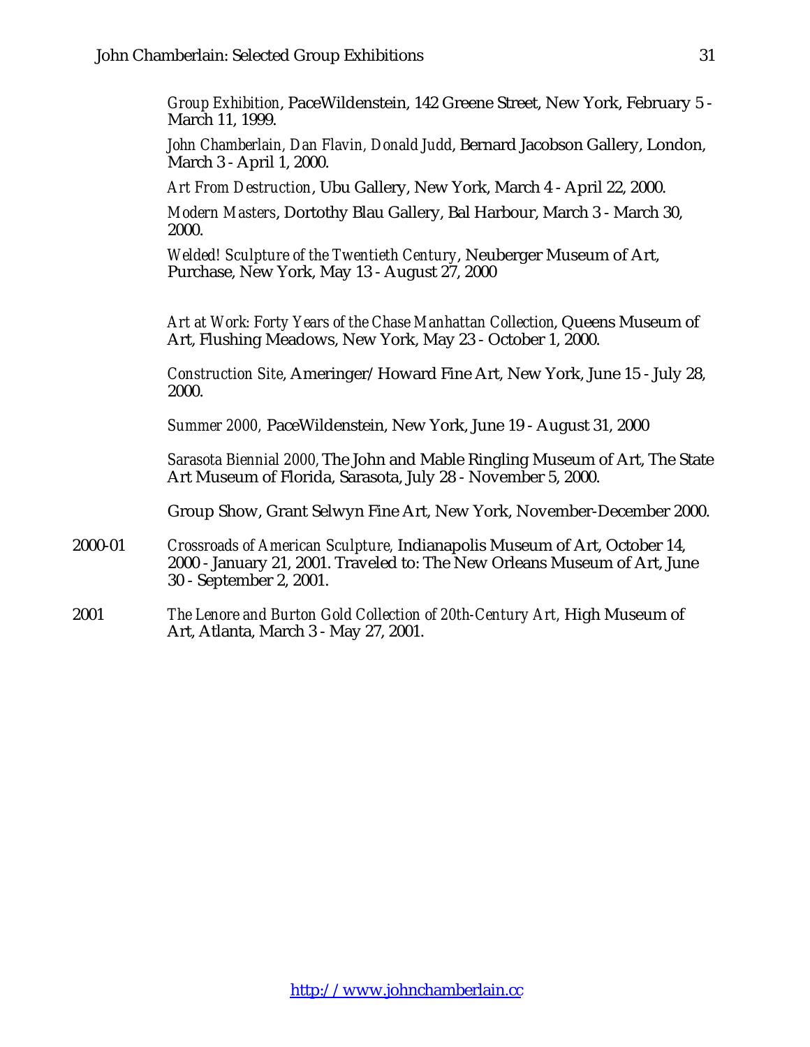*Group Exhibition*, PaceWildenstein, 142 Greene Street, New York, February 5 - March 11, 1999.

*John Chamberlain, Dan Flavin, Donald Judd*, Bernard Jacobson Gallery, London, March 3 - April 1, 2000.

*Art From Destruction*, Ubu Gallery, New York, March 4 - April 22, 2000.

*Modern Masters*, Dortothy Blau Gallery, Bal Harbour, March 3 - March 30, 2000.

*Welded! Sculpture of the Twentieth Century*, Neuberger Museum of Art, Purchase, New York, May 13 - August 27, 2000

*Art at Work: Forty Years of the Chase Manhattan Collection*, Queens Museum of Art, Flushing Meadows, New York, May 23 - October 1, 2000.

*Construction Site*, Ameringer/ Howard Fine Art, New York, June 15 - July 28, 2000.

*Summer 2000,* PaceWildenstein, New York, June 19 - August 31, 2000

*Sarasota Biennial 2000,* The John and Mable Ringling Museum of Art, The State Art Museum of Florida, Sarasota, July 28 - November 5, 2000.

Group Show, Grant Selwyn Fine Art, New York, November-December 2000.

2000-01 *Crossroads of American Sculpture,* Indianapolis Museum of Art, October 14, 2000 - January 21, 2001. Traveled to: The New Orleans Museum of Art, June 30 - September 2, 2001.

2001 *The Lenore and Burton Gold Collection of 20th-Century Art,* High Museum of Art, Atlanta, March 3 - May 27, 2001.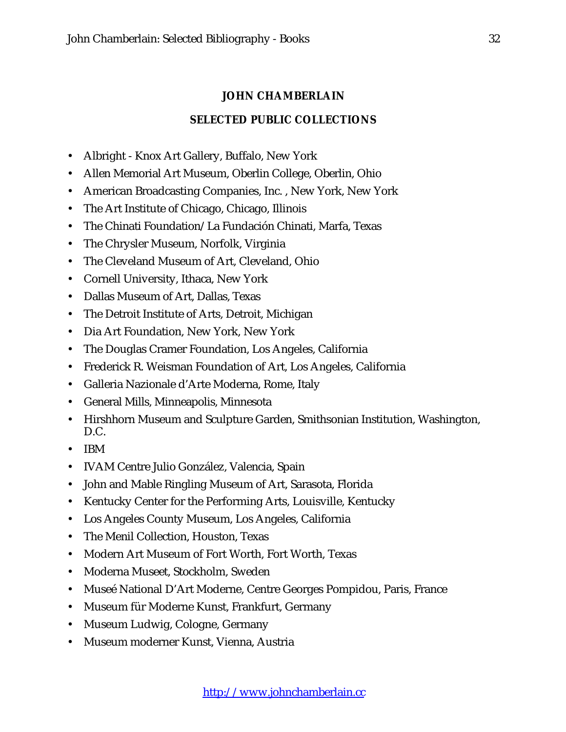## JOHN CHAMBERLAIN

## SELECTED PUBLIC COLLECTIONS

- Albright - Knox Art Gallery, Buffalo, New York
- Allen Memorial Art Museum, Oberlin College, Oberlin, Ohio
- American Broadcasting Companies, Inc. , New York, New York
- The Art Institute of Chicago, Chicago, Illinois
- The Chinati Foundation/La Fundación Chinati, Marfa, Texas
- The Chrysler Museum, Norfolk, Virginia
- The Cleveland Museum of Art, Cleveland, Ohio
- Cornell University, Ithaca, New York
- Dallas Museum of Art, Dallas, Texas
- The Detroit Institute of Arts, Detroit, Michigan
- Dia Art Foundation, New York, New York
- The Douglas Cramer Foundation, Los Angeles, California
- Frederick R. Weisman Foundation of Art, Los Angeles, California
- Galleria Nazionale d'Arte Moderna, Rome, Italy
- General Mills, Minneapolis, Minnesota
- Hirshhorn Museum and Sculpture Garden, Smithsonian Institution, Washington, D.C.
- IBM
- IVAM Centre Julio González, Valencia, Spain
- John and Mable Ringling Museum of Art, Sarasota, Florida
- Kentucky Center for the Performing Arts, Louisville, Kentucky
- Los Angeles County Museum, Los Angeles, California
- The Menil Collection, Houston, Texas
- Modern Art Museum of Fort Worth, Fort Worth, Texas
- Moderna Museet, Stockholm, Sweden
- Museé National D'Art Moderne, Centre Georges Pompidou, Paris, France
- Museum für Moderne Kunst, Frankfurt, Germany
- Museum Ludwig, Cologne, Germany
- Museum moderner Kunst, Vienna, Austria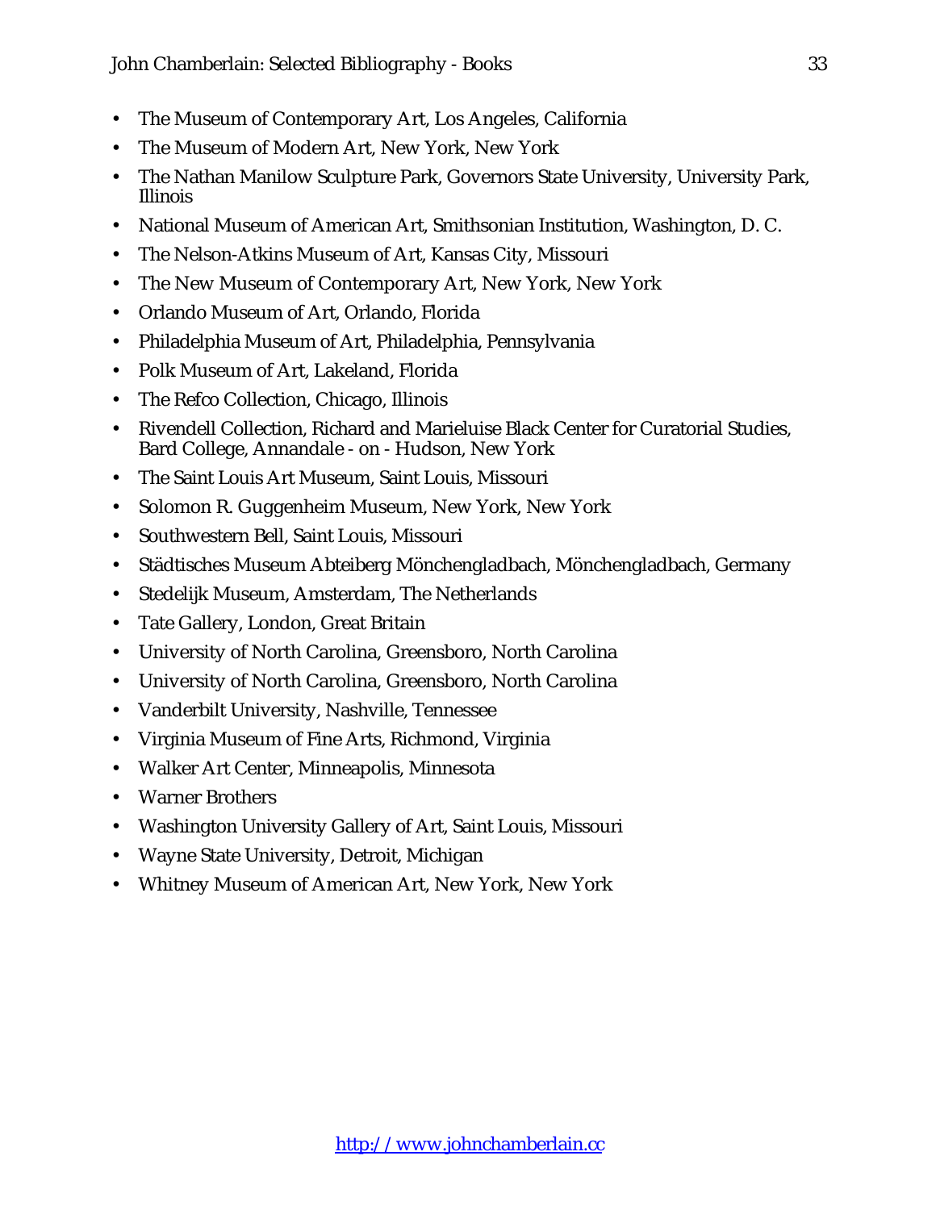- The Museum of Contemporary Art, Los Angeles, California
- The Museum of Modern Art, New York, New York
- The Nathan Manilow Sculpture Park, Governors State University, University Park, Illinois
- National Museum of American Art, Smithsonian Institution, Washington, D. C.
- The Nelson-Atkins Museum of Art, Kansas City, Missouri
- The New Museum of Contemporary Art, New York, New York
- Orlando Museum of Art, Orlando, Florida
- Philadelphia Museum of Art, Philadelphia, Pennsylvania
- Polk Museum of Art, Lakeland, Florida
- The Refco Collection, Chicago, Illinois
- Rivendell Collection, Richard and Marieluise Black Center for Curatorial Studies, Bard College, Annandale - on - Hudson, New York
- The Saint Louis Art Museum, Saint Louis, Missouri
- Solomon R. Guggenheim Museum, New York, New York
- Southwestern Bell, Saint Louis, Missouri
- Städtisches Museum Abteiberg Mönchengladbach, Mönchengladbach, Germany
- Stedelijk Museum, Amsterdam, The Netherlands
- Tate Gallery, London, Great Britain
- University of North Carolina, Greensboro, North Carolina
- University of North Carolina, Greensboro, North Carolina
- Vanderbilt University, Nashville, Tennessee
- Virginia Museum of Fine Arts, Richmond, Virginia
- Walker Art Center, Minneapolis, Minnesota
- Warner Brothers
- Washington University Gallery of Art, Saint Louis, Missouri
- Wayne State University, Detroit, Michigan
- Whitney Museum of American Art, New York, New York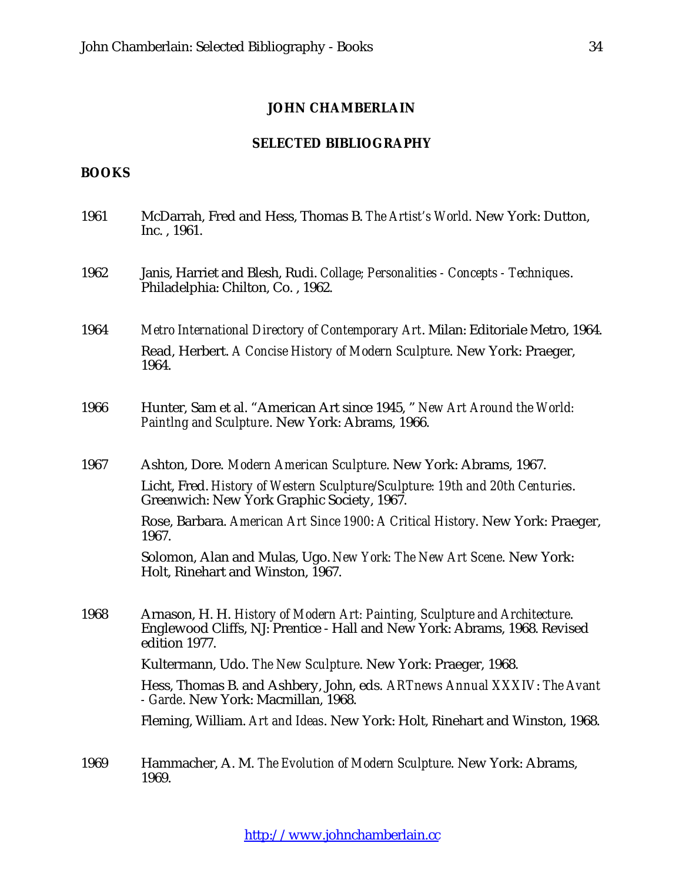**JOHN CHAMBERLAIN**

**SELECTED BIBLIOGRAPHY**

**BOOKS**

1961 McDarrah, Fred and Hess, Thomas B. *The Artist's World*. New York: Dutton, Inc. , 1961.

1962 Janis, Harriet and Blesh, Rudi. *Collage; Personalities - Concepts - Techniques*. Philadelphia: Chilton, Co. , 1962.

1964 *Metro International Directory of Contemporary Art*. Milan: Editoriale Metro, 1964.

Read, Herbert. *A Concise History of Modern Sculpture*. New York: Praeger, 1964.

1966 Hunter, Sam et al. "American Art since 1945, " *New Art Around the World: Paintlng and Sculpture*. New York: Abrams, 1966.

1967 Ashton, Dore. *Modern American Sculpture*. New York: Abrams, 1967.

Licht, Fred. *History of Western Sculpture/Sculpture: 19th and 20th Centuries*. Greenwich: New York Graphic Society, 1967.

Rose, Barbara. *American Art Since 1900: A Critical History*. New York: Praeger, 1967.

Solomon, Alan and Mulas, Ugo. *New York: The New Art Scene*. New York: Holt, Rinehart and Winston, 1967.

1968 Arnason, H. H. *History of Modern Art: Painting, Sculpture and Architecture*. Englewood Cliffs, NJ: Prentice - Hall and New York: Abrams, 1968. Revised edition 1977.

Kultermann, Udo. *The New Sculpture*. New York: Praeger, 1968.

Hess, Thomas B. and Ashbery, John, eds. *ARTnews Annual XXXIV: The Avant - Garde*. New York: Macmillan, 1968.

Fleming, William. *Art and Ideas*. New York: Holt, Rinehart and Winston, 1968.

1969 Hammacher, A. M. *The Evolution of Modern Sculpture*. New York: Abrams, 1969.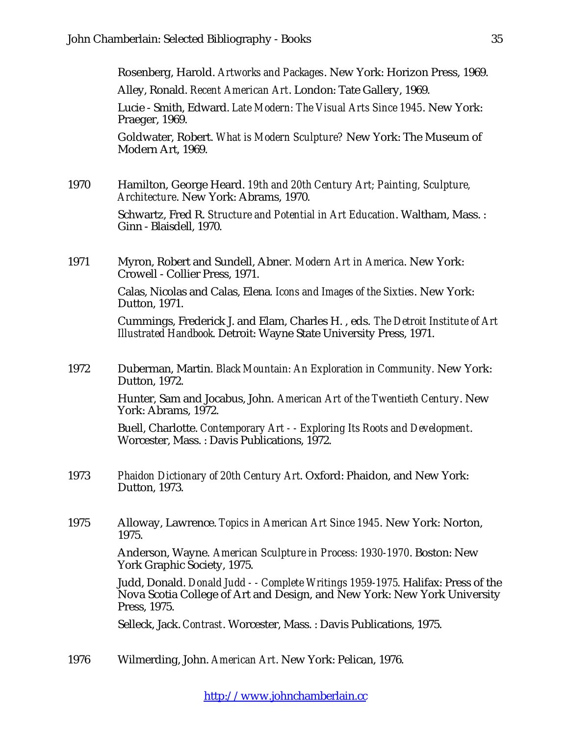Rosenberg, Harold. *Artworks and Packages*. New York: Horizon Press, 1969.

Alley, Ronald. *Recent American Art*. London: Tate Gallery, 1969.

Lucie - Smith, Edward. *Late Modern: The Visual Arts Since 1945*. New York: Praeger, 1969.

Goldwater, Robert. *What is Modern Sculpture?* New York: The Museum of Modern Art, 1969.

1970 Hamilton, George Heard. *19th and 20th Century Art; Painting, Sculpture, Architecture*. New York: Abrams, 1970.

Schwartz, Fred R. *Structure and Potential in Art Education*. Waltham, Mass. : Ginn - Blaisdell, 1970.

1971 Myron, Robert and Sundell, Abner. *Modern Art in America*. New York: Crowell - Collier Press, 1971.

Calas, Nicolas and Calas, Elena. *Icons and Images of the Sixties*. New York: Dutton, 1971.

Cummings, Frederick J. and Elam, Charles H. , eds. *The Detroit Institute of Art Illustrated Handbook*. Detroit: Wayne State University Press, 1971.

1972 Duberman, Martin. *Black Mountain: An Exploration in Community.* New York: Dutton, 1972.

Hunter, Sam and Jocabus, John. *American Art of the Twentieth Century*. New York: Abrams, 1972.

Buell, Charlotte. *Contemporary Art - - Exploring Its Roots and Development.* Worcester, Mass. : Davis Publications, 1972.

1973 *Phaidon Dictionary of 20th Century Art*. Oxford: Phaidon, and New York: Dutton, 1973.

1975 Alloway, Lawrence. *Topics in American Art Since 1945*. New York: Norton, 1975.

Anderson, Wayne. *American Sculpture in Process: 1930-1970*. Boston: New York Graphic Society, 1975.

Judd, Donald. *Donald Judd - - Complete Writings 1959-1975*. Halifax: Press of the Nova Scotia College of Art and Design, and New York: New York University Press, 1975.

Selleck, Jack. *Contrast*. Worcester, Mass. : Davis Publications, 1975.

1976 Wilmerding, John. *American Art*. New York: Pelican, 1976.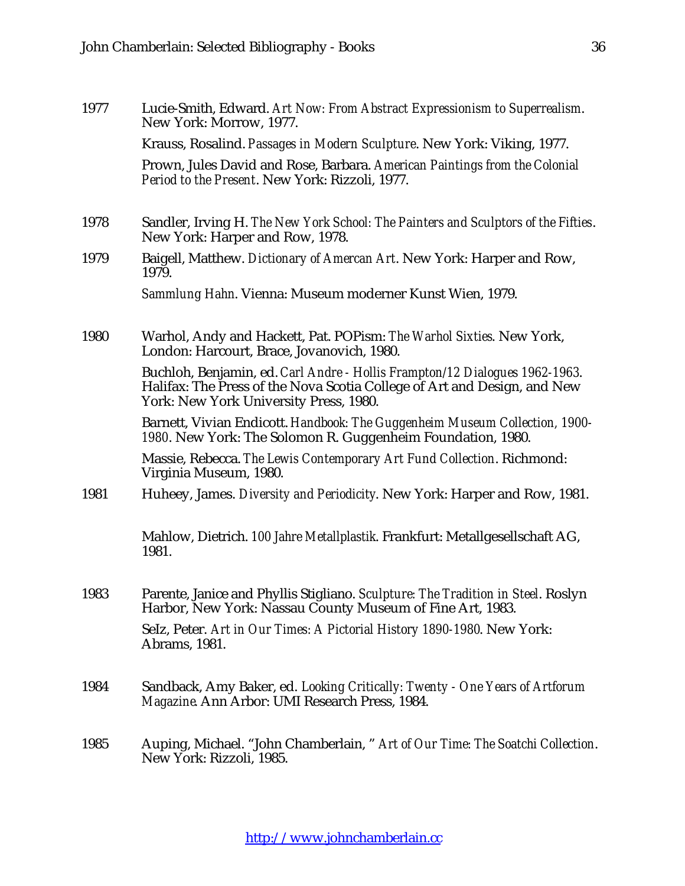1977 Lucie-Smith, Edward. *Art Now: From Abstract Expressionism to Superrealism*. New York: Morrow, 1977.

Krauss, Rosalind. *Passages in Modern Sculpture*. New York: Viking, 1977.

Prown, Jules David and Rose, Barbara. *American Paintings from the Colonial Period to the Present*. New York: Rizzoli, 1977.

1978 Sandler, Irving H. *The New York School: The Painters and Sculptors of the Fifties*. New York: Harper and Row, 1978.

1979 Baigell, Matthew. *Dictionary of Amercan Art*. New York: Harper and Row, 1979.

*Sammlung Hahn*. Vienna: Museum moderner Kunst Wien, 1979.

1980 Warhol, Andy and Hackett, Pat. POPism: *The Warhol Sixties*. New York, London: Harcourt, Brace, Jovanovich, 1980.

Buchloh, Benjamin, ed. *Carl Andre - Hollis Frampton/12 Dialogues 1962-1963*. Halifax: The Press of the Nova Scotia College of Art and Design, and New York: New York University Press, 1980.

Barnett, Vivian Endicott. *Handbook: The Guggenheim Museum Collection, 1900-1980*. New York: The Solomon R. Guggenheim Foundation, 1980.

Massie, Rebecca. *The Lewis Contemporary Art Fund Collection*. Richmond: Virginia Museum, 1980.

1981 Huheey, James. *Diversity and Periodicity*. New York: Harper and Row, 1981.

Mahlow, Dietrich. *100 Jahre Metallplastik*. Frankfurt: Metallgesellschaft AG, 1981.

1983 Parente, Janice and Phyllis Stigliano. *Sculpture: The Tradition in Steel*. Roslyn Harbor, New York: Nassau County Museum of Fine Art, 1983.

SeIz, Peter. *Art in Our Times: A Pictorial History 1890-1980*. New York: Abrams, 1981.

1984 Sandback, Amy Baker, ed. *Looking Critically: Twenty - One Years of Artforum Magazine*. Ann Arbor: UMI Research Press, 1984.

1985 Auping, Michael. "John Chamberlain, " *Art of Our Time: The Soatchi Collection*. New York: Rizzoli, 1985.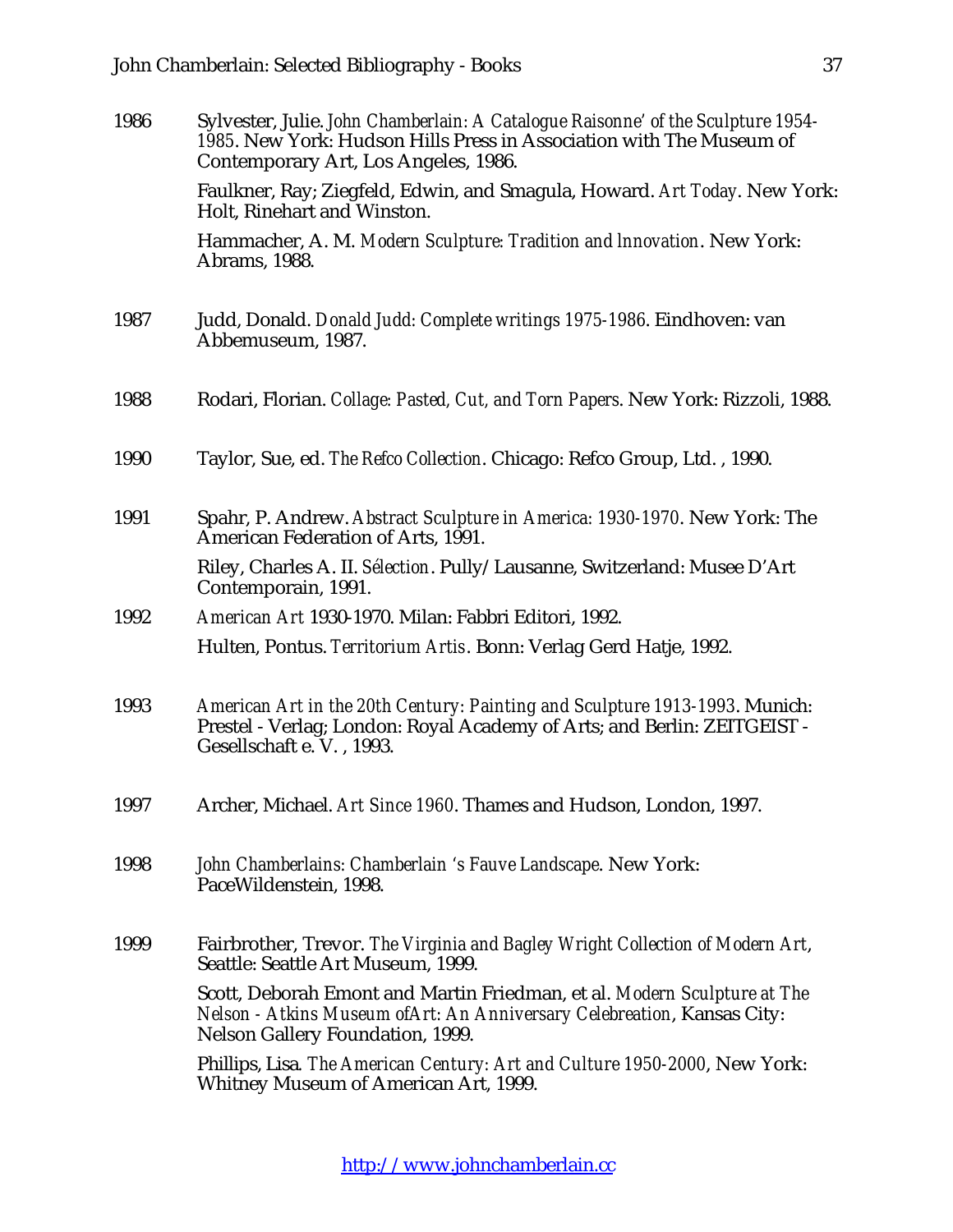1986 Sylvester, Julie. *John Chamberlain: A Catalogue Raisonne' of the Sculpture 1954-1985*. New York: Hudson Hills Press in Association with The Museum of Contemporary Art, Los Angeles, 1986.

Faulkner, Ray; Ziegfeld, Edwin, and Smagula, Howard. *Art Today*. New York: Holt, Rinehart and Winston.

Hammacher, A. M. *Modern Sculpture: Tradition and lnnovation*. New York: Abrams, 1988.

1987 Judd, Donald. *Donald Judd: Complete writings 1975-1986*. Eindhoven: van Abbemuseum, 1987.

1988 Rodari, Florian. *Collage: Pasted, Cut, and Torn Papers*. New York: Rizzoli, 1988.

1990 Taylor, Sue, ed. *The Refco Collection*. Chicago: Refco Group, Ltd. , 1990.

1991 Spahr, P. Andrew. *Abstract Sculpture in America: 1930-1970*. New York: The American Federation of Arts, 1991.

Riley, Charles A. II. *Sélection*. Pully/Lausanne, Switzerland: Musee D'Art Contemporain, 1991.

1992 *American Art* 1930-1970. Milan: Fabbri Editori, 1992.

Hulten, Pontus. *Territorium Artis*. Bonn: Verlag Gerd Hatje, 1992.

1993 *American Art in the 20th Century: Painting and Sculpture 1913-1993*. Munich: Prestel - Verlag; London: Royal Academy of Arts; and Berlin: ZEITGEIST - Gesellschaft e. V. , 1993.

1997 Archer, Michael. *Art Since 1960*. Thames and Hudson, London, 1997.

1998 *John Chamberlains: Chamberlain 's Fauve Landscape*. New York: PaceWildenstein, 1998.

1999 Fairbrother, Trevor. *The Virginia and Bagley Wright Collection of Modern Art*, Seattle: Seattle Art Museum, 1999.

Scott, Deborah Emont and Martin Friedman, et al. *Modern Sculpture at The Nelson - Atkins Museum ofArt: An Anniversary Celebreation*, Kansas City: Nelson Gallery Foundation, 1999.

Phillips, Lisa. *The American Century: Art and Culture 1950-2000*, New York: Whitney Museum of American Art, 1999.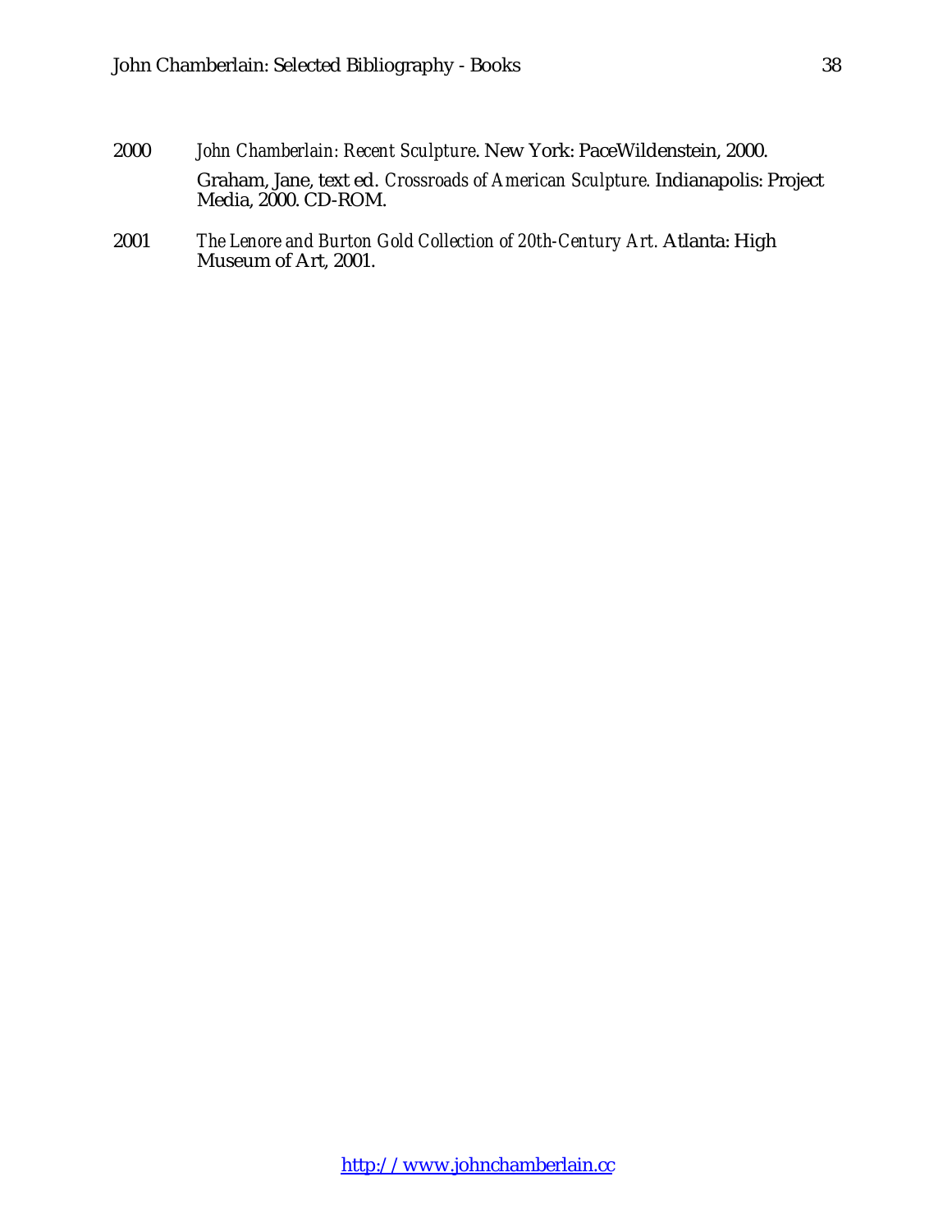2000 *John Chamberlain: Recent Sculpture*. New York: PaceWildenstein, 2000.

Graham, Jane, text ed. *Crossroads of American Sculpture.* Indianapolis: Project Media, 2000. CD-ROM.

2001 *The Lenore and Burton Gold Collection of 20th-Century Art.* Atlanta: High Museum of Art, 2001.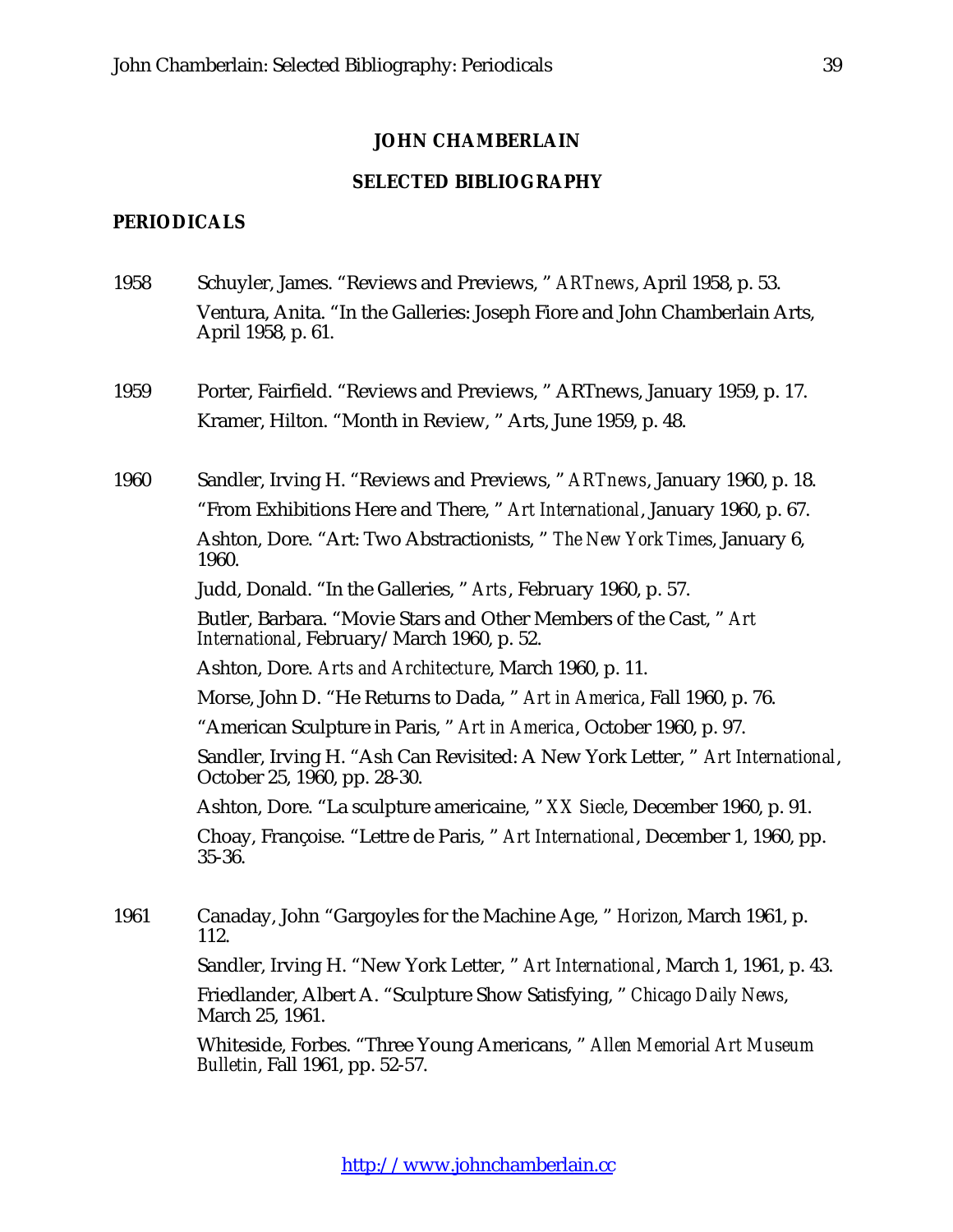**JOHN CHAMBERLAIN**

**SELECTED BIBLIOGRAPHY**

**PERIODICALS**

1958 Schuyler, James. “Reviews and Previews, ” *ARTnews*, April 1958, p. 53.

Ventura, Anita. “In the Galleries: Joseph Fiore and John Chamberlain Arts, April 1958, p. 61.

1959 Porter, Fairfield. “Reviews and Previews, ” ARTnews, January 1959, p. 17.

Kramer, Hilton. “Month in Review, ” Arts, June 1959, p. 48.

1960 Sandler, Irving H. “Reviews and Previews, ” *ARTnews*, January 1960, p. 18.

“From Exhibitions Here and There, ” *Art International*, January 1960, p. 67.

Ashton, Dore. “Art: Two Abstractionists, ” *The New York Times*, January 6, 1960.

Judd, Donald. “In the Galleries, ” *Arts*, February 1960, p. 57.

Butler, Barbara. “Movie Stars and Other Members of the Cast, ” *Art International*, February/March 1960, p. 52.

Ashton, Dore. *Arts and Architecture*, March 1960, p. 11.

Morse, John D. “He Returns to Dada, ” *Art in America*, Fall 1960, p. 76.

“American Sculpture in Paris, ” *Art in America*, October 1960, p. 97.

Sandler, Irving H. “Ash Can Revisited: A New York Letter, ” *Art International*, October 25, 1960, pp. 28-30.

Ashton, Dore. “La sculpture americaine, ” *XX Siecle*, December 1960, p. 91.

Choay, Françoise. “Lettre de Paris, ” *Art International*, December 1, 1960, pp. 35-36.

1961 Canaday, John “Gargoyles for the Machine Age, ” *Horizon*, March 1961, p. 112.

Sandler, Irving H. “New York Letter, ” *Art International*, March 1, 1961, p. 43.

Friedlander, Albert A. “Sculpture Show Satisfying, ” *Chicago Daily News*, March 25, 1961.

Whiteside, Forbes. “Three Young Americans, ” *Allen Memorial Art Museum Bulletin*, Fall 1961, pp. 52-57.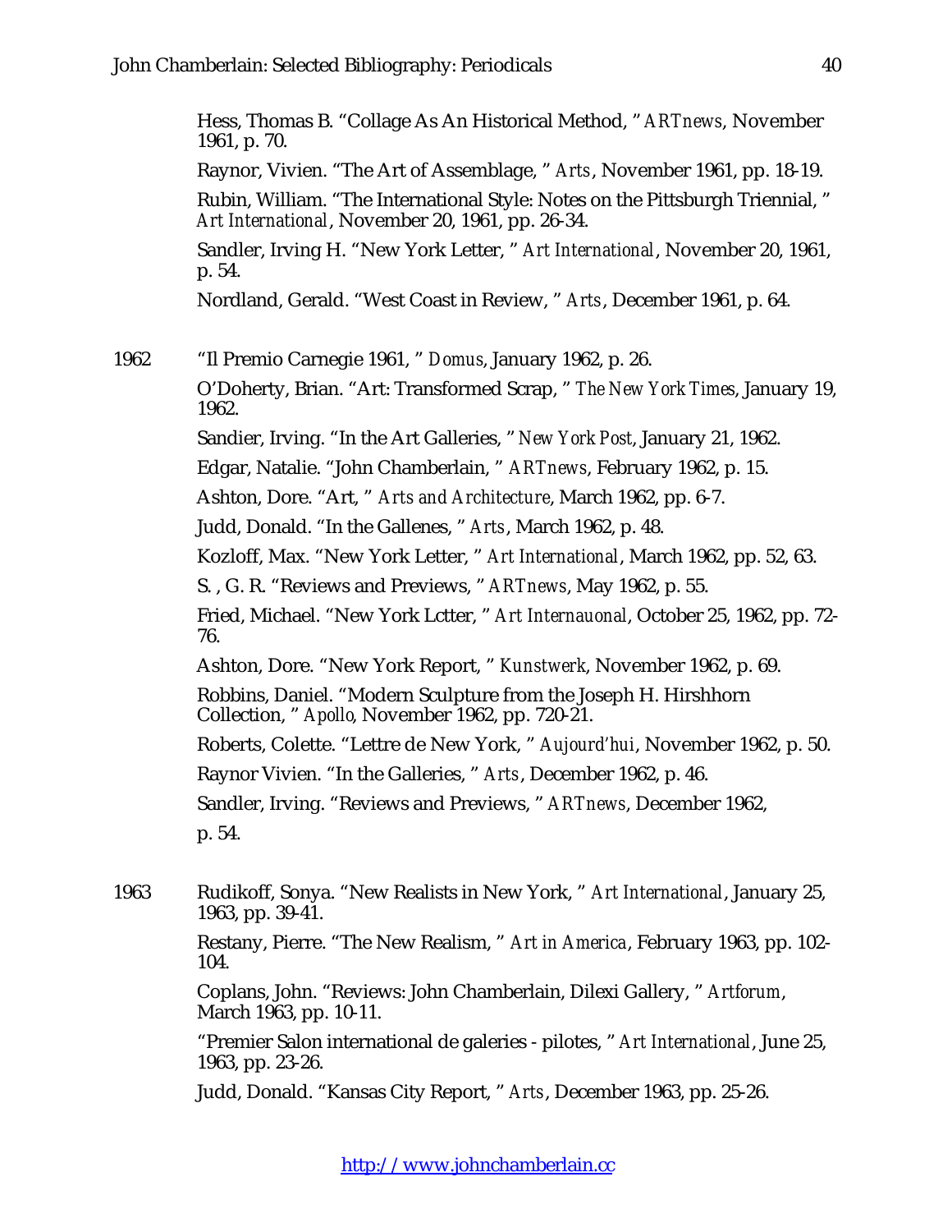Hess, Thomas B. "Collage As An Historical Method, " *ARTnews*, November 1961, p. 70.

Raynor, Vivien. "The Art of Assemblage, " *Arts*, November 1961, pp. 18-19.

Rubin, William. "The International Style: Notes on the Pittsburgh Triennial, " *Art International*, November 20, 1961, pp. 26-34.

Sandler, Irving H. "New York Letter, " *Art International*, November 20, 1961, p. 54.

Nordland, Gerald. "West Coast in Review, " *Arts*, December 1961, p. 64.

1962 "Il Premio Carnegie 1961, " *Domus*, January 1962, p. 26.

O'Doherty, Brian. "Art: Transformed Scrap, " *The New York Times*, January 19, 1962.

Sandier, Irving. "In the Art Galleries, " *New York Post*, January 21, 1962.

Edgar, Natalie. "John Chamberlain, " *ARTnews*, February 1962, p. 15.

Ashton, Dore. "Art, " *Arts and Architecture*, March 1962, pp. 6-7.

Judd, Donald. "In the Gallenes, " *Arts*, March 1962, p. 48.

Kozloff, Max. "New York Letter, " *Art International*, March 1962, pp. 52, 63.

S. , G. R. "Reviews and Previews, " *ARTnews*, May 1962, p. 55.

Fried, Michael. "New York Lctter, " *Art Internauonal*, October 25, 1962, pp. 72-76.

Ashton, Dore. "New York Report, " *Kunstwerk*, November 1962, p. 69.

Robbins, Daniel. "Modern Sculpture from the Joseph H. Hirshhorn Collection, " *Apollo*, November 1962, pp. 720-21.

Roberts, Colette. "Lettre de New York, " *Aujourd'hui*, November 1962, p. 50.

Raynor Vivien. "In the Galleries, " *Arts*, December 1962, p. 46.

Sandler, Irving. "Reviews and Previews, " *ARTnews*, December 1962, p. 54.

1963 Rudikoff, Sonya. "New Realists in New York, " *Art International*, January 25, 1963, pp. 39-41.

Restany, Pierre. "The New Realism, " *Art in America*, February 1963, pp. 102-104.

Coplans, John. "Reviews: John Chamberlain, Dilexi Gallery, " *Artforum*, March 1963, pp. 10-11.

"Premier Salon international de galeries - pilotes, " *Art International*, June 25, 1963, pp. 23-26.

Judd, Donald. "Kansas City Report, " *Arts*, December 1963, pp. 25-26.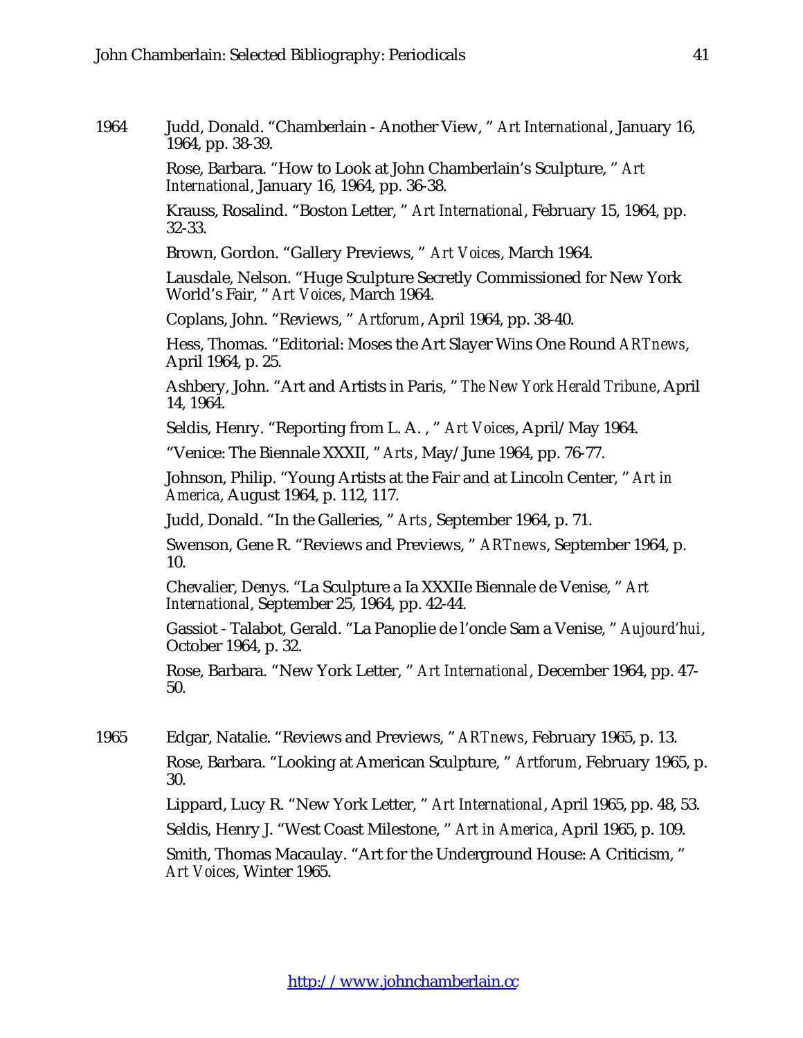1964 Judd, Donald. "Chamberlain - Another View, " *Art International*, January 16, 1964, pp. 38-39.

Rose, Barbara. "How to Look at John Chamberlain's Sculpture, " *Art International*, January 16, 1964, pp. 36-38.

Krauss, Rosalind. "Boston Letter, " *Art International*, February 15, 1964, pp. 32-33.

Brown, Gordon. "Gallery Previews, " *Art Voices*, March 1964.

Lausdale, Nelson. "Huge Sculpture Secretly Commissioned for New York World's Fair, " *Art Voices*, March 1964.

Coplans, John. "Reviews, " *Artforum*, April 1964, pp. 38-40.

Hess, Thomas. "Editorial: Moses the Art Slayer Wins One Round *ARTnews*, April 1964, p. 25.

Ashbery, John. "Art and Artists in Paris, " *The New York Herald Tribune*, April 14, 1964.

Seldis, Henry. "Reporting from L. A. , " *Art Voices*, April/May 1964.

"Venice: The Biennale XXXII, " *Arts*, May/June 1964, pp. 76-77.

Johnson, Philip. "Young Artists at the Fair and at Lincoln Center, " *Art in America*, August 1964, p. 112, 117.

Judd, Donald. "In the Galleries, " *Arts*, September 1964, p. 71.

Swenson, Gene R. "Reviews and Previews, " *ARTnews*, September 1964, p. 10.

Chevalier, Denys. "La Sculpture a Ia XXXIIe Biennale de Venise, " *Art International*, September 25, 1964, pp. 42-44.

Gassiot - Talabot, Gerald. "La Panoplie de l'oncle Sam a Venise, " *Aujourd'hui*, October 1964, p. 32.

Rose, Barbara. "New York Letter, " *Art International*, December 1964, pp. 47-50.

1965 Edgar, Natalie. "Reviews and Previews, " *ARTnews*, February 1965, p. 13.

Rose, Barbara. "Looking at American Sculpture, " *Artforum*, February 1965, p. 30.

Lippard, Lucy R. "New York Letter, " *Art International*, April 1965, pp. 48, 53.

Seldis, Henry J. "West Coast Milestone, " *Art in America*, April 1965, p. 109.

Smith, Thomas Macaulay. "Art for the Underground House: A Criticism, " *Art Voices*, Winter 1965.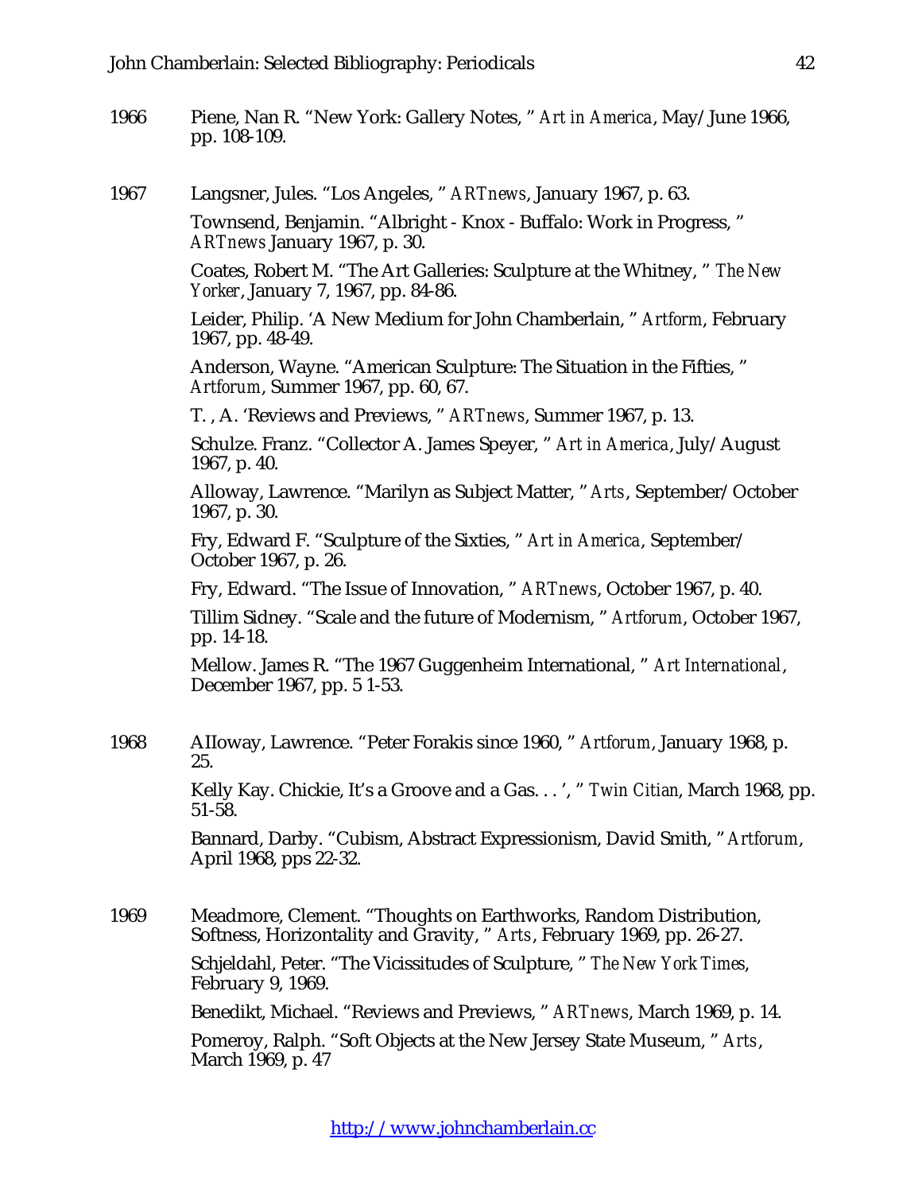1966 Piene, Nan R. "New York: Gallery Notes, " *Art in America*, May/June 1966, pp. 108-109.

1967 Langsner, Jules. "Los Angeles, " *ARTnews*, January 1967, p. 63.

Townsend, Benjamin. "Albright - Knox - Buffalo: Work in Progress, " *ARTnews* January 1967, p. 30.

Coates, Robert M. "The Art Galleries: Sculpture at the Whitney, " *The New Yorker*, January 7, 1967, pp. 84-86.

Leider, Philip. 'A New Medium for John Chamberlain, " *Artform*, February 1967, pp. 48-49.

Anderson, Wayne. "American Sculpture: The Situation in the Fifties, " *Artforum*, Summer 1967, pp. 60, 67.

T. , A. 'Reviews and Previews, " *ARTnews*, Summer 1967, p. 13.

Schulze. Franz. "Collector A. James Speyer, " *Art in America*, July/August 1967, p. 40.

Alloway, Lawrence. "Marilyn as Subject Matter, " *Arts*, September/October 1967, p. 30.

Fry, Edward F. "Sculpture of the Sixties, " *Art in America*, September/ October 1967, p. 26.

Fry, Edward. "The Issue of Innovation, " *ARTnews*, October 1967, p. 40.

Tillim Sidney. "Scale and the future of Modernism, " *Artforum*, October 1967, pp. 14-18.

Mellow. James R. "The 1967 Guggenheim International, " *Art International*, December 1967, pp. 5 1-53.

1968 AIloway, Lawrence. "Peter Forakis since 1960, " *Artforum*, January 1968, p. 25.

Kelly Kay. Chickie, It's a Groove and a Gas. . . ', " *Twin Citian*, March 1968, pp. 51-58.

Bannard, Darby. "Cubism, Abstract Expressionism, David Smith, " *Artforum*, April 1968, pps 22-32.

1969 Meadmore, Clement. "Thoughts on Earthworks, Random Distribution, Softness, Horizontality and Gravity, " *Arts*, February 1969, pp. 26-27.

Schjeldahl, Peter. "The Vicissitudes of Sculpture, " *The New York Times*, February 9, 1969.

Benedikt, Michael. "Reviews and Previews, " *ARTnews*, March 1969, p. 14.

Pomeroy, Ralph. "Soft Objects at the New Jersey State Museum, " *Arts*, March 1969, p. 47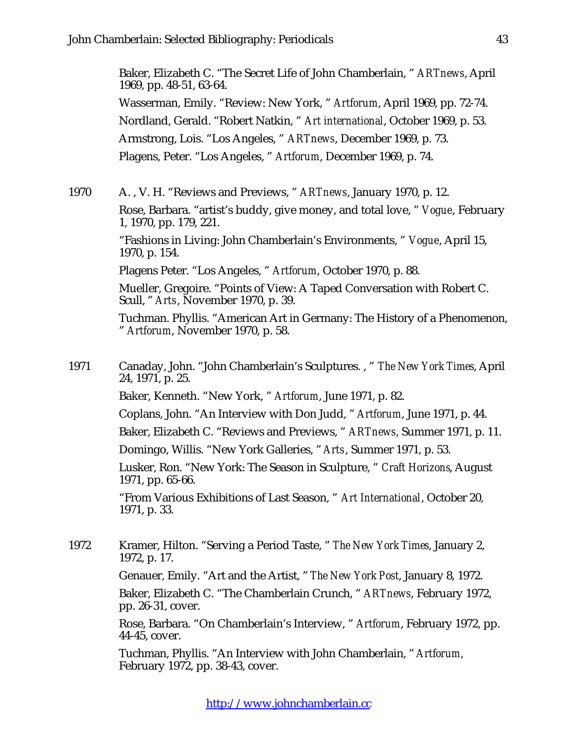Baker, Elizabeth C. "The Secret Life of John Chamberlain, " *ARTnews*, April 1969, pp. 48-51, 63-64.

Wasserman, Emily. "Review: New York, " *Artforum*, April 1969, pp. 72-74.

Nordland, Gerald. "Robert Natkin, " *Art international*, October 1969, p. 53.

Armstrong, Lois. "Los Angeles, " *ARTnews*, December 1969, p. 73.

Plagens, Peter. "Los Angeles, " *Artforum*, December 1969, p. 74.

1970 A. , V. H. "Reviews and Previews, " *ARTnews*, January 1970, p. 12.

Rose, Barbara. "artist's buddy, give money, and total love, " *Vogue*, February 1, 1970, pp. 179, 221.

"Fashions in Living: John Chamberlain's Environments, " *Vogue*, April 15, 1970, p. 154.

Plagens Peter. "Los Angeles, " *Artforum*, October 1970, p. 88.

Mueller, Gregoire. "Points of View: A Taped Conversation with Robert C. Scull, " *Arts*, November 1970, p. 39.

Tuchman. Phyllis. "American Art in Germany: The History of a Phenomenon, " *Artforum*, November 1970, p. 58.

1971 Canaday, John. "John Chamberlain's Sculptures. , " *The New York Times*, April 24, 1971, p. 25.

Baker, Kenneth. "New York, " *Artforum*, June 1971, p. 82.

Coplans, John. "An Interview with Don Judd, " *Artforum*, June 1971, p. 44.

Baker, Elizabeth C. "Reviews and Previews, " *ARTnews*, Summer 1971, p. 11.

Domingo, Willis. "New York Galleries, " *Arts*, Summer 1971, p. 53.

Lusker, Ron. "New York: The Season in Sculpture, " *Craft Horizons*, August 1971, pp. 65-66.

"From Various Exhibitions of Last Season, " *Art International*, October 20, 1971, p. 33.

1972 Kramer, Hilton. "Serving a Period Taste, " *The New York Times*, January 2, 1972, p. 17.

Genauer, Emily. "Art and the Artist, " *The New York Post*, January 8, 1972.

Baker, Elizabeth C. "The Chamberlain Crunch, " *ARTnews*, February 1972, pp. 26-31, cover.

Rose, Barbara. "On Chamberlain's Interview, " *Artforum*, February 1972, pp. 44-45, cover.

Tuchman, Phyllis. "An Interview with John Chamberlain, " *Artforum*, February 1972, pp. 38-43, cover.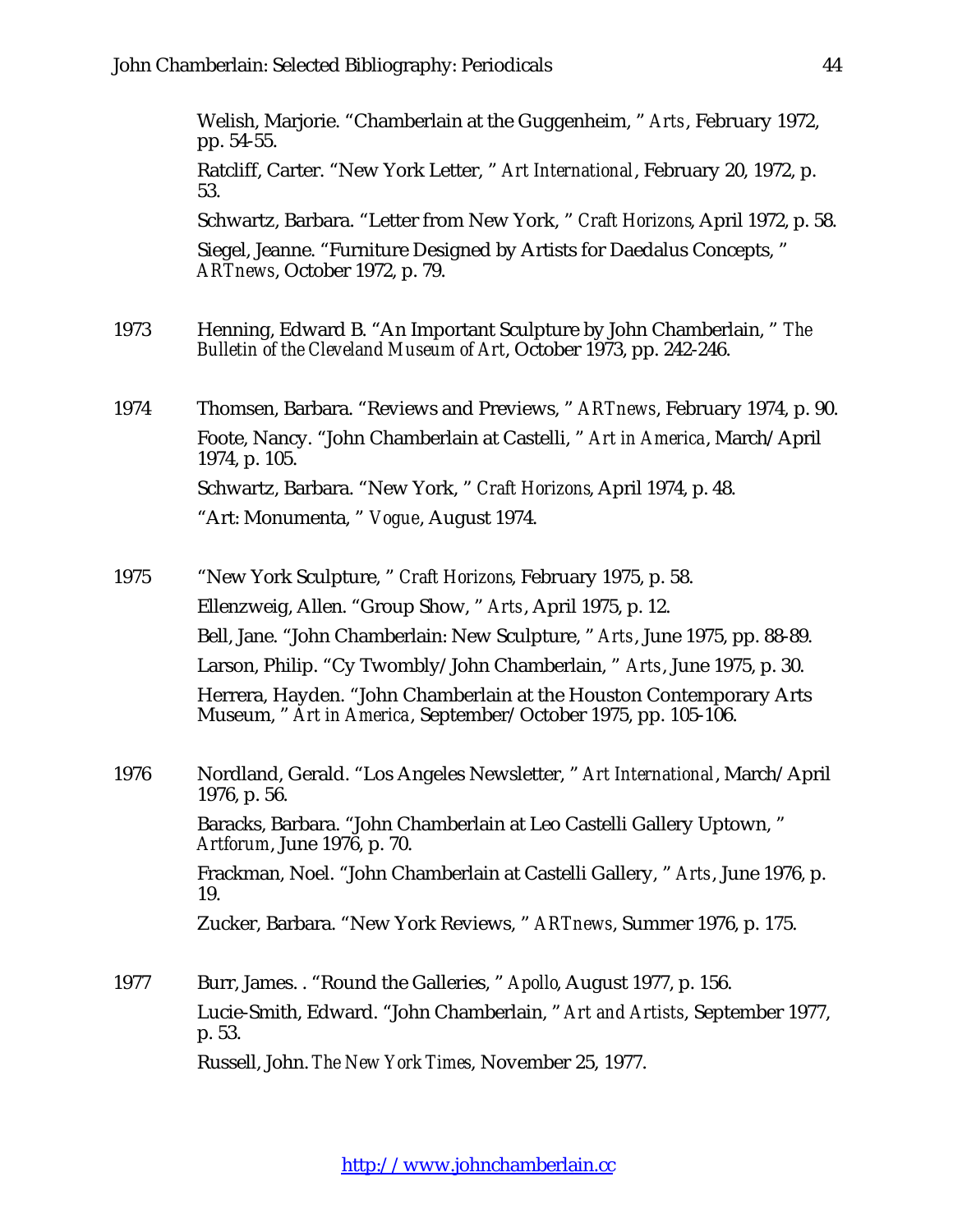Welish, Marjorie. "Chamberlain at the Guggenheim, " *Arts*, February 1972, pp. 54-55.

Ratcliff, Carter. "New York Letter, " *Art International*, February 20, 1972, p. 53.

Schwartz, Barbara. "Letter from New York, " *Craft Horizons*, April 1972, p. 58.

Siegel, Jeanne. "Furniture Designed by Artists for Daedalus Concepts, " *ARTnews*, October 1972, p. 79.

1973 Henning, Edward B. "An Important Sculpture by John Chamberlain, " *The Bulletin of the Cleveland Museum of Art*, October 1973, pp. 242-246.

1974 Thomsen, Barbara. "Reviews and Previews, " *ARTnews*, February 1974, p. 90.

Foote, Nancy. "John Chamberlain at Castelli, " *Art in America*, March/April 1974, p. 105.

Schwartz, Barbara. "New York, " *Craft Horizons*, April 1974, p. 48.

"Art: Monumenta, " *Vogue*, August 1974.

1975 "New York Sculpture, " *Craft Horizons*, February 1975, p. 58.

Ellenzweig, Allen. "Group Show, " *Arts*, April 1975, p. 12.

Bell, Jane. "John Chamberlain: New Sculpture, " *Arts*, June 1975, pp. 88-89.

Larson, Philip. "Cy Twombly/John Chamberlain, " *Arts*, June 1975, p. 30.

Herrera, Hayden. "John Chamberlain at the Houston Contemporary Arts Museum, " *Art in America*, September/October 1975, pp. 105-106.

1976 Nordland, Gerald. "Los Angeles Newsletter, " *Art International*, March/April 1976, p. 56.

Baracks, Barbara. "John Chamberlain at Leo Castelli Gallery Uptown, " *Artforum*, June 1976, p. 70.

Frackman, Noel. "John Chamberlain at Castelli Gallery, " *Arts*, June 1976, p. 19.

Zucker, Barbara. "New York Reviews, " *ARTnews*, Summer 1976, p. 175.

1977 Burr, James. . "Round the Galleries, " *Apollo*, August 1977, p. 156.

Lucie-Smith, Edward. "John Chamberlain, " *Art and Artists*, September 1977, p. 53.

Russell, John. *The New York Times*, November 25, 1977.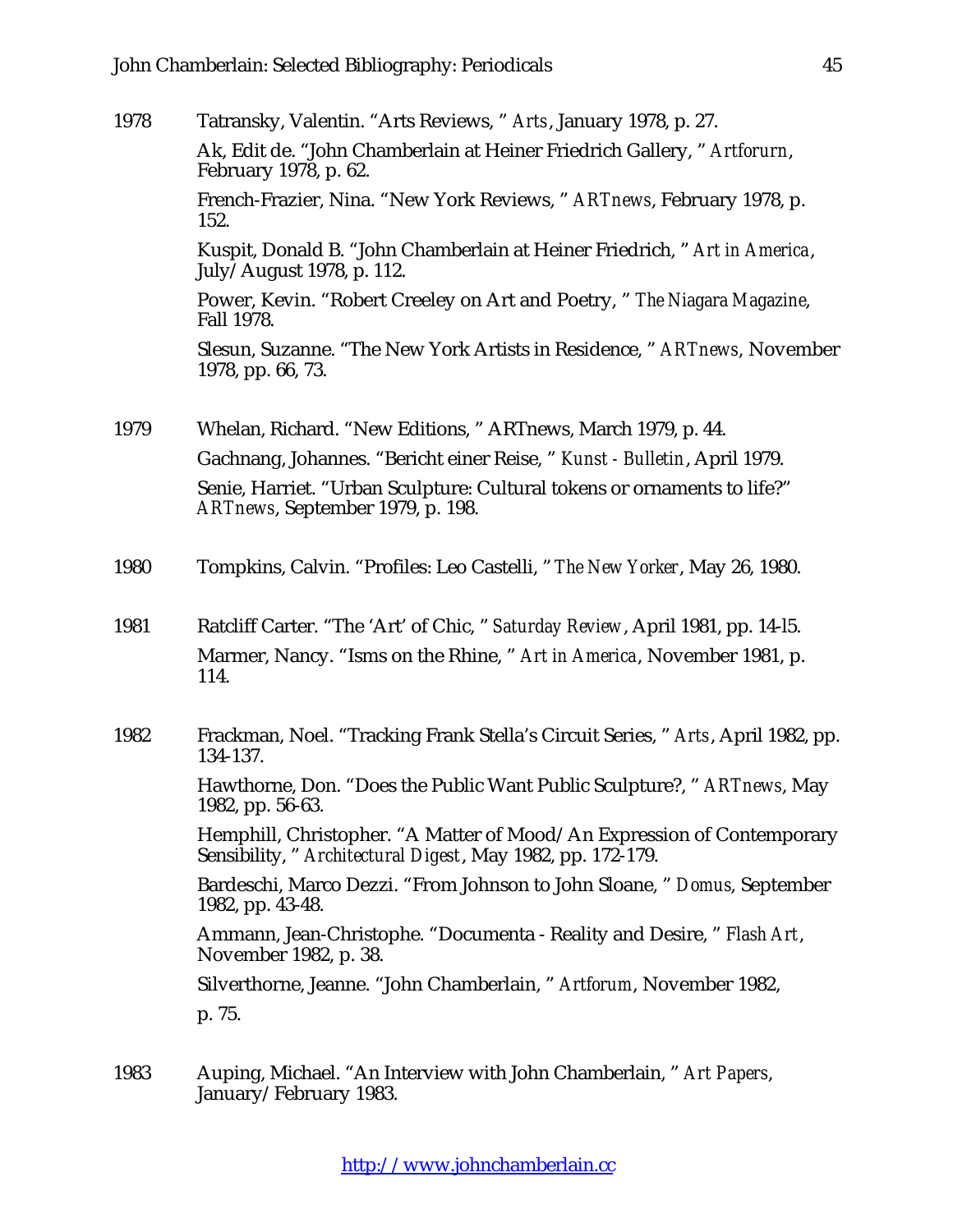1978 Tatransky, Valentin. "Arts Reviews, " *Arts*, January 1978, p. 27.

Ak, Edit de. "John Chamberlain at Heiner Friedrich Gallery, " *Artforurn*, February 1978, p. 62.

French-Frazier, Nina. "New York Reviews, " *ARTnews*, February 1978, p. 152.

Kuspit, Donald B. "John Chamberlain at Heiner Friedrich, " *Art in America*, July/August 1978, p. 112.

Power, Kevin. "Robert Creeley on Art and Poetry, " *The Niagara Magazine*, Fall 1978.

Slesun, Suzanne. "The New York Artists in Residence, " *ARTnews*, November 1978, pp. 66, 73.

1979 Whelan, Richard. "New Editions, " ARTnews, March 1979, p. 44.

Gachnang, Johannes. "Bericht einer Reise, " *Kunst - Bulletin*, April 1979.

Senie, Harriet. "Urban Sculpture: Cultural tokens or ornaments to life?" *ARTnews*, September 1979, p. 198.

1980 Tompkins, Calvin. "Profiles: Leo Castelli, " *The New Yorker*, May 26, 1980.

1981 Ratcliff Carter. "The 'Art' of Chic, " *Saturday Review*, April 1981, pp. 14-l5.

Marmer, Nancy. "Isms on the Rhine, " *Art in America*, November 1981, p. 114.

1982 Frackman, Noel. "Tracking Frank Stella's Circuit Series, " *Arts*, April 1982, pp. 134-137.

Hawthorne, Don. "Does the Public Want Public Sculpture?, " *ARTnews*, May 1982, pp. 56-63.

Hemphill, Christopher. "A Matter of Mood/An Expression of Contemporary Sensibility, " *Architectural Digest*, May 1982, pp. 172-179.

Bardeschi, Marco Dezzi. "From Johnson to John Sloane, " *Domus*, September 1982, pp. 43-48.

Ammann, Jean-Christophe. "Documenta - Reality and Desire, " *Flash Art*, November 1982, p. 38.

Silverthorne, Jeanne. "John Chamberlain, " *Artforum*, November 1982, p. 75.

1983 Auping, Michael. "An Interview with John Chamberlain, " *Art Papers*, January/February 1983.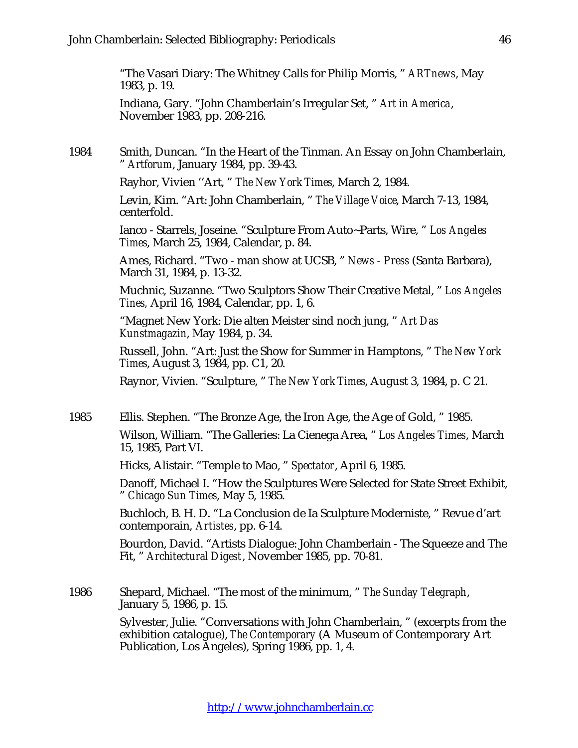"The Vasari Diary: The Whitney Calls for Philip Morris, " *ARTnews*, May 1983, p. 19.

Indiana, Gary. "John Chamberlain's Irregular Set, " *Art in America*, November 1983, pp. 208-216.

1984 Smith, Duncan. "In the Heart of the Tinman. An Essay on John Chamberlain, " *Artforum*, January 1984, pp. 39-43.

Rayhor, Vivien ''Art, " *The New York Times*, March 2, 1984.

Levin, Kim. "Art: John Chamberlain, " *The Village Voice*, March 7-13, 1984, centerfold.

Ianco - Starrels, Joseine. "Sculpture From Auto~Parts, Wire, " *Los Angeles Times*, March 25, 1984, Calendar, p. 84.

Ames, Richard. "Two - man show at UCSB, " *News - Press* (Santa Barbara), March 31, 1984, p. 13-32.

Muchnic, Suzanne. "Two Sculptors Show Their Creative Metal, " *Los Angeles Tines,* April 16, 1984, Calendar, pp. 1, 6.

"Magnet New York: Die alten Meister sind noch jung, " *Art Das Kunstmagazin*, May 1984, p. 34.

RusseIl, John. "Art: Just the Show for Summer in Hamptons, " *The New York Times*, August 3, 1984, pp. C1, 20.

Raynor, Vivien. "Sculpture, " *The New York Times*, August 3, 1984, p. C 21.

1985 Ellis. Stephen. "The Bronze Age, the Iron Age, the Age of Gold, " 1985.

Wilson, William. "The Galleries: La Cienega Area, " *Los Angeles Times*, March 15, 1985, Part VI.

Hicks, Alistair. "Temple to Mao, " *Spectator*, April 6, 1985.

Danoff, Michael I. "How the Sculptures Were Selected for State Street Exhibit, " *Chicago Sun Times*, May 5, 1985.

Buchloch, B. H. D. "La Conclusion de Ia Sculpture Moderniste, " Revue d'art contemporain, *Artistes*, pp. 6-14.

Bourdon, David. "Artists Dialogue: John Chamberlain - The Squeeze and The Fit, " *Architectural Digest*, November 1985, pp. 70-81.

1986 Shepard, Michael. "The most of the minimum, " *The Sunday Telegraph*, January 5, 1986, p. 15.

Sylvester, Julie. "Conversations with John Chamberlain, " (excerpts from the exhibition catalogue), *The Contemporary* (A Museum of Contemporary Art Publication, Los Angeles), Spring 1986, pp. 1, 4.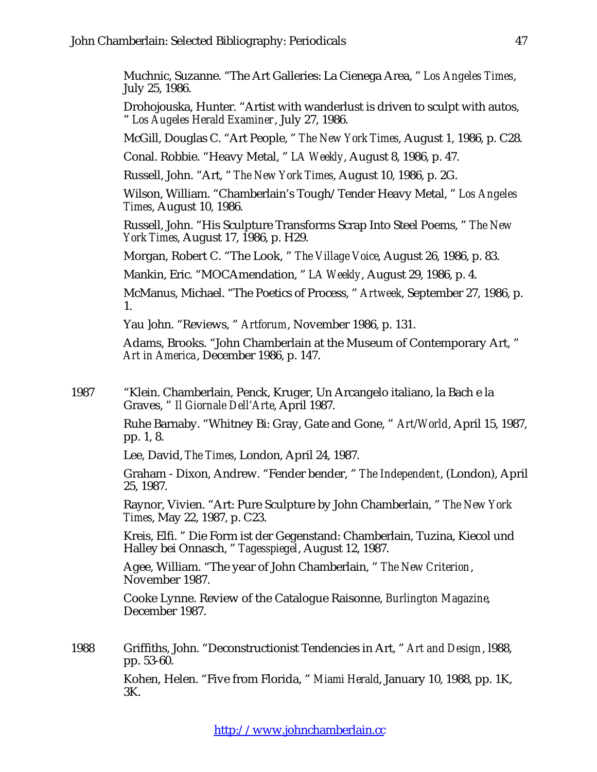Muchnic, Suzanne. "The Art Galleries: La Cienega Area, " *Los Angeles Times*, July 25, 1986.

Drohojouska, Hunter. "Artist with wanderlust is driven to sculpt with autos, " *Los Augeles Herald Examiner*, July 27, 1986.

McGill, Douglas C. "Art People, " *The New York Times*, August 1, 1986, p. C28.

Conal. Robbie. "Heavy Metal, " *LA Weekly*, August 8, 1986, p. 47.

Russell, John. "Art, " *The New York Times*, August 10, 1986, p. 2G.

Wilson, William. "Chamberlain's Tough/Tender Heavy Metal, " *Los Angeles Times*, August 10, 1986.

Russell, John. "His Sculpture Transforms Scrap Into Steel Poems, " *The New York Times*, August 17, 1986, p. H29.

Morgan, Robert C. "The Look, " *The Village Voice*, August 26, 1986, p. 83.

Mankin, Eric. "MOCAmendation, " *LA Weekly*, August 29, 1986, p. 4.

McManus, Michael. "The Poetics of Process, " *Artweek*, September 27, 1986, p. 1.

Yau ]ohn. "Reviews, " *Artforum*, November 1986, p. 131.

Adams, Brooks. "John Chamberlain at the Museum of Contemporary Art, " *Art in America*, December 1986, p. 147.

1987 "Klein. Chamberlain, Penck, Kruger, Un Arcangelo italiano, la Bach e la Graves, " *Il Giornale Dell'Arte*, April 1987.

Ruhe Barnaby. "Whitney Bi: Gray, Gate and Gone, " *Art/World*, April 15, 1987, pp. 1, 8.

Lee, David, *The Times*, London, April 24, 1987.

Graham - Dixon, Andrew. "Fender bender, " *The Independent*, (London), April 25, 1987.

Raynor, Vivien. "Art: Pure Sculpture by John Chamberlain, " *The New York Times*, May 22, 1987, p. C23.

Kreis, Elfi. " Die Form ist der Gegenstand: Chamberlain, Tuzina, Kiecol und Halley bei Onnasch, " *Tagesspiegel*, August 12, 1987.

Agee, William. "The year of John Chamberlain, " *The New Criterion*, November 1987.

Cooke Lynne. Review of the Catalogue Raisonne, *Burlington Magazine*, December 1987.

1988 Griffiths, John. "Deconstructionist Tendencies in Art, " *Art and Design*, l988, pp. 53-60.

Kohen, Helen. "Five from Florida, " *Miami Herald*, January 10, 1988, pp. 1K, 3K.

http://www.johnchamberlain.cc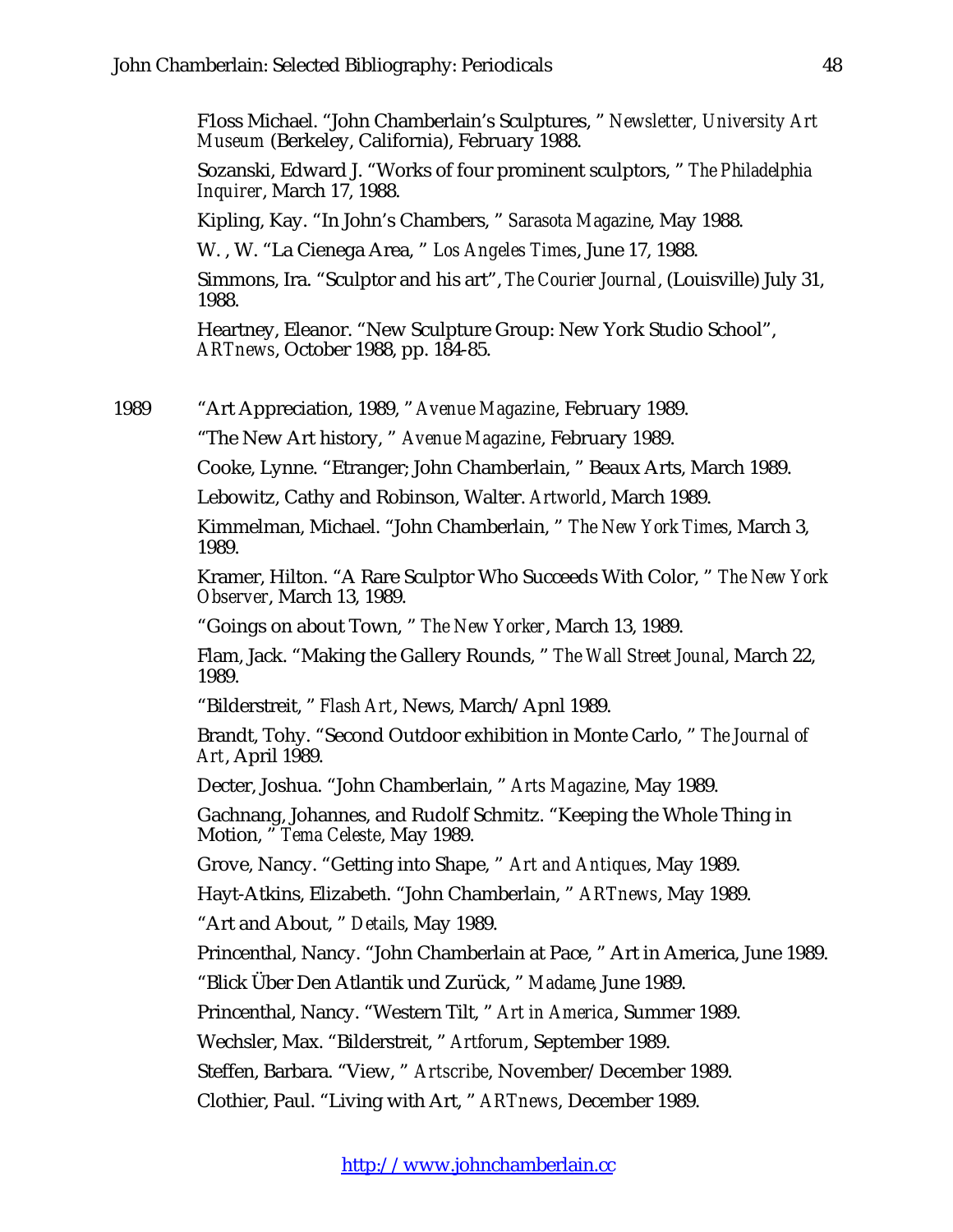F1oss Michael. "John Chamberlain's Sculptures, " *Newsletter, University Art Museum* (Berkeley, California), February 1988.

Sozanski, Edward J. "Works of four prominent sculptors, " *The Philadelphia Inquirer*, March 17, 1988.

Kipling, Kay. "In John's Chambers, " *Sarasota Magazine*, May 1988.

W. , W. "La Cienega Area, " *Los Angeles Times*, June 17, 1988.

Simmons, Ira. "Sculptor and his art", *The Courier Journal*, (Louisville) July 31, 1988.

Heartney, Eleanor. "New Sculpture Group: New York Studio School", *ARTnews*, October 1988, pp. 184-85.

1989 "Art Appreciation, 1989, " *Avenue Magazine*, February 1989.

"The New Art history, " *Avenue Magazine*, February 1989.

Cooke, Lynne. "Etranger; John Chamberlain, " Beaux Arts, March 1989.

Lebowitz, Cathy and Robinson, Walter. *Artworld*, March 1989.

Kimmelman, Michael. "John Chamberlain, " *The New York Times*, March 3, 1989.

Kramer, Hilton. "A Rare Sculptor Who Succeeds With Color, " *The New York Observer*, March 13, 1989.

"Goings on about Town, " *The New Yorker*, March 13, 1989.

Flam, Jack. "Making the Gallery Rounds, " *The Wall Street Jounal*, March 22, 1989.

"Bilderstreit, " *Flash Art*, News, March/Apnl 1989.

Brandt, Tohy. "Second Outdoor exhibition in Monte Carlo, " *The Journal of Art*, April 1989.

Decter, Joshua. "John Chamberlain, " *Arts Magazine*, May 1989.

Gachnang, Johannes, and Rudolf Schmitz. "Keeping the Whole Thing in Motion, " *Tema Celeste*, May 1989.

Grove, Nancy. "Getting into Shape, " *Art and Antiques*, May 1989.

Hayt-Atkins, Elizabeth. "John Chamberlain, " *ARTnews*, May 1989.

"Art and About, " *Details*, May 1989.

Princenthal, Nancy. "John Chamberlain at Pace, " Art in America, June 1989.

"Blick Über Den Atlantik und Zurück, " *Madame*, June 1989.

Princenthal, Nancy. "Western Tilt, " *Art in America*, Summer 1989.

Wechsler, Max. "Bilderstreit, " *Artforum*, September 1989.

Steffen, Barbara. "View, " *Artscribe*, November/December 1989.

Clothier, Paul. "Living with Art, " *ARTnews*, December 1989.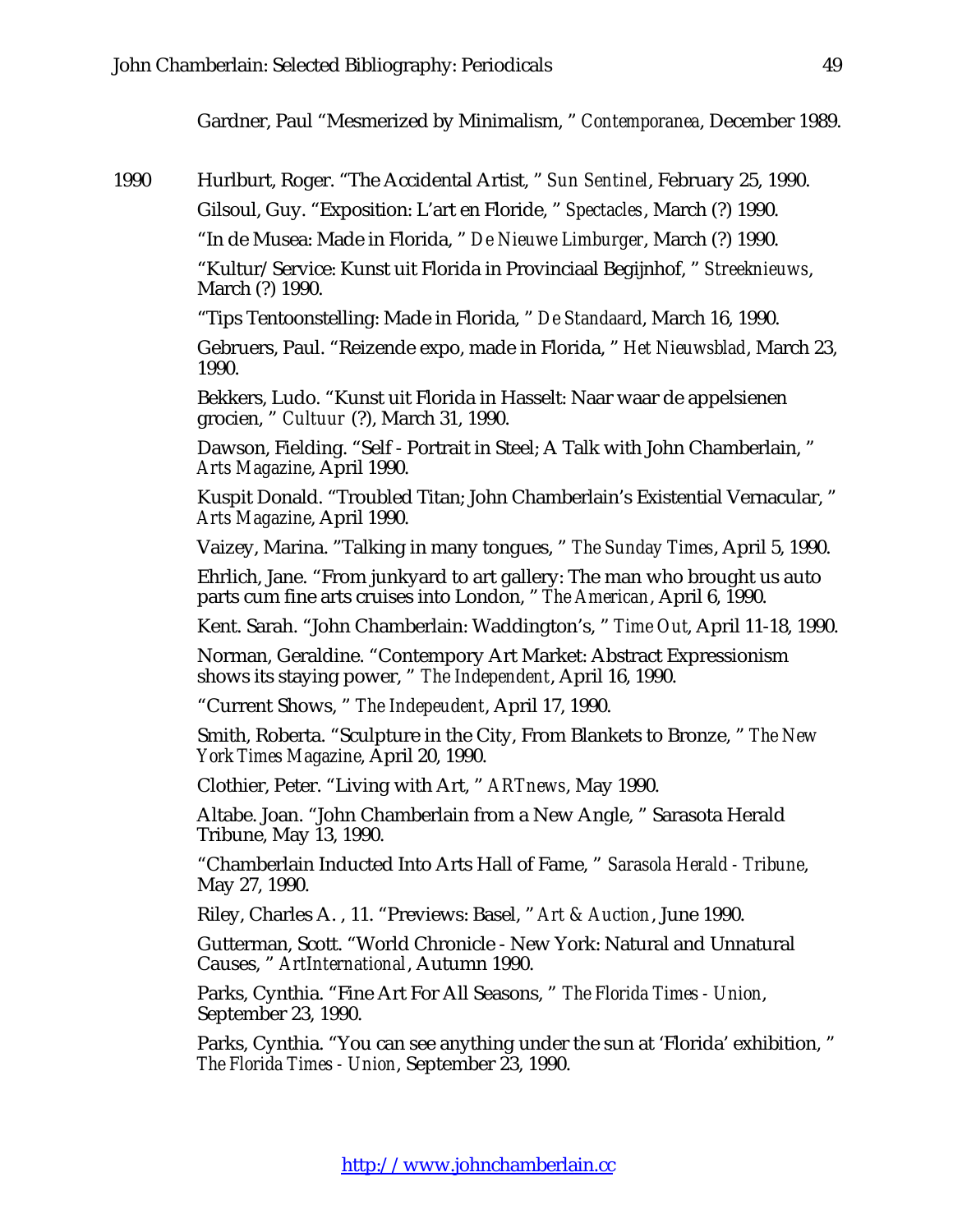Gardner, Paul "Mesmerized by Minimalism, " *Contemporanea*, December 1989.

1990 Hurlburt, Roger. "The Accidental Artist, " *Sun Sentinel*, February 25, 1990.

Gilsoul, Guy. "Exposition: L'art en Floride, " *Spectacles*, March (?) 1990.

"In de Musea: Made in Florida, " *De Nieuwe Limburger*, March (?) 1990.

"Kultur/Service: Kunst uit Florida in Provinciaal Begijnhof, " *Streeknieuws*, March (?) 1990.

"Tips Tentoonstelling: Made in Florida, " *De Standaard*, March 16, 1990.

Gebruers, Paul. "Reizende expo, made in Florida, " *Het Nieuwsblad*, March 23, 1990.

Bekkers, Ludo. "Kunst uit Florida in Hasselt: Naar waar de appelsienen grocien, " *Cultuur* (?), March 31, 1990.

Dawson, Fielding. "Self - Portrait in Steel; A Talk with John Chamberlain, " *Arts Magazine*, April 1990.

Kuspit Donald. "Troubled Titan; John Chamberlain's Existential Vernacular, " *Arts Magazine*, April 1990.

Vaizey, Marina. "Talking in many tongues, " *The Sunday Times*, April 5, 1990.

Ehrlich, Jane. "From junkyard to art gallery: The man who brought us auto parts cum fine arts cruises into London, " *The American*, April 6, 1990.

Kent. Sarah. "John Chamberlain: Waddington's, " *Time Out*, April 11-18, 1990.

Norman, Geraldine. "Contempory Art Market: Abstract Expressionism shows its staying power, " *The Independent*, April 16, 1990.

"Current Shows, " *The Indepeudent*, April 17, 1990.

Smith, Roberta. "Sculpture in the City, From Blankets to Bronze, " *The New York Times Magazine*, April 20, 1990.

Clothier, Peter. "Living with Art, " *ARTnews*, May 1990.

Altabe. Joan. "John Chamberlain from a New Angle, " Sarasota Herald Tribune, May 13, 1990.

"Chamberlain Inducted Into Arts Hall of Fame, " *Sarasola Herald - Tribune*, May 27, 1990.

Riley, Charles A. , 11. "Previews: Basel, " *Art & Auction*, June 1990.

Gutterman, Scott. "World Chronicle - New York: Natural and Unnatural Causes, " *ArtInternational*, Autumn 1990.

Parks, Cynthia. "Fine Art For All Seasons, " *The Florida Times - Union*, September 23, 1990.

Parks, Cynthia. "You can see anything under the sun at 'Florida' exhibition, " *The Florida Times - Union*, September 23, 1990.

http://www.johnchamberlain.cc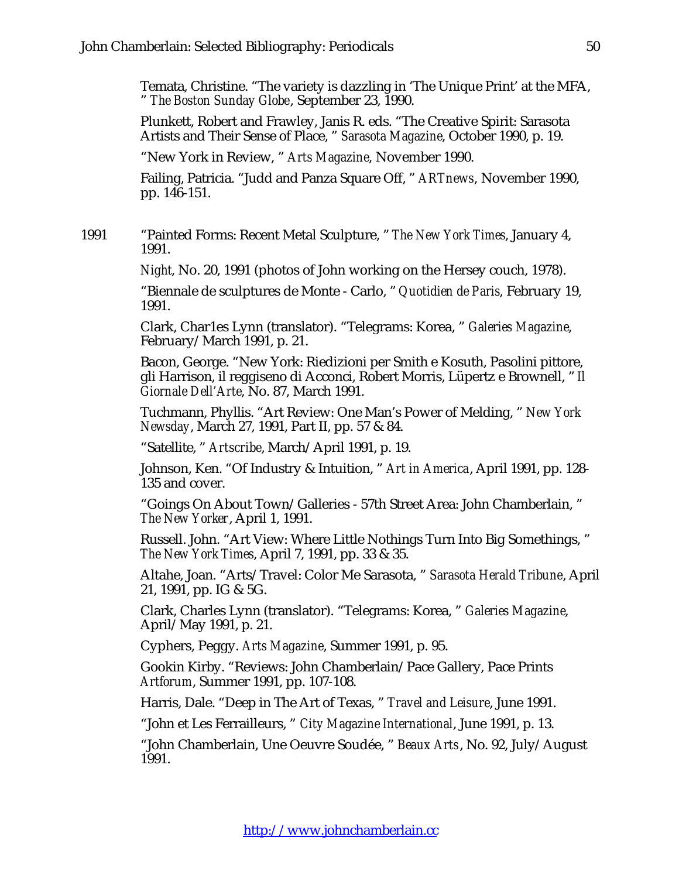Temata, Christine. "The variety is dazzling in 'The Unique Print' at the MFA, " *The Boston Sunday Globe*, September 23, 1990.

Plunkett, Robert and Frawley, Janis R. eds. "The Creative Spirit: Sarasota Artists and Their Sense of Place, " *Sarasota Magazine*, October 1990, p. 19.

"New York in Review, " *Arts Magazine*, November 1990.

Failing, Patricia. "Judd and Panza Square Off, " *ARTnews*, November 1990, pp. 146-151.

1991 "Painted Forms: Recent Metal Sculpture, " *The New York Times*, January 4, 1991.

*Night*, No. 20, 1991 (photos of John working on the Hersey couch, 1978).

"Biennale de sculptures de Monte - Carlo, " *Quotidien de Paris*, February 19, 1991.

Clark, Char1es Lynn (translator). "Telegrams: Korea, " *Galeries Magazine*, February/March 1991, p. 21.

Bacon, George. "New York: Riedizioni per Smith e Kosuth, Pasolini pittore, gli Harrison, il reggiseno di Acconci, Robert Morris, Lüpertz e Brownell, " *Il Giornale Dell'Arte*, No. 87, March 1991.

Tuchmann, Phyllis. "Art Review: One Man's Power of Melding, " *New York Newsday*, March 27, 1991, Part II, pp. 57 & 84.

"Satellite, " *Artscribe*, March/April 1991, p. 19.

Johnson, Ken. "Of Industry & Intuition, " *Art in America*, April 1991, pp. 128-135 and cover.

"Goings On About Town/Galleries - 57th Street Area: John Chamberlain, " *The New Yorker*, April 1, 1991.

Russell. John. "Art View: Where Little Nothings Turn Into Big Somethings, " *The New York Times*, April 7, 1991, pp. 33 & 35.

Altahe, Joan. "Arts/Travel: Color Me Sarasota, " *Sarasota Herald Tribune*, April 21, 1991, pp. IG & 5G.

Clark, Charles Lynn (translator). "Telegrams: Korea, " *Galeries Magazine*, April/May 1991, p. 21.

Cyphers, Peggy. *Arts Magazine*, Summer 1991, p. 95.

Gookin Kirby. "Reviews: John Chamberlain/Pace Gallery, Pace Prints *Artforum*, Summer 1991, pp. 107-108.

Harris, Dale. "Deep in The Art of Texas, " *Travel and Leisure*, June 1991.

"John et Les Ferrailleurs, " *City Magazine International*, June 1991, p. 13.

"John Chamberlain, Une Oeuvre Soudée, " *Beaux Arts*, No. 92, July/August 1991.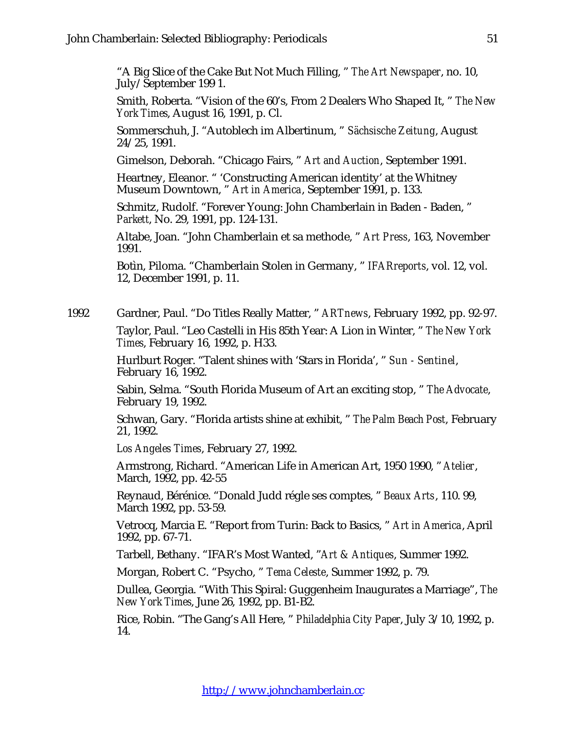"A Big Slice of the Cake But Not Much Filling, " *The Art Newspaper*, no. 10, July/September 199 1.

Smith, Roberta. "Vision of the 60's, From 2 Dealers Who Shaped It, " *The New York Times*, August 16, 1991, p. Cl.

Sommerschuh, J. "Autoblech im Albertinum, " *Sächsische Zeitung*, August 24/25, 1991.

Gimelson, Deborah. "Chicago Fairs, " *Art and Auction*, September 1991.

Heartney, Eleanor. " 'Constructing American identity' at the Whitney Museum Downtown, " *Art in America*, September 1991, p. 133.

Schmitz, Rudolf. "Forever Young: John Chamberlain in Baden - Baden, " *Parkett*, No. 29, 1991, pp. 124-131.

Altabe, Joan. "John Chamberlain et sa methode, " *Art Press*, 163, November 1991.

Botìn, Piloma. "Chamberlain Stolen in Germany, " *IFARreports*, vol. 12, vol. 12, December 1991, p. 11.

1992 Gardner, Paul. "Do Titles Really Matter, " *ARTnews*, February 1992, pp. 92-97.

Taylor, Paul. "Leo Castelli in His 85th Year: A Lion in Winter, " *The New York Times*, February 16, 1992, p. H33.

Hurlburt Roger. "Talent shines with 'Stars in Florida', " *Sun - Sentinel*, February 16, 1992.

Sabin, Selma. "South Florida Museum of Art an exciting stop, " *The Advocate*, February 19, 1992.

Schwan, Gary. "Florida artists shine at exhibit, " *The Palm Beach Post*, February 21, 1992.

*Los Angeles Times*, February 27, 1992.

Armstrong, Richard. "American Life in American Art, 1950 1990, " *Atelier*, March, 1992, pp. 42-55

Reynaud, Bérénice. "Donald Judd régle ses comptes, " *Beaux Arts*, 110. 99, March 1992, pp. 53-59.

Vetrocq, Marcia E. "Report from Turin: Back to Basics, " *Art in America*, April 1992, pp. 67-71.

Tarbell, Bethany. "IFAR's Most Wanted, "*Art & Antiques*, Summer 1992.

Morgan, Robert C. "Psycho, " *Tema Celeste*, Summer 1992, p. 79.

Dullea, Georgia. "With This Spiral: Guggenheim Inaugurates a Marriage", *The New York Times*, June 26, 1992, pp. B1-B2.

Rice, Robin. "The Gang's All Here, " *Philadelphia City Paper*, July 3/10, 1992, p. 14.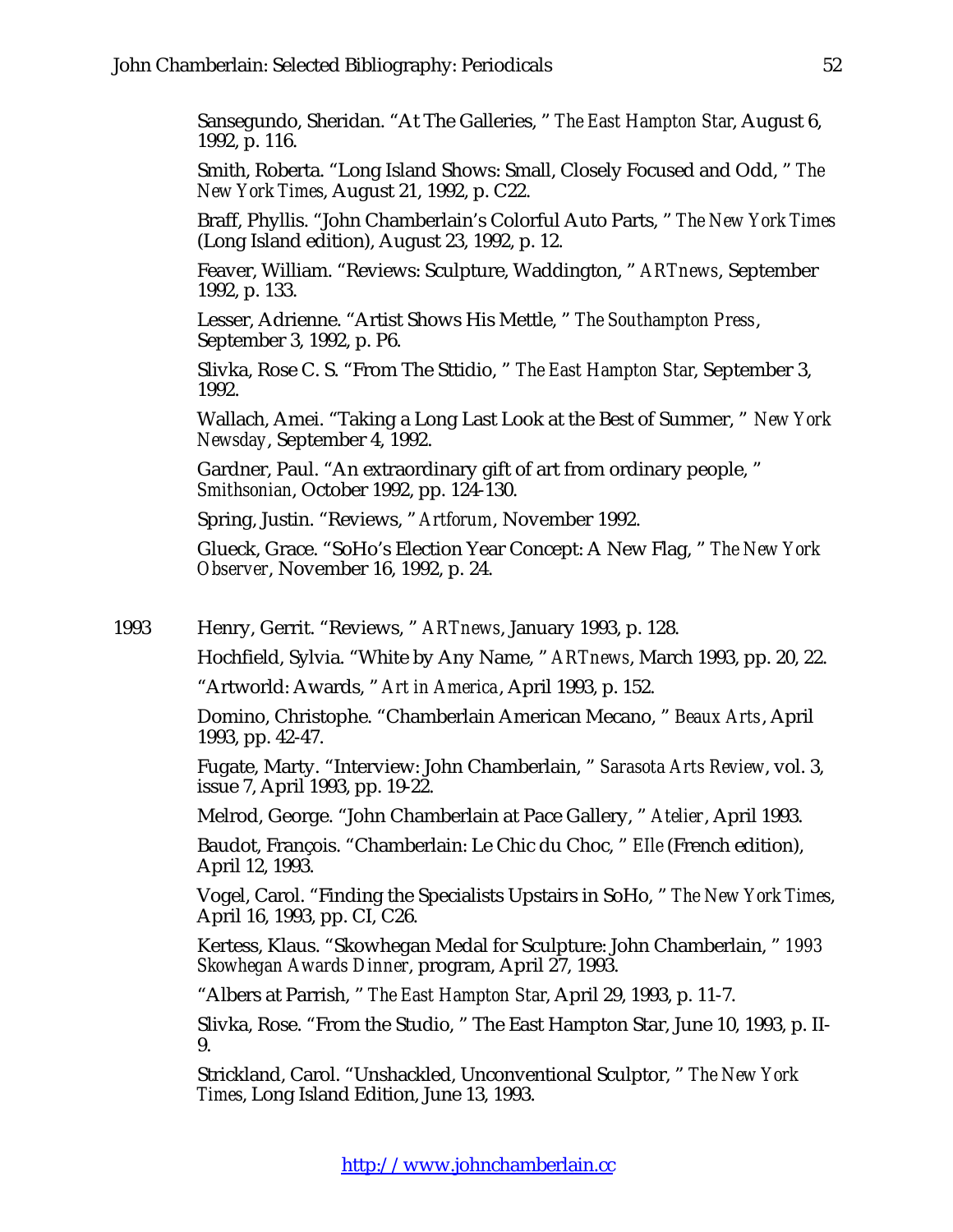Sansegundo, Sheridan. "At The Galleries, " *The East Hampton Star*, August 6, 1992, p. 116.

Smith, Roberta. "Long Island Shows: Small, Closely Focused and Odd, " *The New York Times*, August 21, 1992, p. C22.

Braff, Phyllis. "John Chamberlain's Colorful Auto Parts, " *The New York Times* (Long Island edition), August 23, 1992, p. 12.

Feaver, William. "Reviews: Sculpture, Waddington, " *ARTnews*, September 1992, p. 133.

Lesser, Adrienne. "Artist Shows His Mettle, " *The Southampton Press*, September 3, 1992, p. P6.

Slivka, Rose C. S. "From The Sttidio, " *The East Hampton Star*, September 3, 1992.

Wallach, Amei. "Taking a Long Last Look at the Best of Summer, " *New York Newsday*, September 4, 1992.

Gardner, Paul. "An extraordinary gift of art from ordinary people, " *Smithsonian*, October 1992, pp. 124-130.

Spring, Justin. "Reviews, " *Artforum*, November 1992.

Glueck, Grace. "SoHo's Election Year Concept: A New Flag, " *The New York Observer*, November 16, 1992, p. 24.

1993 Henry, Gerrit. "Reviews, " *ARTnews*, January 1993, p. 128.

Hochfield, Sylvia. "White by Any Name, " *ARTnews*, March 1993, pp. 20, 22.

"Artworld: Awards, " *Art in America*, April 1993, p. 152.

Domino, Christophe. "Chamberlain American Mecano, " *Beaux Arts*, April 1993, pp. 42-47.

Fugate, Marty. "Interview: John Chamberlain, " *Sarasota Arts Review*, vol. 3, issue 7, April 1993, pp. 19-22.

Melrod, George. "John Chamberlain at Pace Gallery, " *Atelier*, April 1993.

Baudot, François. "Chamberlain: Le Chic du Choc, " *Elle* (French edition), April 12, 1993.

Vogel, Carol. "Finding the Specialists Upstairs in SoHo, " *The New York Times*, April 16, 1993, pp. CI, C26.

Kertess, Klaus. "Skowhegan Medal for Sculpture: John Chamberlain, " *1993 Skowhegan Awards Dinner*, program, April 27, 1993.

"Albers at Parrish, " *The East Hampton Star*, April 29, 1993, p. 11-7.

Slivka, Rose. "From the Studio, " The East Hampton Star, June 10, 1993, p. II-9.

Strickland, Carol. "Unshackled, Unconventional Sculptor, " *The New York Times*, Long Island Edition, June 13, 1993.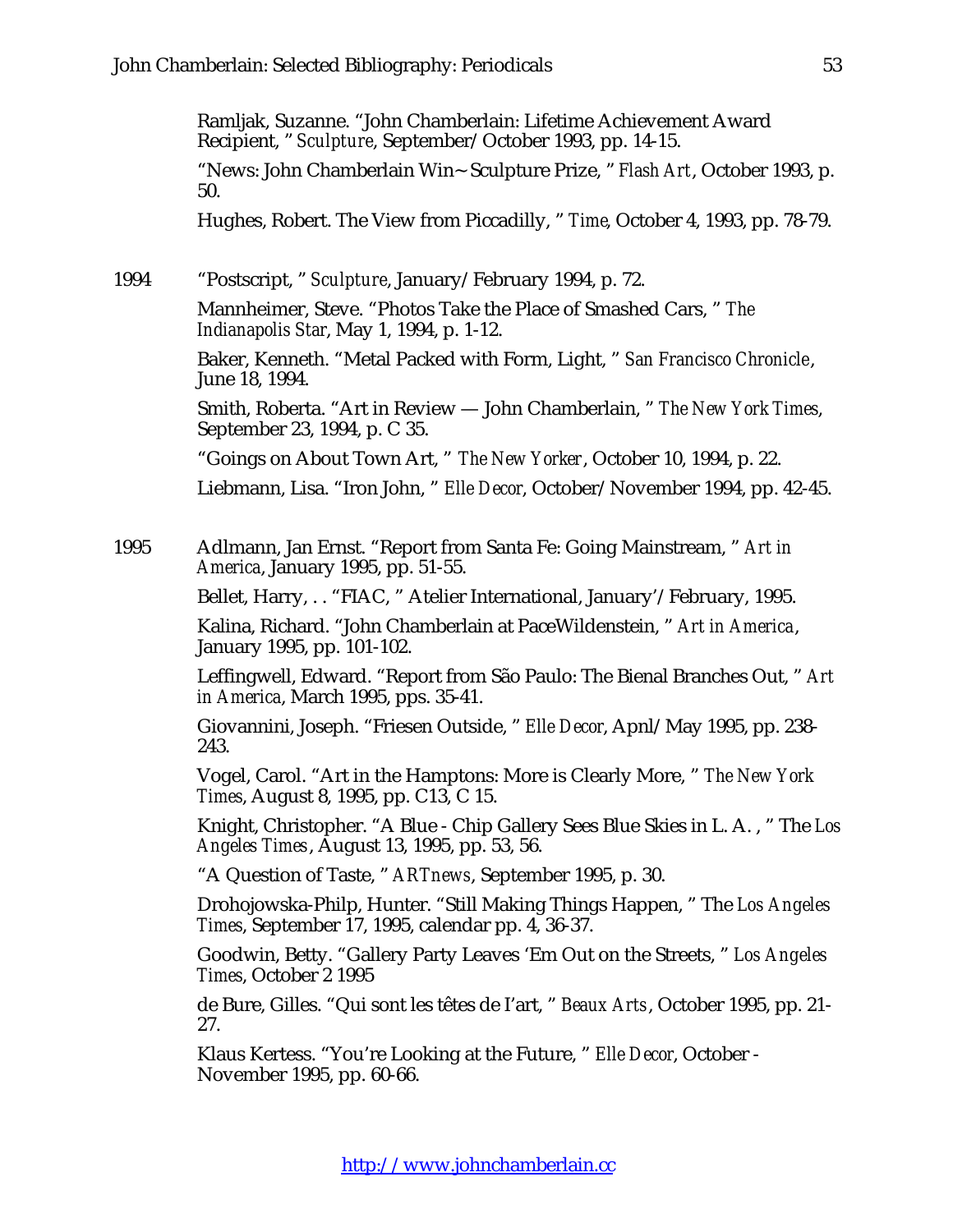Ramljak, Suzanne. "John Chamberlain: Lifetime Achievement Award Recipient, " *Sculpture*, September/October 1993, pp. 14-15.

"News: John Chamberlain Win~ Sculpture Prize, " *Flash Art*, October 1993, p. 50.

Hughes, Robert. The View from Piccadilly, " *Time*, October 4, 1993, pp. 78-79.

1994 "Postscript, " *Sculpture*, January/February 1994, p. 72.

Mannheimer, Steve. "Photos Take the Place of Smashed Cars, " *The Indianapolis Star*, May 1, 1994, p. 1-12.

Baker, Kenneth. "Metal Packed with Form, Light, " *San Francisco Chronicle*, June 18, 1994.

Smith, Roberta. "Art in Review — John Chamberlain, " *The New York Times*, September 23, 1994, p. C 35.

"Goings on About Town Art, " *The New Yorker*, October 10, 1994, p. 22.

Liebmann, Lisa. "Iron John, " *Elle Decor*, October/November 1994, pp. 42-45.

1995 Adlmann, Jan Ernst. "Report from Santa Fe: Going Mainstream, " *Art in America*, January 1995, pp. 51-55.

Bellet, Harry, . . "FIAC, " Atelier International, January'/February, 1995.

Kalina, Richard. "John Chamberlain at PaceWildenstein, " *Art in America*, January 1995, pp. 101-102.

Leffingwell, Edward. "Report from São Paulo: The Bienal Branches Out, " *Art in America*, March 1995, pps. 35-41.

Giovannini, Joseph. "Friesen Outside, " *Elle Decor*, Apnl/May 1995, pp. 238-243.

Vogel, Carol. "Art in the Hamptons: More is Clearly More, " *The New York Times*, August 8, 1995, pp. C13, C 15.

Knight, Christopher. "A Blue - Chip Gallery Sees Blue Skies in L. A. , " The *Los Angeles Times*, August 13, 1995, pp. 53, 56.

"A Question of Taste, " *ARTnews*, September 1995, p. 30.

Drohojowska-Philp, Hunter. "Still Making Things Happen, " The *Los Angeles Times*, September 17, 1995, calendar pp. 4, 36-37.

Goodwin, Betty. "Gallery Party Leaves 'Em Out on the Streets, " *Los Angeles Times*, October 2 1995

de Bure, Gilles. "Qui sont les têtes de I'art, " *Beaux Arts*, October 1995, pp. 21-27.

Klaus Kertess. "You're Looking at the Future, " *Elle Decor*, October - November 1995, pp. 60-66.

http://www.johnchamberlain.cc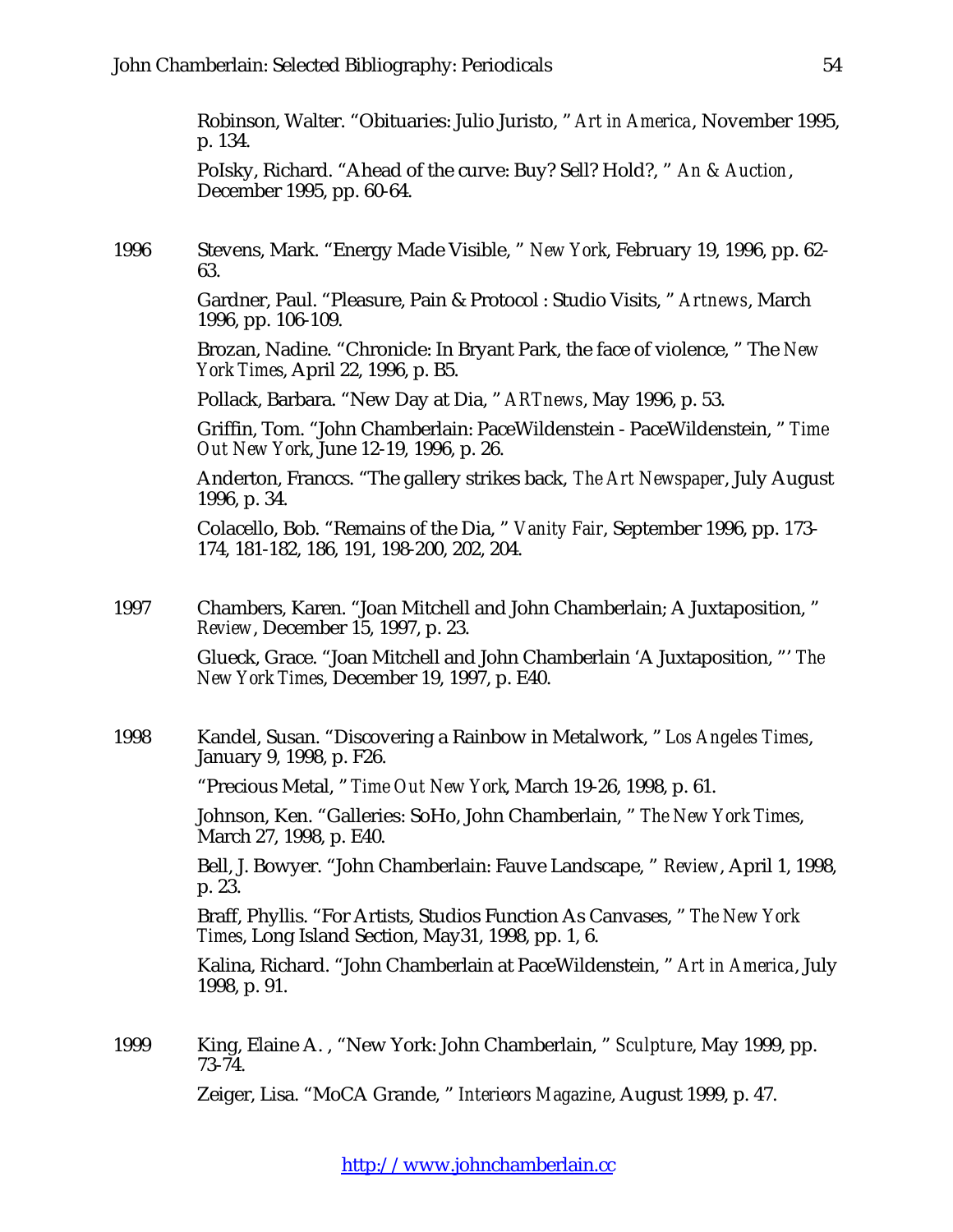Robinson, Walter. “Obituaries: Julio Juristo, ” *Art in America*, November 1995, p. 134.

PoIsky, Richard. “Ahead of the curve: Buy? Sell? Hold?, ” *An & Auction*, December 1995, pp. 60-64.

1996 Stevens, Mark. “Energy Made Visible, ” *New York*, February 19, 1996, pp. 62-63.

Gardner, Paul. “Pleasure, Pain & Protocol : Studio Visits, ” *Artnews*, March 1996, pp. 106-109.

Brozan, Nadine. “Chronicle: In Bryant Park, the face of violence, ” The *New York Times*, April 22, 1996, p. B5.

Pollack, Barbara. “New Day at Dia, ” *ARTnews*, May 1996, p. 53.

Griffin, Tom. “John Chamberlain: PaceWildenstein - PaceWildenstein, ” *Time Out New York*, June 12-19, 1996, p. 26.

Anderton, Franccs. “The gallery strikes back, *The Art Newspaper*, July August 1996, p. 34.

Colacello, Bob. “Remains of the Dia, ” *Vanity Fair*, September 1996, pp. 173-174, 181-182, 186, 191, 198-200, 202, 204.

1997 Chambers, Karen. “Joan Mitchell and John Chamberlain; A Juxtaposition, ” *Review*, December 15, 1997, p. 23.

Glueck, Grace. “Joan Mitchell and John Chamberlain ‘A Juxtaposition, ”’ *The New York Times*, December 19, 1997, p. E40.

1998 Kandel, Susan. “Discovering a Rainbow in Metalwork, ” *Los Angeles Times*, January 9, 1998, p. F26.

“Precious Metal, ” *Time Out New York*, March 19-26, 1998, p. 61.

Johnson, Ken. “Galleries: SoHo, John Chamberlain, ” *The New York Times*, March 27, 1998, p. E40.

Bell, J. Bowyer. “John Chamberlain: Fauve Landscape, ” *Review*, April 1, 1998, p. 23.

Braff, Phyllis. “For Artists, Studios Function As Canvases, ” *The New York Times*, Long Island Section, May31, 1998, pp. 1, 6.

Kalina, Richard. “John Chamberlain at PaceWildenstein, ” *Art in America*, July 1998, p. 91.

1999 King, Elaine A. , “New York: John Chamberlain, ” *Sculpture*, May 1999, pp. 73-74.

Zeiger, Lisa. “MoCA Grande, ” *Interieors Magazine*, August 1999, p. 47.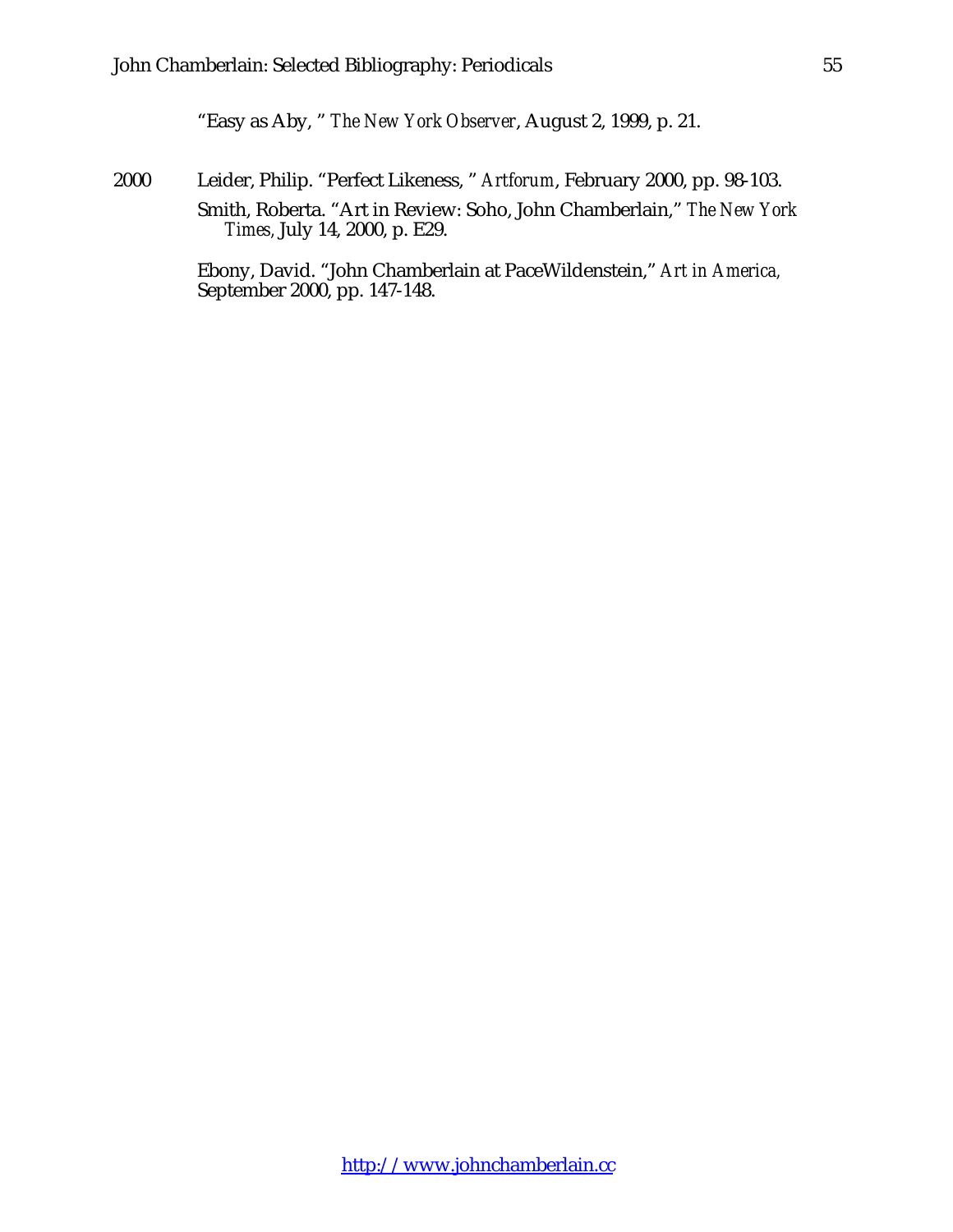"Easy as Aby, " *The New York Observer*, August 2, 1999, p. 21.

2000 Leider, Philip. "Perfect Likeness, " *Artforum*, February 2000, pp. 98-103.

Smith, Roberta. "Art in Review: Soho, John Chamberlain," *The New York Times,* July 14, 2000, p. E29.

Ebony, David. "John Chamberlain at PaceWildenstein," *Art in America,* September 2000, pp. 147-148.

http://www.johnchamberlain.cc